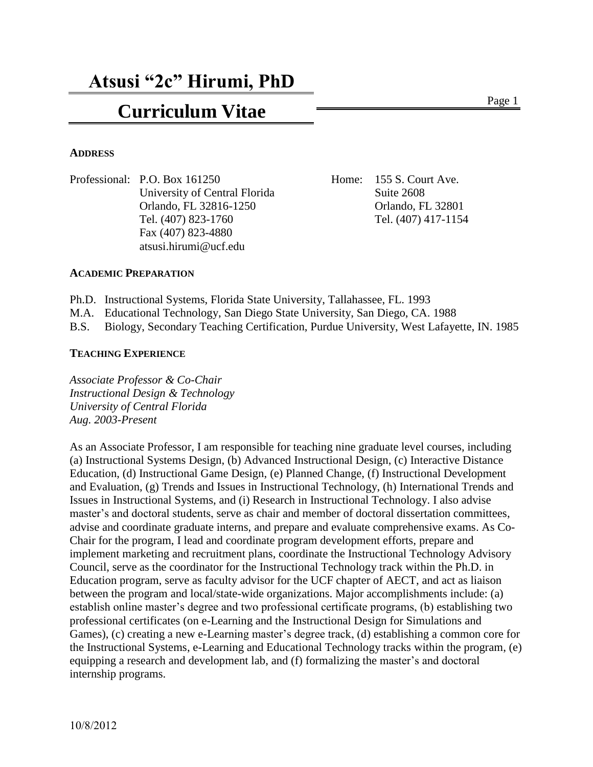# Atsusi "2c" Hirumi, PhD

# Curriculum Vitae

## ADDRESS

Professional: P.O. Box 161250
University of Central Florida
Orlando, FL 32816-1250
Tel. (407) 823-1760
Fax (407) 823-4880
atsusi.hirumi@ucf.edu

Home: 155 S. Court Ave.
Suite 2608
Orlando, FL 32801
Tel. (407) 417-1154

## ACADEMIC PREPARATION

Ph.D. Instructional Systems, Florida State University, Tallahassee, FL. 1993
M.A. Educational Technology, San Diego State University, San Diego, CA. 1988
B.S. Biology, Secondary Teaching Certification, Purdue University, West Lafayette, IN. 1985

## TEACHING EXPERIENCE

*Associate Professor & Co-Chair*
*Instructional Design & Technology*
*University of Central Florida*
*Aug. 2003-Present*

As an Associate Professor, I am responsible for teaching nine graduate level courses, including (a) Instructional Systems Design, (b) Advanced Instructional Design, (c) Interactive Distance Education, (d) Instructional Game Design, (e) Planned Change, (f) Instructional Development and Evaluation, (g) Trends and Issues in Instructional Technology, (h) International Trends and Issues in Instructional Systems, and (i) Research in Instructional Technology. I also advise master's and doctoral students, serve as chair and member of doctoral dissertation committees, advise and coordinate graduate interns, and prepare and evaluate comprehensive exams. As Co-Chair for the program, I lead and coordinate program development efforts, prepare and implement marketing and recruitment plans, coordinate the Instructional Technology Advisory Council, serve as the coordinator for the Instructional Technology track within the Ph.D. in Education program, serve as faculty advisor for the UCF chapter of AECT, and act as liaison between the program and local/state-wide organizations. Major accomplishments include: (a) establish online master's degree and two professional certificate programs, (b) establishing two professional certificates (on e-Learning and the Instructional Design for Simulations and Games), (c) creating a new e-Learning master's degree track, (d) establishing a common core for the Instructional Systems, e-Learning and Educational Technology tracks within the program, (e) equipping a research and development lab, and (f) formalizing the master's and doctoral internship programs.

10/8/2012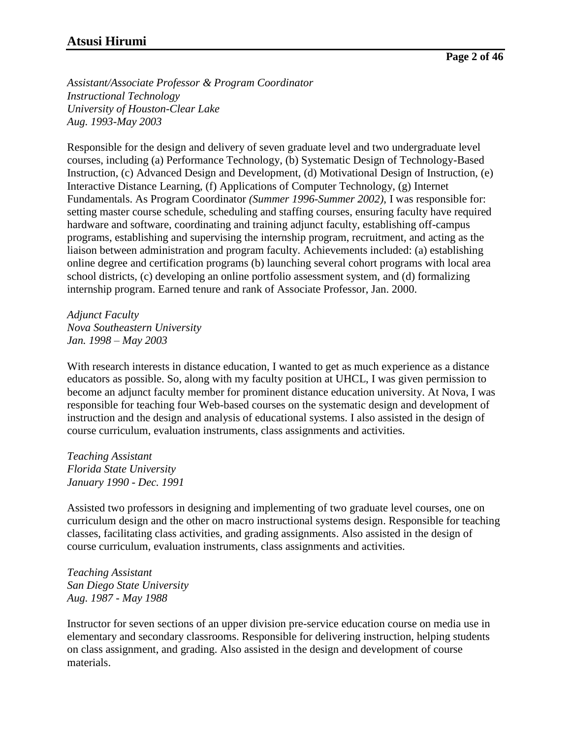*Assistant/Associate Professor & Program Coordinator*
*Instructional Technology*
*University of Houston-Clear Lake*
*Aug. 1993-May 2003*

Responsible for the design and delivery of seven graduate level and two undergraduate level courses, including (a) Performance Technology, (b) Systematic Design of Technology-Based Instruction, (c) Advanced Design and Development, (d) Motivational Design of Instruction, (e) Interactive Distance Learning, (f) Applications of Computer Technology, (g) Internet Fundamentals. As Program Coordinator *(Summer 1996-Summer 2002)*, I was responsible for: setting master course schedule, scheduling and staffing courses, ensuring faculty have required hardware and software, coordinating and training adjunct faculty, establishing off-campus programs, establishing and supervising the internship program, recruitment, and acting as the liaison between administration and program faculty. Achievements included: (a) establishing online degree and certification programs (b) launching several cohort programs with local area school districts, (c) developing an online portfolio assessment system, and (d) formalizing internship program. Earned tenure and rank of Associate Professor, Jan. 2000.

*Adjunct Faculty*
*Nova Southeastern University*
*Jan. 1998 – May 2003*

With research interests in distance education, I wanted to get as much experience as a distance educators as possible. So, along with my faculty position at UHCL, I was given permission to become an adjunct faculty member for prominent distance education university. At Nova, I was responsible for teaching four Web-based courses on the systematic design and development of instruction and the design and analysis of educational systems. I also assisted in the design of course curriculum, evaluation instruments, class assignments and activities.

*Teaching Assistant*
*Florida State University*
*January 1990 - Dec. 1991*

Assisted two professors in designing and implementing of two graduate level courses, one on curriculum design and the other on macro instructional systems design. Responsible for teaching classes, facilitating class activities, and grading assignments. Also assisted in the design of course curriculum, evaluation instruments, class assignments and activities.

*Teaching Assistant*
*San Diego State University*
*Aug. 1987 - May 1988*

Instructor for seven sections of an upper division pre-service education course on media use in elementary and secondary classrooms. Responsible for delivering instruction, helping students on class assignment, and grading. Also assisted in the design and development of course materials.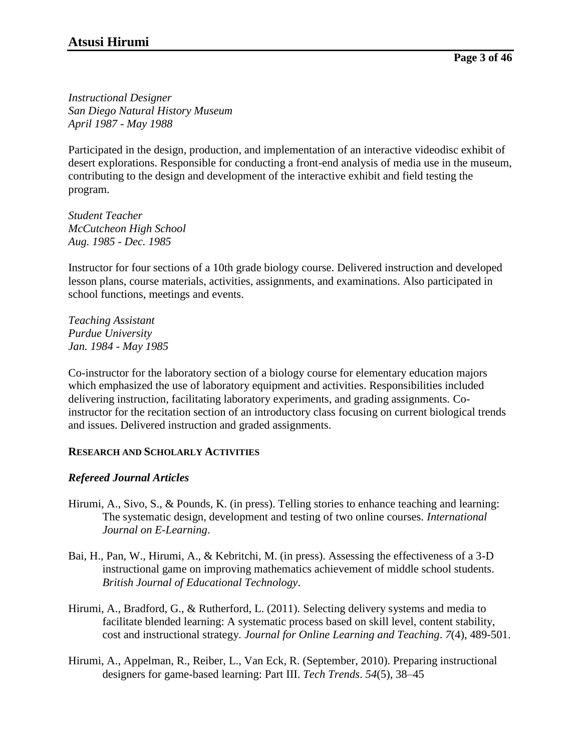*Instructional Designer*
*San Diego Natural History Museum*
*April 1987 - May 1988*

Participated in the design, production, and implementation of an interactive videodisc exhibit of desert explorations. Responsible for conducting a front-end analysis of media use in the museum, contributing to the design and development of the interactive exhibit and field testing the program.

*Student Teacher*
*McCutcheon High School*
*Aug. 1985 - Dec. 1985*

Instructor for four sections of a 10th grade biology course. Delivered instruction and developed lesson plans, course materials, activities, assignments, and examinations. Also participated in school functions, meetings and events.

*Teaching Assistant*
*Purdue University*
*Jan. 1984 - May 1985*

Co-instructor for the laboratory section of a biology course for elementary education majors which emphasized the use of laboratory equipment and activities. Responsibilities included delivering instruction, facilitating laboratory experiments, and grading assignments. Co-instructor for the recitation section of an introductory class focusing on current biological trends and issues. Delivered instruction and graded assignments.

## RESEARCH AND SCHOLARLY ACTIVITIES

### *Refereed Journal Articles*

Hirumi, A., Sivo, S., & Pounds, K. (in press). Telling stories to enhance teaching and learning: The systematic design, development and testing of two online courses. *International Journal on E-Learning*.

Bai, H., Pan, W., Hirumi, A., & Kebritchi, M. (in press). Assessing the effectiveness of a 3-D instructional game on improving mathematics achievement of middle school students. *British Journal of Educational Technology*.

Hirumi, A., Bradford, G., & Rutherford, L. (2011). Selecting delivery systems and media to facilitate blended learning: A systematic process based on skill level, content stability, cost and instructional strategy. *Journal for Online Learning and Teaching*. *7*(4), 489-501.

Hirumi, A., Appelman, R., Reiber, L., Van Eck, R. (September, 2010). Preparing instructional designers for game-based learning: Part III. *Tech Trends*. *54*(5), 38–45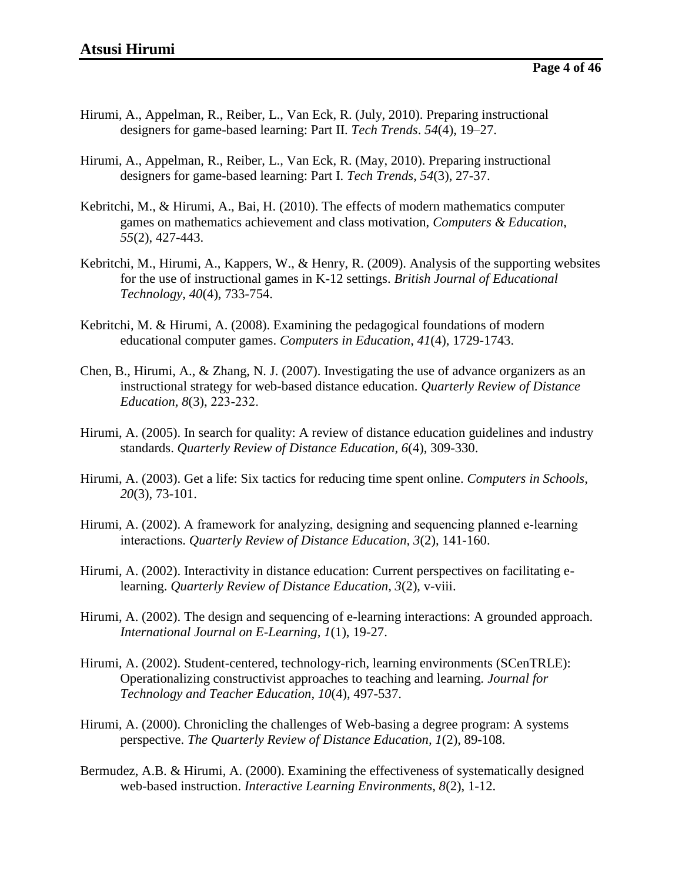Hirumi, A., Appelman, R., Reiber, L., Van Eck, R. (July, 2010). Preparing instructional designers for game-based learning: Part II. *Tech Trends*. *54*(4), 19–27.

Hirumi, A., Appelman, R., Reiber, L., Van Eck, R. (May, 2010). Preparing instructional designers for game-based learning: Part I. *Tech Trends*, *54*(3), 27-37.

Kebritchi, M., & Hirumi, A., Bai, H. (2010). The effects of modern mathematics computer games on mathematics achievement and class motivation, *Computers & Education*, *55*(2), 427-443.

Kebritchi, M., Hirumi, A., Kappers, W., & Henry, R. (2009). Analysis of the supporting websites for the use of instructional games in K-12 settings. *British Journal of Educational Technology*, *40*(4), 733-754.

Kebritchi, M. & Hirumi, A. (2008). Examining the pedagogical foundations of modern educational computer games. *Computers in Education*, *41*(4), 1729-1743.

Chen, B., Hirumi, A., & Zhang, N. J. (2007). Investigating the use of advance organizers as an instructional strategy for web-based distance education. *Quarterly Review of Distance Education, 8*(3), 223-232.

Hirumi, A. (2005). In search for quality: A review of distance education guidelines and industry standards. *Quarterly Review of Distance Education, 6*(4), 309-330.

Hirumi, A. (2003). Get a life: Six tactics for reducing time spent online. *Computers in Schools, 20*(3), 73-101.

Hirumi, A. (2002). A framework for analyzing, designing and sequencing planned e-learning interactions. *Quarterly Review of Distance Education, 3*(2), 141-160.

Hirumi, A. (2002). Interactivity in distance education: Current perspectives on facilitating e-learning. *Quarterly Review of Distance Education, 3*(2), v-viii.

Hirumi, A. (2002). The design and sequencing of e-learning interactions: A grounded approach. *International Journal on E-Learning, 1*(1), 19-27.

Hirumi, A. (2002). Student-centered, technology-rich, learning environments (SCenTRLE): Operationalizing constructivist approaches to teaching and learning. *Journal for Technology and Teacher Education, 10*(4), 497-537.

Hirumi, A. (2000). Chronicling the challenges of Web-basing a degree program: A systems perspective. *The Quarterly Review of Distance Education, 1*(2), 89-108.

Bermudez, A.B. & Hirumi, A. (2000). Examining the effectiveness of systematically designed web-based instruction. *Interactive Learning Environments, 8*(2), 1-12.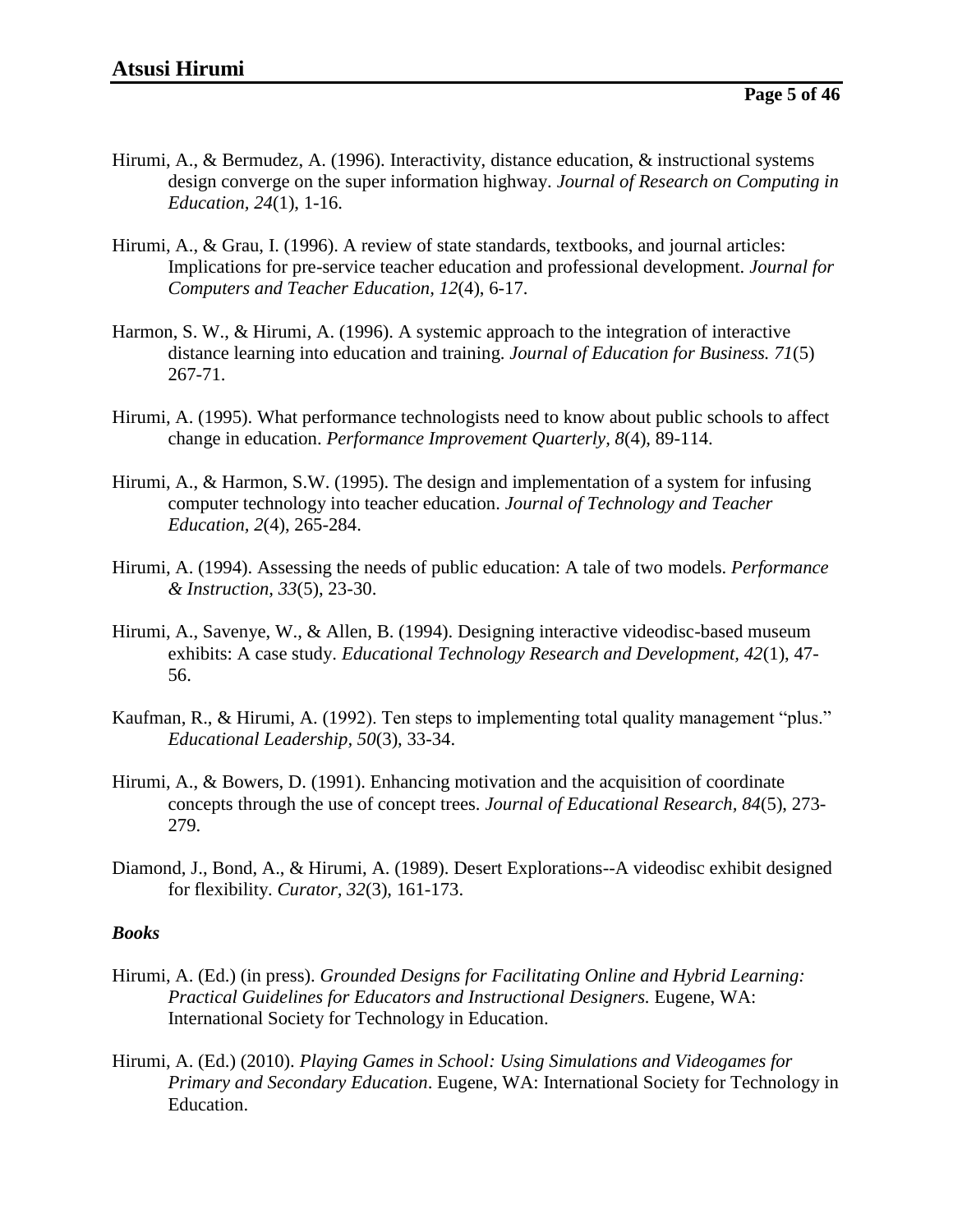Hirumi, A., & Bermudez, A. (1996). Interactivity, distance education, & instructional systems design converge on the super information highway. *Journal of Research on Computing in Education, 24*(1), 1-16.

Hirumi, A., & Grau, I. (1996). A review of state standards, textbooks, and journal articles: Implications for pre-service teacher education and professional development. *Journal for Computers and Teacher Education, 12*(4), 6-17.

Harmon, S. W., & Hirumi, A. (1996). A systemic approach to the integration of interactive distance learning into education and training. *Journal of Education for Business. 71*(5) 267-71.

Hirumi, A. (1995). What performance technologists need to know about public schools to affect change in education. *Performance Improvement Quarterly, 8*(4), 89-114.

Hirumi, A., & Harmon, S.W. (1995). The design and implementation of a system for infusing computer technology into teacher education. *Journal of Technology and Teacher Education, 2*(4), 265-284.

Hirumi, A. (1994). Assessing the needs of public education: A tale of two models. *Performance & Instruction, 33*(5), 23-30.

Hirumi, A., Savenye, W., & Allen, B. (1994). Designing interactive videodisc-based museum exhibits: A case study. *Educational Technology Research and Development, 42*(1), 47-56.

Kaufman, R., & Hirumi, A. (1992). Ten steps to implementing total quality management "plus." *Educational Leadership, 50*(3), 33-34.

Hirumi, A., & Bowers, D. (1991). Enhancing motivation and the acquisition of coordinate concepts through the use of concept trees. *Journal of Educational Research, 84*(5), 273-279.

Diamond, J., Bond, A., & Hirumi, A. (1989). Desert Explorations--A videodisc exhibit designed for flexibility. *Curator, 32*(3), 161-173.

***Books***

Hirumi, A. (Ed.) (in press). *Grounded Designs for Facilitating Online and Hybrid Learning: Practical Guidelines for Educators and Instructional Designers*. Eugene, WA: International Society for Technology in Education.

Hirumi, A. (Ed.) (2010). *Playing Games in School: Using Simulations and Videogames for Primary and Secondary Education*. Eugene, WA: International Society for Technology in Education.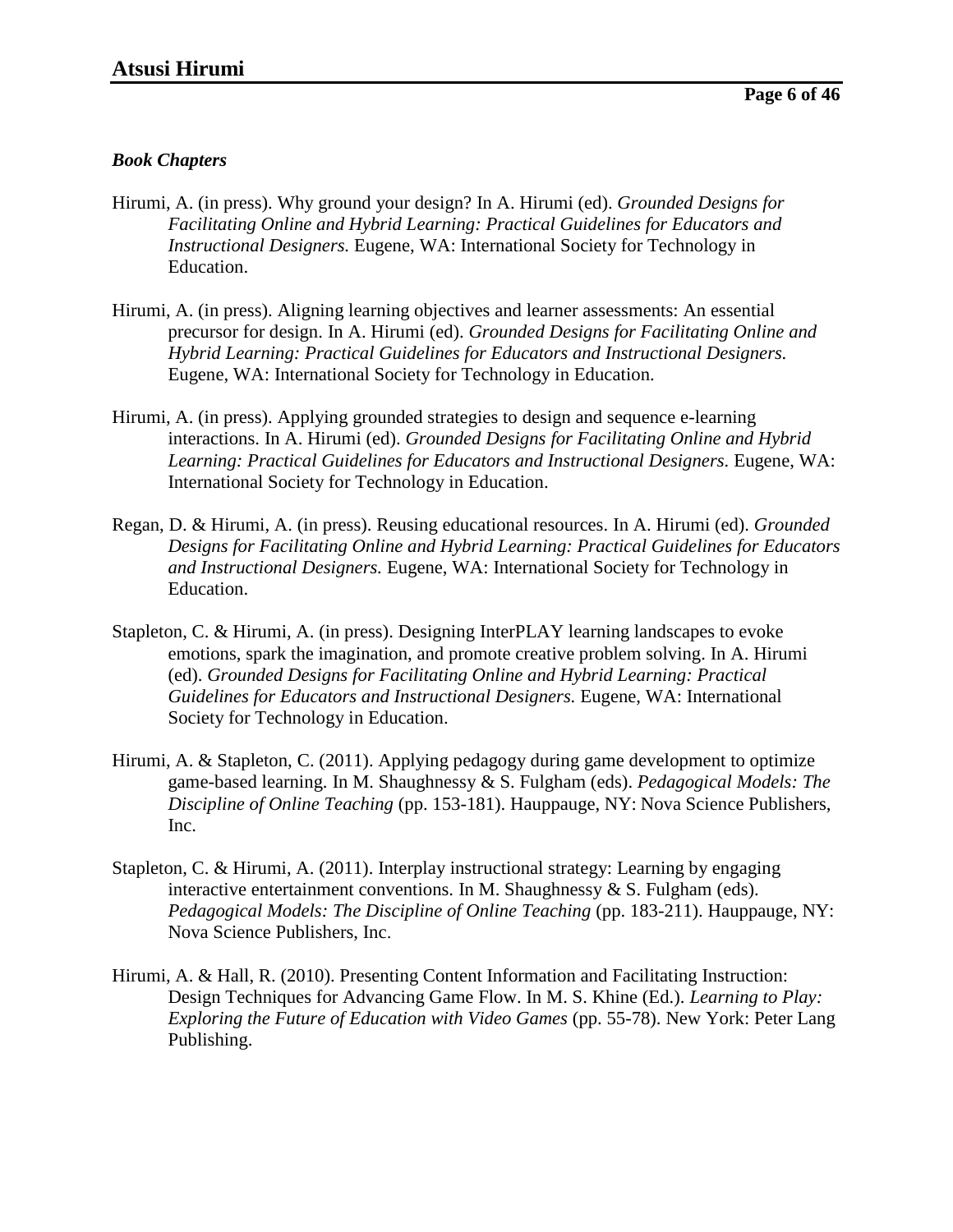### *Book Chapters*

Hirumi, A. (in press). Why ground your design? In A. Hirumi (ed). *Grounded Designs for Facilitating Online and Hybrid Learning: Practical Guidelines for Educators and Instructional Designers.* Eugene, WA: International Society for Technology in Education.

Hirumi, A. (in press). Aligning learning objectives and learner assessments: An essential precursor for design. In A. Hirumi (ed). *Grounded Designs for Facilitating Online and Hybrid Learning: Practical Guidelines for Educators and Instructional Designers.* Eugene, WA: International Society for Technology in Education.

Hirumi, A. (in press). Applying grounded strategies to design and sequence e-learning interactions. In A. Hirumi (ed). *Grounded Designs for Facilitating Online and Hybrid Learning: Practical Guidelines for Educators and Instructional Designers.* Eugene, WA: International Society for Technology in Education.

Regan, D. & Hirumi, A. (in press). Reusing educational resources. In A. Hirumi (ed). *Grounded Designs for Facilitating Online and Hybrid Learning: Practical Guidelines for Educators and Instructional Designers.* Eugene, WA: International Society for Technology in Education.

Stapleton, C. & Hirumi, A. (in press). Designing InterPLAY learning landscapes to evoke emotions, spark the imagination, and promote creative problem solving. In A. Hirumi (ed). *Grounded Designs for Facilitating Online and Hybrid Learning: Practical Guidelines for Educators and Instructional Designers.* Eugene, WA: International Society for Technology in Education.

Hirumi, A. & Stapleton, C. (2011). Applying pedagogy during game development to optimize game-based learning. In M. Shaughnessy & S. Fulgham (eds). *Pedagogical Models: The Discipline of Online Teaching* (pp. 153-181). Hauppauge, NY: Nova Science Publishers, Inc.

Stapleton, C. & Hirumi, A. (2011). Interplay instructional strategy: Learning by engaging interactive entertainment conventions. In M. Shaughnessy & S. Fulgham (eds). *Pedagogical Models: The Discipline of Online Teaching* (pp. 183-211). Hauppauge, NY: Nova Science Publishers, Inc.

Hirumi, A. & Hall, R. (2010). Presenting Content Information and Facilitating Instruction: Design Techniques for Advancing Game Flow. In M. S. Khine (Ed.). *Learning to Play: Exploring the Future of Education with Video Games* (pp. 55-78). New York: Peter Lang Publishing.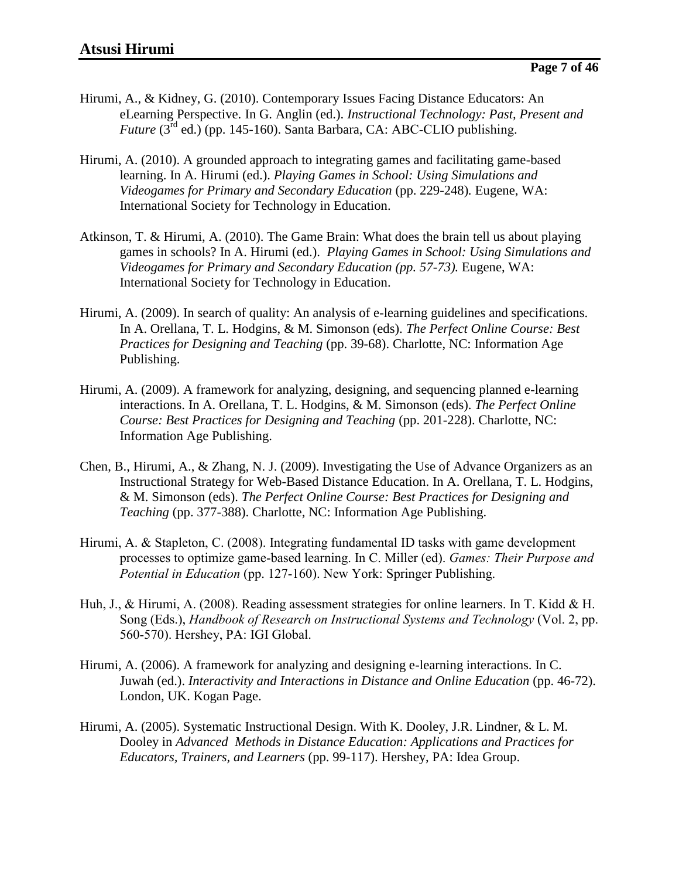Hirumi, A., & Kidney, G. (2010). Contemporary Issues Facing Distance Educators: An eLearning Perspective. In G. Anglin (ed.). *Instructional Technology: Past, Present and Future* (3rd ed.) (pp. 145-160). Santa Barbara, CA: ABC-CLIO publishing.

Hirumi, A. (2010). A grounded approach to integrating games and facilitating game-based learning. In A. Hirumi (ed.). *Playing Games in School: Using Simulations and Videogames for Primary and Secondary Education* (pp. 229-248)*.* Eugene, WA: International Society for Technology in Education.

Atkinson, T. & Hirumi, A. (2010). The Game Brain: What does the brain tell us about playing games in schools? In A. Hirumi (ed.). *Playing Games in School: Using Simulations and Videogames for Primary and Secondary Education (pp. 57-73).* Eugene, WA: International Society for Technology in Education.

Hirumi, A. (2009). In search of quality: An analysis of e-learning guidelines and specifications. In A. Orellana, T. L. Hodgins, & M. Simonson (eds). *The Perfect Online Course: Best Practices for Designing and Teaching* (pp. 39-68). Charlotte, NC: Information Age Publishing.

Hirumi, A. (2009). A framework for analyzing, designing, and sequencing planned e-learning interactions. In A. Orellana, T. L. Hodgins, & M. Simonson (eds). *The Perfect Online Course: Best Practices for Designing and Teaching* (pp. 201-228). Charlotte, NC: Information Age Publishing.

Chen, B., Hirumi, A., & Zhang, N. J. (2009). Investigating the Use of Advance Organizers as an Instructional Strategy for Web-Based Distance Education. In A. Orellana, T. L. Hodgins, & M. Simonson (eds). *The Perfect Online Course: Best Practices for Designing and Teaching* (pp. 377-388). Charlotte, NC: Information Age Publishing.

Hirumi, A. & Stapleton, C. (2008). Integrating fundamental ID tasks with game development processes to optimize game-based learning. In C. Miller (ed). *Games: Their Purpose and Potential in Education* (pp. 127-160). New York: Springer Publishing.

Huh, J., & Hirumi, A. (2008). Reading assessment strategies for online learners. In T. Kidd & H. Song (Eds.), *Handbook of Research on Instructional Systems and Technology* (Vol. 2, pp. 560-570). Hershey, PA: IGI Global.

Hirumi, A. (2006). A framework for analyzing and designing e-learning interactions. In C. Juwah (ed.). *Interactivity and Interactions in Distance and Online Education* (pp. 46-72). London, UK. Kogan Page.

Hirumi, A. (2005). Systematic Instructional Design. With K. Dooley, J.R. Lindner, & L. M. Dooley in *Advanced Methods in Distance Education: Applications and Practices for Educators, Trainers, and Learners* (pp. 99-117). Hershey, PA: Idea Group.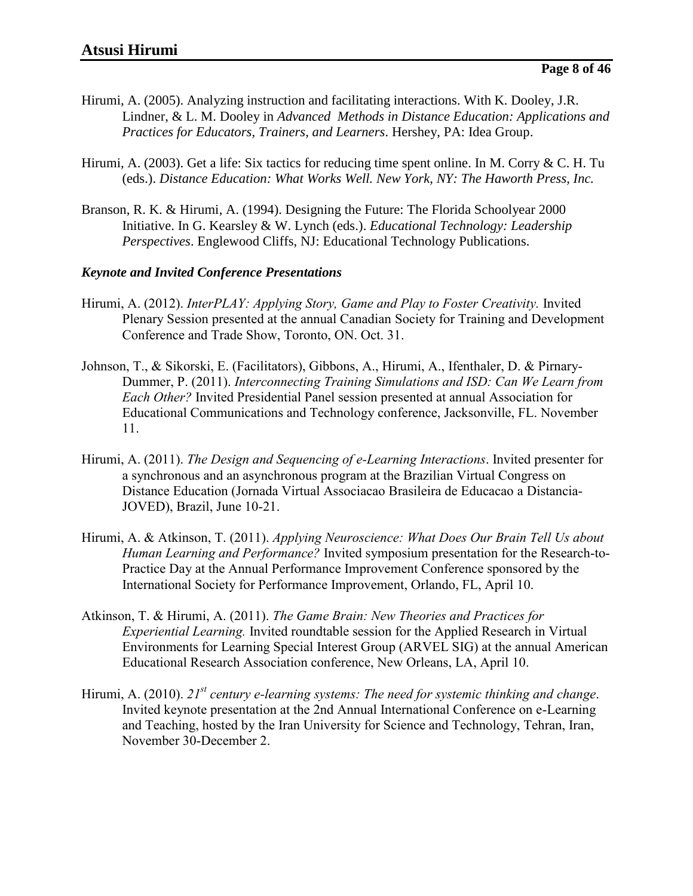Hirumi, A. (2005). Analyzing instruction and facilitating interactions. With K. Dooley, J.R. Lindner, & L. M. Dooley in *Advanced Methods in Distance Education: Applications and Practices for Educators, Trainers, and Learners*. Hershey, PA: Idea Group.

Hirumi, A. (2003). Get a life: Six tactics for reducing time spent online. In M. Corry & C. H. Tu (eds.). *Distance Education: What Works Well. New York, NY: The Haworth Press, Inc.*

Branson, R. K. & Hirumi, A. (1994). Designing the Future: The Florida Schoolyear 2000 Initiative. In G. Kearsley & W. Lynch (eds.). *Educational Technology: Leadership Perspectives*. Englewood Cliffs, NJ: Educational Technology Publications.

***Keynote and Invited Conference Presentations***

Hirumi, A. (2012). *InterPLAY: Applying Story, Game and Play to Foster Creativity.* Invited Plenary Session presented at the annual Canadian Society for Training and Development Conference and Trade Show, Toronto, ON. Oct. 31.

Johnson, T., & Sikorski, E. (Facilitators), Gibbons, A., Hirumi, A., Ifenthaler, D. & Pirnary-Dummer, P. (2011). *Interconnecting Training Simulations and ISD: Can We Learn from Each Other?* Invited Presidential Panel session presented at annual Association for Educational Communications and Technology conference, Jacksonville, FL. November 11.

Hirumi, A. (2011). *The Design and Sequencing of e-Learning Interactions*. Invited presenter for a synchronous and an asynchronous program at the Brazilian Virtual Congress on Distance Education (Jornada Virtual Associacao Brasileira de Educacao a Distancia-JOVED), Brazil, June 10-21.

Hirumi, A. & Atkinson, T. (2011). *Applying Neuroscience: What Does Our Brain Tell Us about Human Learning and Performance?* Invited symposium presentation for the Research-to-Practice Day at the Annual Performance Improvement Conference sponsored by the International Society for Performance Improvement, Orlando, FL, April 10.

Atkinson, T. & Hirumi, A. (2011). *The Game Brain: New Theories and Practices for Experiential Learning.* Invited roundtable session for the Applied Research in Virtual Environments for Learning Special Interest Group (ARVEL SIG) at the annual American Educational Research Association conference, New Orleans, LA, April 10.

Hirumi, A. (2010). *21st century e-learning systems: The need for systemic thinking and change*. Invited keynote presentation at the 2nd Annual International Conference on e-Learning and Teaching, hosted by the Iran University for Science and Technology, Tehran, Iran, November 30-December 2.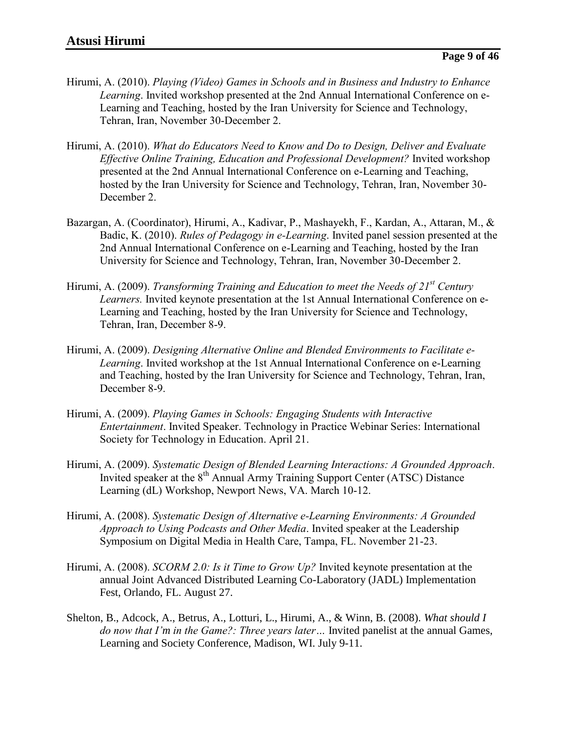Hirumi, A. (2010). *Playing (Video) Games in Schools and in Business and Industry to Enhance Learning*. Invited workshop presented at the 2nd Annual International Conference on e-Learning and Teaching, hosted by the Iran University for Science and Technology, Tehran, Iran, November 30-December 2.

Hirumi, A. (2010). *What do Educators Need to Know and Do to Design, Deliver and Evaluate Effective Online Training, Education and Professional Development?* Invited workshop presented at the 2nd Annual International Conference on e-Learning and Teaching, hosted by the Iran University for Science and Technology, Tehran, Iran, November 30-December 2.

Bazargan, A. (Coordinator), Hirumi, A., Kadivar, P., Mashayekh, F., Kardan, A., Attaran, M., & Badic, K. (2010). *Rules of Pedagogy in e-Learning*. Invited panel session presented at the 2nd Annual International Conference on e-Learning and Teaching, hosted by the Iran University for Science and Technology, Tehran, Iran, November 30-December 2.

Hirumi, A. (2009). *Transforming Training and Education to meet the Needs of 21st Century Learners.* Invited keynote presentation at the 1st Annual International Conference on e-Learning and Teaching, hosted by the Iran University for Science and Technology, Tehran, Iran, December 8-9.

Hirumi, A. (2009). *Designing Alternative Online and Blended Environments to Facilitate e-Learning*. Invited workshop at the 1st Annual International Conference on e-Learning and Teaching, hosted by the Iran University for Science and Technology, Tehran, Iran, December 8-9.

Hirumi, A. (2009). *Playing Games in Schools: Engaging Students with Interactive Entertainment*. Invited Speaker. Technology in Practice Webinar Series: International Society for Technology in Education. April 21.

Hirumi, A. (2009). *Systematic Design of Blended Learning Interactions: A Grounded Approach*. Invited speaker at the 8th Annual Army Training Support Center (ATSC) Distance Learning (dL) Workshop, Newport News, VA. March 10-12.

Hirumi, A. (2008). *Systematic Design of Alternative e-Learning Environments: A Grounded Approach to Using Podcasts and Other Media*. Invited speaker at the Leadership Symposium on Digital Media in Health Care, Tampa, FL. November 21-23.

Hirumi, A. (2008). *SCORM 2.0: Is it Time to Grow Up?* Invited keynote presentation at the annual Joint Advanced Distributed Learning Co-Laboratory (JADL) Implementation Fest, Orlando, FL. August 27.

Shelton, B., Adcock, A., Betrus, A., Lotturi, L., Hirumi, A., & Winn, B. (2008). *What should I do now that I'm in the Game?: Three years later…* Invited panelist at the annual Games, Learning and Society Conference, Madison, WI. July 9-11.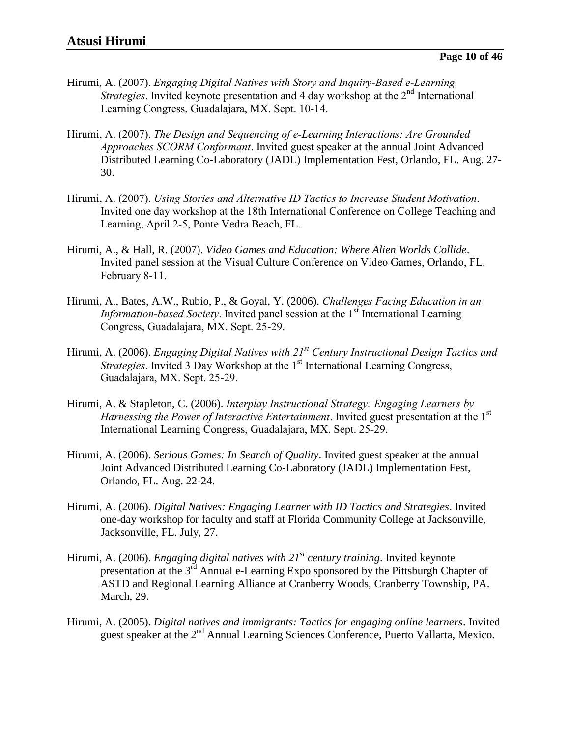Hirumi, A. (2007). *Engaging Digital Natives with Story and Inquiry-Based e-Learning Strategies*. Invited keynote presentation and 4 day workshop at the 2nd International Learning Congress, Guadalajara, MX. Sept. 10-14.

Hirumi, A. (2007). *The Design and Sequencing of e-Learning Interactions: Are Grounded Approaches SCORM Conformant*. Invited guest speaker at the annual Joint Advanced Distributed Learning Co-Laboratory (JADL) Implementation Fest, Orlando, FL. Aug. 27-30.

Hirumi, A. (2007). *Using Stories and Alternative ID Tactics to Increase Student Motivation*. Invited one day workshop at the 18th International Conference on College Teaching and Learning, April 2-5, Ponte Vedra Beach, FL.

Hirumi, A., & Hall, R. (2007). *Video Games and Education: Where Alien Worlds Collide*. Invited panel session at the Visual Culture Conference on Video Games, Orlando, FL. February 8-11.

Hirumi, A., Bates, A.W., Rubio, P., & Goyal, Y. (2006). *Challenges Facing Education in an Information-based Society*. Invited panel session at the 1st International Learning Congress, Guadalajara, MX. Sept. 25-29.

Hirumi, A. (2006). *Engaging Digital Natives with 21st Century Instructional Design Tactics and Strategies*. Invited 3 Day Workshop at the 1st International Learning Congress, Guadalajara, MX. Sept. 25-29.

Hirumi, A. & Stapleton, C. (2006). *Interplay Instructional Strategy: Engaging Learners by Harnessing the Power of Interactive Entertainment*. Invited guest presentation at the 1st International Learning Congress, Guadalajara, MX. Sept. 25-29.

Hirumi, A. (2006). *Serious Games: In Search of Quality*. Invited guest speaker at the annual Joint Advanced Distributed Learning Co-Laboratory (JADL) Implementation Fest, Orlando, FL. Aug. 22-24.

Hirumi, A. (2006). *Digital Natives: Engaging Learner with ID Tactics and Strategies*. Invited one-day workshop for faculty and staff at Florida Community College at Jacksonville, Jacksonville, FL. July, 27.

Hirumi, A. (2006). *Engaging digital natives with 21st century training*. Invited keynote presentation at the 3rd Annual e-Learning Expo sponsored by the Pittsburgh Chapter of ASTD and Regional Learning Alliance at Cranberry Woods, Cranberry Township, PA. March, 29.

Hirumi, A. (2005). *Digital natives and immigrants: Tactics for engaging online learners*. Invited guest speaker at the 2nd Annual Learning Sciences Conference, Puerto Vallarta, Mexico.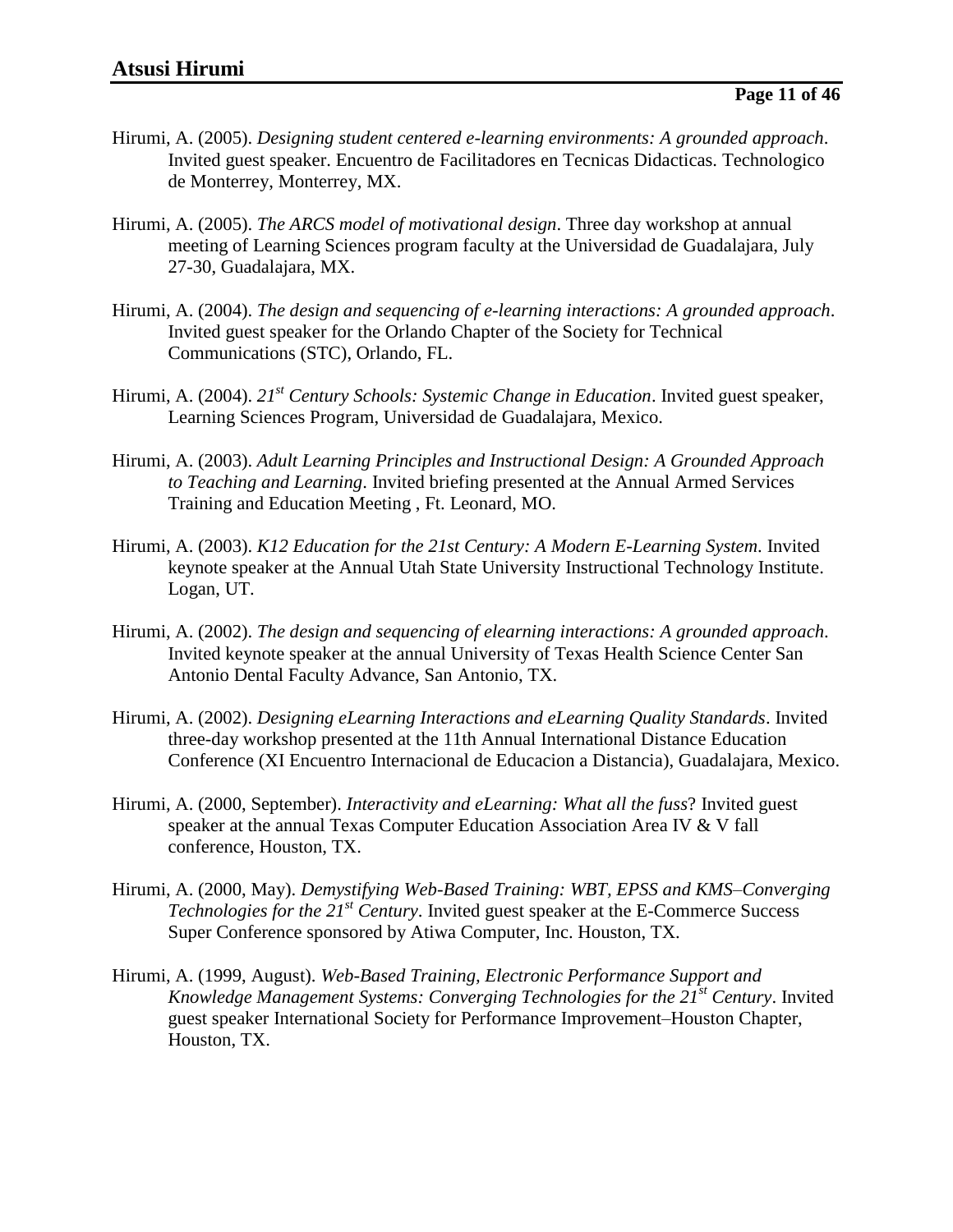Hirumi, A. (2005). *Designing student centered e-learning environments: A grounded approach*. Invited guest speaker. Encuentro de Facilitadores en Tecnicas Didacticas. Technologico de Monterrey, Monterrey, MX.

Hirumi, A. (2005). *The ARCS model of motivational design*. Three day workshop at annual meeting of Learning Sciences program faculty at the Universidad de Guadalajara, July 27-30, Guadalajara, MX.

Hirumi, A. (2004). *The design and sequencing of e-learning interactions: A grounded approach*. Invited guest speaker for the Orlando Chapter of the Society for Technical Communications (STC), Orlando, FL.

Hirumi, A. (2004). *21st Century Schools: Systemic Change in Education*. Invited guest speaker, Learning Sciences Program, Universidad de Guadalajara, Mexico.

Hirumi, A. (2003). *Adult Learning Principles and Instructional Design: A Grounded Approach to Teaching and Learning*. Invited briefing presented at the Annual Armed Services Training and Education Meeting , Ft. Leonard, MO.

Hirumi, A. (2003). *K12 Education for the 21st Century: A Modern E-Learning System*. Invited keynote speaker at the Annual Utah State University Instructional Technology Institute. Logan, UT.

Hirumi, A. (2002). *The design and sequencing of elearning interactions: A grounded approach*. Invited keynote speaker at the annual University of Texas Health Science Center San Antonio Dental Faculty Advance, San Antonio, TX.

Hirumi, A. (2002). *Designing eLearning Interactions and eLearning Quality Standards*. Invited three-day workshop presented at the 11th Annual International Distance Education Conference (XI Encuentro Internacional de Educacion a Distancia), Guadalajara, Mexico.

Hirumi, A. (2000, September). *Interactivity and eLearning: What all the fuss*? Invited guest speaker at the annual Texas Computer Education Association Area IV & V fall conference, Houston, TX.

Hirumi, A. (2000, May). *Demystifying Web-Based Training: WBT, EPSS and KMS–Converging Technologies for the 21st Century*. Invited guest speaker at the E-Commerce Success Super Conference sponsored by Atiwa Computer, Inc. Houston, TX.

Hirumi, A. (1999, August). *Web-Based Training, Electronic Performance Support and Knowledge Management Systems: Converging Technologies for the 21st Century*. Invited guest speaker International Society for Performance Improvement–Houston Chapter, Houston, TX.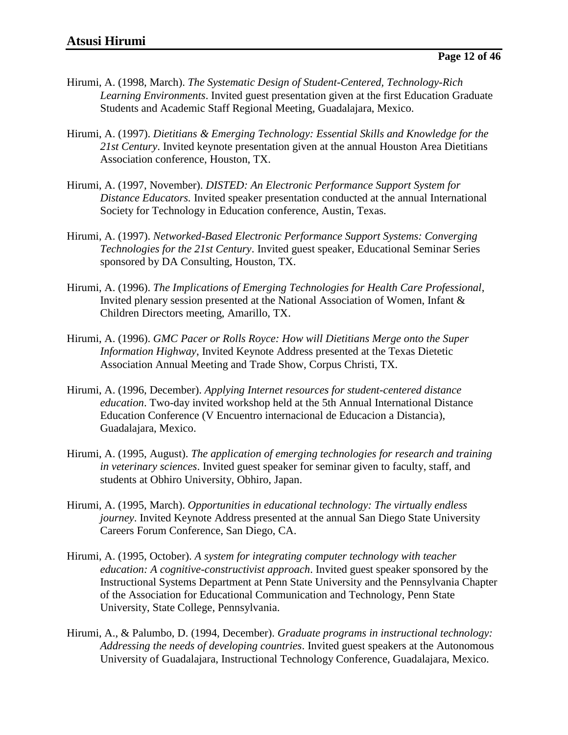Hirumi, A. (1998, March). *The Systematic Design of Student-Centered, Technology-Rich Learning Environments*. Invited guest presentation given at the first Education Graduate Students and Academic Staff Regional Meeting, Guadalajara, Mexico.

Hirumi, A. (1997). *Dietitians & Emerging Technology: Essential Skills and Knowledge for the 21st Century*. Invited keynote presentation given at the annual Houston Area Dietitians Association conference, Houston, TX.

Hirumi, A. (1997, November). *DISTED: An Electronic Performance Support System for Distance Educators.* Invited speaker presentation conducted at the annual International Society for Technology in Education conference, Austin, Texas.

Hirumi, A. (1997). *Networked-Based Electronic Performance Support Systems: Converging Technologies for the 21st Century*. Invited guest speaker, Educational Seminar Series sponsored by DA Consulting, Houston, TX.

Hirumi, A. (1996). *The Implications of Emerging Technologies for Health Care Professional*, Invited plenary session presented at the National Association of Women, Infant & Children Directors meeting, Amarillo, TX.

Hirumi, A. (1996). *GMC Pacer or Rolls Royce: How will Dietitians Merge onto the Super Information Highway*, Invited Keynote Address presented at the Texas Dietetic Association Annual Meeting and Trade Show, Corpus Christi, TX.

Hirumi, A. (1996, December). *Applying Internet resources for student-centered distance education*. Two-day invited workshop held at the 5th Annual International Distance Education Conference (V Encuentro internacional de Educacion a Distancia), Guadalajara, Mexico.

Hirumi, A. (1995, August). *The application of emerging technologies for research and training in veterinary sciences*. Invited guest speaker for seminar given to faculty, staff, and students at Obhiro University, Obhiro, Japan.

Hirumi, A. (1995, March). *Opportunities in educational technology: The virtually endless journey*. Invited Keynote Address presented at the annual San Diego State University Careers Forum Conference, San Diego, CA.

Hirumi, A. (1995, October). *A system for integrating computer technology with teacher education: A cognitive-constructivist approach*. Invited guest speaker sponsored by the Instructional Systems Department at Penn State University and the Pennsylvania Chapter of the Association for Educational Communication and Technology, Penn State University, State College, Pennsylvania.

Hirumi, A., & Palumbo, D. (1994, December). *Graduate programs in instructional technology: Addressing the needs of developing countries*. Invited guest speakers at the Autonomous University of Guadalajara, Instructional Technology Conference, Guadalajara, Mexico.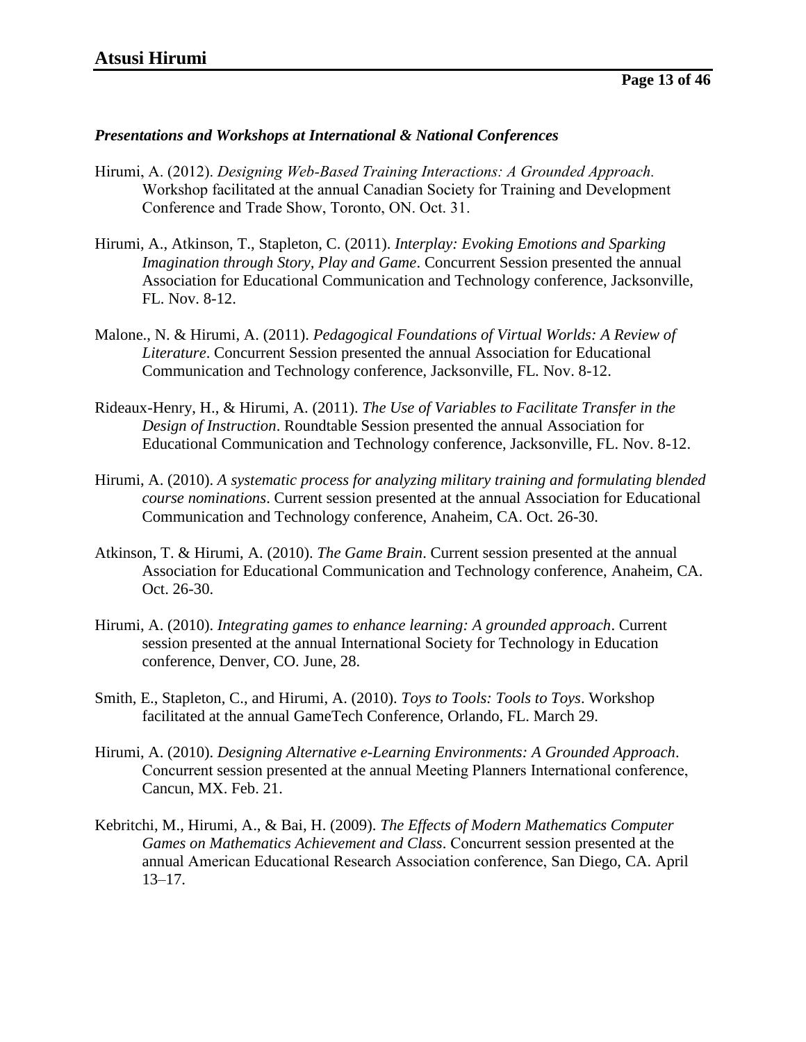### *Presentations and Workshops at International & National Conferences*

Hirumi, A. (2012). *Designing Web-Based Training Interactions: A Grounded Approach.* Workshop facilitated at the annual Canadian Society for Training and Development Conference and Trade Show, Toronto, ON. Oct. 31.

Hirumi, A., Atkinson, T., Stapleton, C. (2011). *Interplay: Evoking Emotions and Sparking Imagination through Story, Play and Game*. Concurrent Session presented the annual Association for Educational Communication and Technology conference, Jacksonville, FL. Nov. 8-12.

Malone., N. & Hirumi, A. (2011). *Pedagogical Foundations of Virtual Worlds: A Review of Literature*. Concurrent Session presented the annual Association for Educational Communication and Technology conference, Jacksonville, FL. Nov. 8-12.

Rideaux-Henry, H., & Hirumi, A. (2011). *The Use of Variables to Facilitate Transfer in the Design of Instruction*. Roundtable Session presented the annual Association for Educational Communication and Technology conference, Jacksonville, FL. Nov. 8-12.

Hirumi, A. (2010). *A systematic process for analyzing military training and formulating blended course nominations*. Current session presented at the annual Association for Educational Communication and Technology conference, Anaheim, CA. Oct. 26-30.

Atkinson, T. & Hirumi, A. (2010). *The Game Brain*. Current session presented at the annual Association for Educational Communication and Technology conference, Anaheim, CA. Oct. 26-30.

Hirumi, A. (2010). *Integrating games to enhance learning: A grounded approach*. Current session presented at the annual International Society for Technology in Education conference, Denver, CO. June, 28.

Smith, E., Stapleton, C., and Hirumi, A. (2010). *Toys to Tools: Tools to Toys*. Workshop facilitated at the annual GameTech Conference, Orlando, FL. March 29.

Hirumi, A. (2010). *Designing Alternative e-Learning Environments: A Grounded Approach*. Concurrent session presented at the annual Meeting Planners International conference, Cancun, MX. Feb. 21.

Kebritchi, M., Hirumi, A., & Bai, H. (2009). *The Effects of Modern Mathematics Computer Games on Mathematics Achievement and Class*. Concurrent session presented at the annual American Educational Research Association conference, San Diego, CA. April 13–17.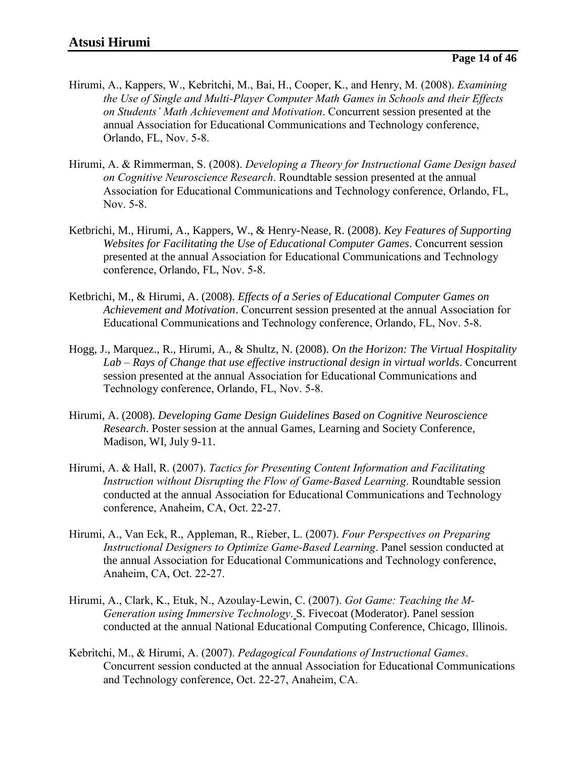Hirumi, A., Kappers, W., Kebritchi, M., Bai, H., Cooper, K., and Henry, M. (2008). *Examining the Use of Single and Multi-Player Computer Math Games in Schools and their Effects on Students' Math Achievement and Motivation*. Concurrent session presented at the annual Association for Educational Communications and Technology conference, Orlando, FL, Nov. 5-8.

Hirumi, A. & Rimmerman, S. (2008). *Developing a Theory for Instructional Game Design based on Cognitive Neuroscience Research*. Roundtable session presented at the annual Association for Educational Communications and Technology conference, Orlando, FL, Nov. 5-8.

Ketbrichi, M., Hirumi, A., Kappers, W., & Henry-Nease, R. (2008). *Key Features of Supporting Websites for Facilitating the Use of Educational Computer Games*. Concurrent session presented at the annual Association for Educational Communications and Technology conference, Orlando, FL, Nov. 5-8.

Ketbrichi, M., & Hirumi, A. (2008). *Effects of a Series of Educational Computer Games on Achievement and Motivation*. Concurrent session presented at the annual Association for Educational Communications and Technology conference, Orlando, FL, Nov. 5-8.

Hogg, J., Marquez., R., Hirumi, A., & Shultz, N. (2008). *On the Horizon: The Virtual Hospitality Lab – Rays of Change that use effective instructional design in virtual worlds*. Concurrent session presented at the annual Association for Educational Communications and Technology conference, Orlando, FL, Nov. 5-8.

Hirumi, A. (2008). *Developing Game Design Guidelines Based on Cognitive Neuroscience Research*. Poster session at the annual Games, Learning and Society Conference, Madison, WI, July 9-11.

Hirumi, A. & Hall, R. (2007). *Tactics for Presenting Content Information and Facilitating Instruction without Disrupting the Flow of Game-Based Learning*. Roundtable session conducted at the annual Association for Educational Communications and Technology conference, Anaheim, CA, Oct. 22-27.

Hirumi, A., Van Eck, R., Appleman, R., Rieber, L. (2007). *Four Perspectives on Preparing Instructional Designers to Optimize Game-Based Learning*. Panel session conducted at the annual Association for Educational Communications and Technology conference, Anaheim, CA, Oct. 22-27.

Hirumi, A., Clark, K., Etuk, N., Azoulay-Lewin, C. (2007). *Got Game: Teaching the M-Generation using Immersive Technology*. S. Fivecoat (Moderator). Panel session conducted at the annual National Educational Computing Conference, Chicago, Illinois.

Kebritchi, M., & Hirumi, A. (2007). *Pedagogical Foundations of Instructional Games*. Concurrent session conducted at the annual Association for Educational Communications and Technology conference, Oct. 22-27, Anaheim, CA.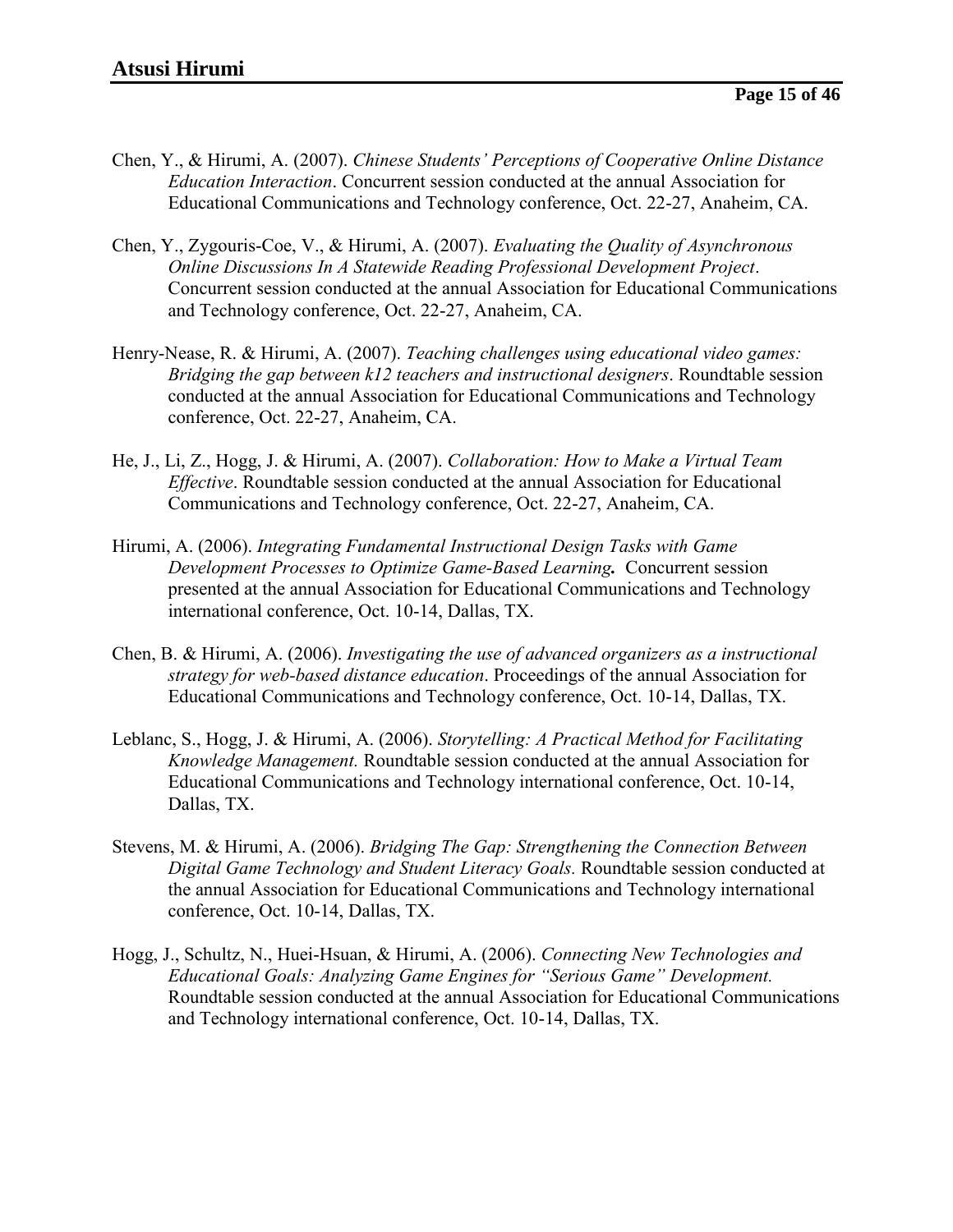Chen, Y., & Hirumi, A. (2007). *Chinese Students' Perceptions of Cooperative Online Distance Education Interaction*. Concurrent session conducted at the annual Association for Educational Communications and Technology conference, Oct. 22-27, Anaheim, CA.

Chen, Y., Zygouris-Coe, V., & Hirumi, A. (2007). *Evaluating the Quality of Asynchronous Online Discussions In A Statewide Reading Professional Development Project*. Concurrent session conducted at the annual Association for Educational Communications and Technology conference, Oct. 22-27, Anaheim, CA.

Henry-Nease, R. & Hirumi, A. (2007). *Teaching challenges using educational video games: Bridging the gap between k12 teachers and instructional designers*. Roundtable session conducted at the annual Association for Educational Communications and Technology conference, Oct. 22-27, Anaheim, CA.

He, J., Li, Z., Hogg, J. & Hirumi, A. (2007). *Collaboration: How to Make a Virtual Team Effective*. Roundtable session conducted at the annual Association for Educational Communications and Technology conference, Oct. 22-27, Anaheim, CA.

Hirumi, A. (2006). *Integrating Fundamental Instructional Design Tasks with Game Development Processes to Optimize Game-Based Learning***.** Concurrent session presented at the annual Association for Educational Communications and Technology international conference, Oct. 10-14, Dallas, TX.

Chen, B. & Hirumi, A. (2006). *Investigating the use of advanced organizers as a instructional strategy for web-based distance education*. Proceedings of the annual Association for Educational Communications and Technology conference, Oct. 10-14, Dallas, TX.

Leblanc, S., Hogg, J. & Hirumi, A. (2006). *Storytelling: A Practical Method for Facilitating Knowledge Management.* Roundtable session conducted at the annual Association for Educational Communications and Technology international conference, Oct. 10-14, Dallas, TX.

Stevens, M. & Hirumi, A. (2006). *Bridging The Gap: Strengthening the Connection Between Digital Game Technology and Student Literacy Goals.* Roundtable session conducted at the annual Association for Educational Communications and Technology international conference, Oct. 10-14, Dallas, TX.

Hogg, J., Schultz, N., Huei-Hsuan, & Hirumi, A. (2006). *Connecting New Technologies and Educational Goals: Analyzing Game Engines for "Serious Game" Development.* Roundtable session conducted at the annual Association for Educational Communications and Technology international conference, Oct. 10-14, Dallas, TX.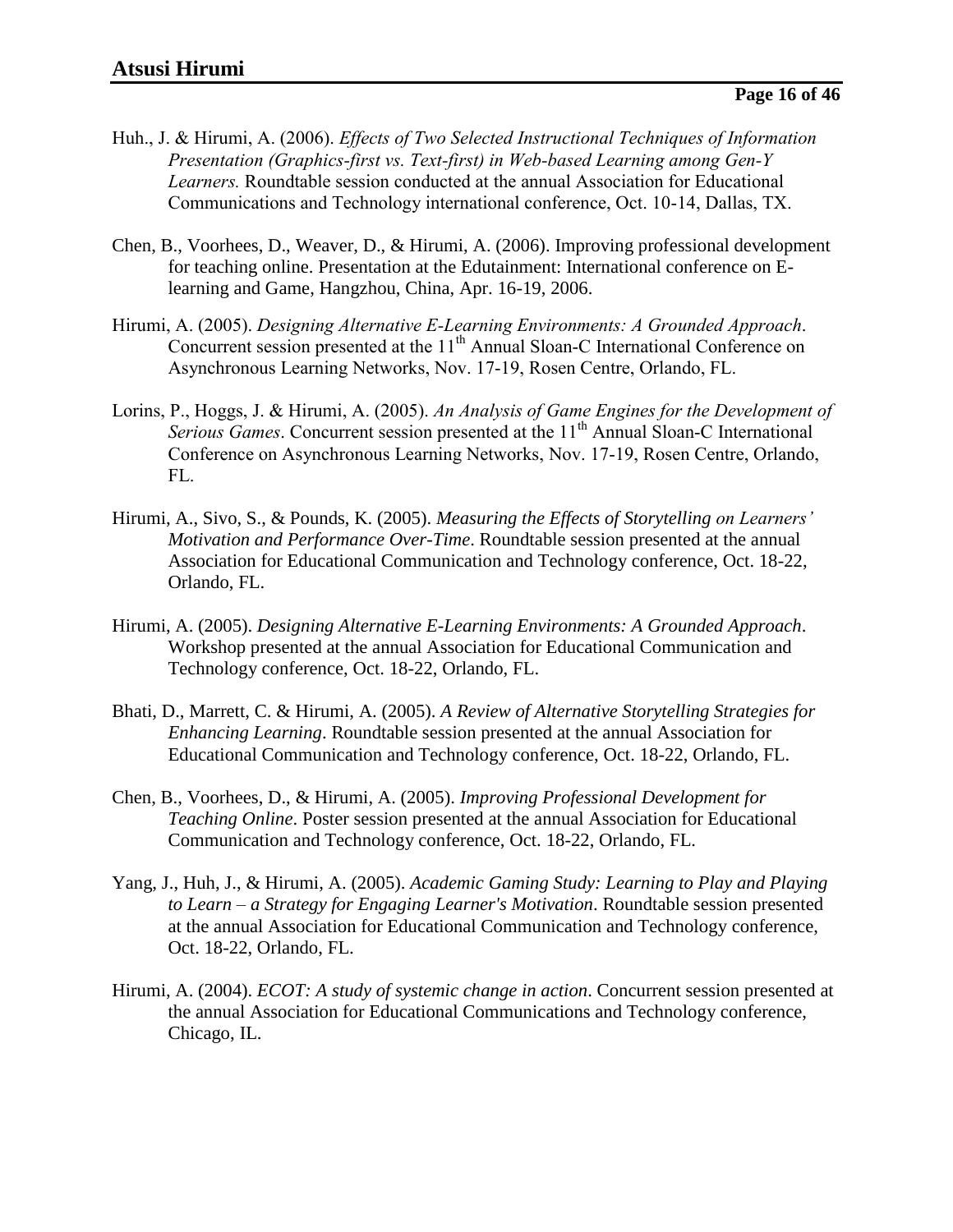Huh., J. & Hirumi, A. (2006). *Effects of Two Selected Instructional Techniques of Information Presentation (Graphics-first vs. Text-first) in Web-based Learning among Gen-Y Learners.* Roundtable session conducted at the annual Association for Educational Communications and Technology international conference, Oct. 10-14, Dallas, TX.

Chen, B., Voorhees, D., Weaver, D., & Hirumi, A. (2006). Improving professional development for teaching online. Presentation at the Edutainment: International conference on E-learning and Game, Hangzhou, China, Apr. 16-19, 2006.

Hirumi, A. (2005). *Designing Alternative E-Learning Environments: A Grounded Approach*. Concurrent session presented at the 11th Annual Sloan-C International Conference on Asynchronous Learning Networks, Nov. 17-19, Rosen Centre, Orlando, FL.

Lorins, P., Hoggs, J. & Hirumi, A. (2005). *An Analysis of Game Engines for the Development of Serious Games*. Concurrent session presented at the 11th Annual Sloan-C International Conference on Asynchronous Learning Networks, Nov. 17-19, Rosen Centre, Orlando, FL.

Hirumi, A., Sivo, S., & Pounds, K. (2005). *Measuring the Effects of Storytelling on Learners' Motivation and Performance Over-Time*. Roundtable session presented at the annual Association for Educational Communication and Technology conference, Oct. 18-22, Orlando, FL.

Hirumi, A. (2005). *Designing Alternative E-Learning Environments: A Grounded Approach*. Workshop presented at the annual Association for Educational Communication and Technology conference, Oct. 18-22, Orlando, FL.

Bhati, D., Marrett, C. & Hirumi, A. (2005). *A Review of Alternative Storytelling Strategies for Enhancing Learning*. Roundtable session presented at the annual Association for Educational Communication and Technology conference, Oct. 18-22, Orlando, FL.

Chen, B., Voorhees, D., & Hirumi, A. (2005). *Improving Professional Development for Teaching Online*. Poster session presented at the annual Association for Educational Communication and Technology conference, Oct. 18-22, Orlando, FL.

Yang, J., Huh, J., & Hirumi, A. (2005). *Academic Gaming Study: Learning to Play and Playing to Learn – a Strategy for Engaging Learner's Motivation*. Roundtable session presented at the annual Association for Educational Communication and Technology conference, Oct. 18-22, Orlando, FL.

Hirumi, A. (2004). *ECOT: A study of systemic change in action*. Concurrent session presented at the annual Association for Educational Communications and Technology conference, Chicago, IL.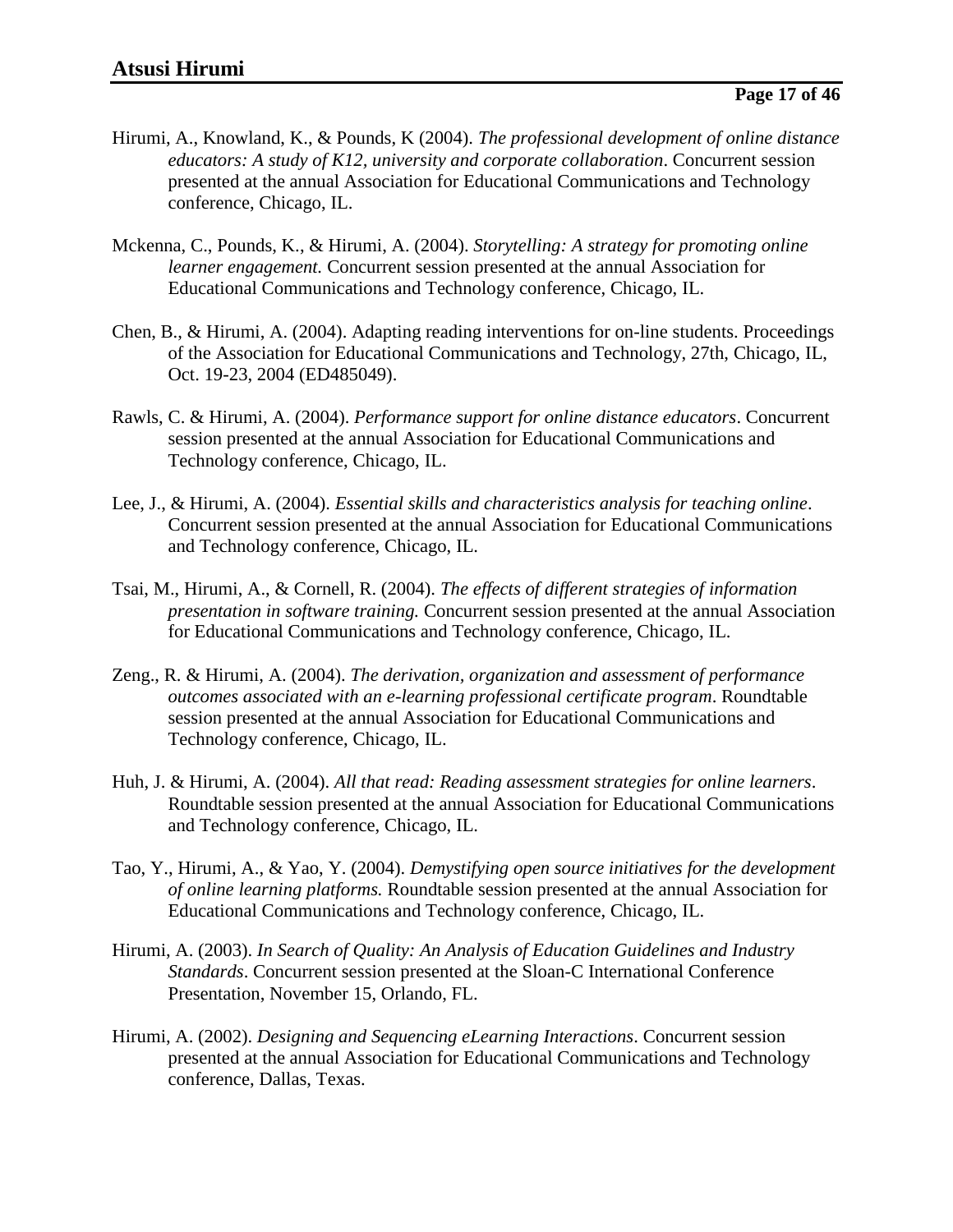Hirumi, A., Knowland, K., & Pounds, K (2004). *The professional development of online distance educators: A study of K12, university and corporate collaboration*. Concurrent session presented at the annual Association for Educational Communications and Technology conference, Chicago, IL.

Mckenna, C., Pounds, K., & Hirumi, A. (2004). *Storytelling: A strategy for promoting online learner engagement.* Concurrent session presented at the annual Association for Educational Communications and Technology conference, Chicago, IL.

Chen, B., & Hirumi, A. (2004). Adapting reading interventions for on-line students. Proceedings of the Association for Educational Communications and Technology, 27th, Chicago, IL, Oct. 19-23, 2004 (ED485049).

Rawls, C. & Hirumi, A. (2004). *Performance support for online distance educators*. Concurrent session presented at the annual Association for Educational Communications and Technology conference, Chicago, IL.

Lee, J., & Hirumi, A. (2004). *Essential skills and characteristics analysis for teaching online*. Concurrent session presented at the annual Association for Educational Communications and Technology conference, Chicago, IL.

Tsai, M., Hirumi, A., & Cornell, R. (2004). *The effects of different strategies of information presentation in software training.* Concurrent session presented at the annual Association for Educational Communications and Technology conference, Chicago, IL.

Zeng., R. & Hirumi, A. (2004). *The derivation, organization and assessment of performance outcomes associated with an e-learning professional certificate program*. Roundtable session presented at the annual Association for Educational Communications and Technology conference, Chicago, IL.

Huh, J. & Hirumi, A. (2004). *All that read: Reading assessment strategies for online learners*. Roundtable session presented at the annual Association for Educational Communications and Technology conference, Chicago, IL.

Tao, Y., Hirumi, A., & Yao, Y. (2004). *Demystifying open source initiatives for the development of online learning platforms.* Roundtable session presented at the annual Association for Educational Communications and Technology conference, Chicago, IL.

Hirumi, A. (2003). *In Search of Quality: An Analysis of Education Guidelines and Industry Standards*. Concurrent session presented at the Sloan-C International Conference Presentation, November 15, Orlando, FL.

Hirumi, A. (2002). *Designing and Sequencing eLearning Interactions*. Concurrent session presented at the annual Association for Educational Communications and Technology conference, Dallas, Texas.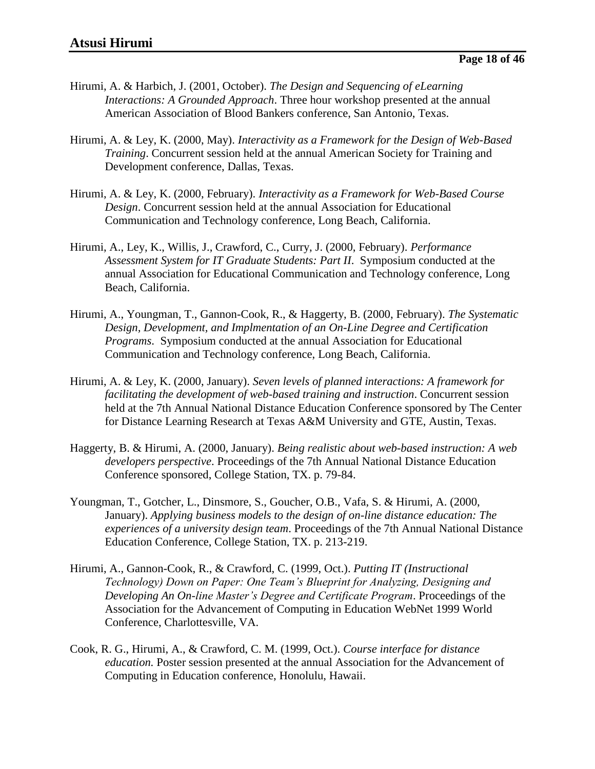Hirumi, A. & Harbich, J. (2001, October). *The Design and Sequencing of eLearning Interactions: A Grounded Approach*. Three hour workshop presented at the annual American Association of Blood Bankers conference, San Antonio, Texas.

Hirumi, A. & Ley, K. (2000, May). *Interactivity as a Framework for the Design of Web-Based Training*. Concurrent session held at the annual American Society for Training and Development conference, Dallas, Texas.

Hirumi, A. & Ley, K. (2000, February). *Interactivity as a Framework for Web-Based Course Design*. Concurrent session held at the annual Association for Educational Communication and Technology conference, Long Beach, California.

Hirumi, A., Ley, K., Willis, J., Crawford, C., Curry, J. (2000, February). *Performance Assessment System for IT Graduate Students: Part II*. Symposium conducted at the annual Association for Educational Communication and Technology conference, Long Beach, California.

Hirumi, A., Youngman, T., Gannon-Cook, R., & Haggerty, B. (2000, February). *The Systematic Design, Development, and Implmentation of an On-Line Degree and Certification Programs*. Symposium conducted at the annual Association for Educational Communication and Technology conference, Long Beach, California.

Hirumi, A. & Ley, K. (2000, January). *Seven levels of planned interactions: A framework for facilitating the development of web-based training and instruction*. Concurrent session held at the 7th Annual National Distance Education Conference sponsored by The Center for Distance Learning Research at Texas A&M University and GTE, Austin, Texas.

Haggerty, B. & Hirumi, A. (2000, January). *Being realistic about web-based instruction: A web developers perspective*. Proceedings of the 7th Annual National Distance Education Conference sponsored, College Station, TX. p. 79-84.

Youngman, T., Gotcher, L., Dinsmore, S., Goucher, O.B., Vafa, S. & Hirumi, A. (2000, January). *Applying business models to the design of on-line distance education: The experiences of a university design team*. Proceedings of the 7th Annual National Distance Education Conference, College Station, TX. p. 213-219.

Hirumi, A., Gannon-Cook, R., & Crawford, C. (1999, Oct.). *Putting IT (Instructional Technology) Down on Paper: One Team's Blueprint for Analyzing, Designing and Developing An On-line Master's Degree and Certificate Program*. Proceedings of the Association for the Advancement of Computing in Education WebNet 1999 World Conference, Charlottesville, VA.

Cook, R. G., Hirumi, A., & Crawford, C. M. (1999, Oct.). *Course interface for distance education.* Poster session presented at the annual Association for the Advancement of Computing in Education conference, Honolulu, Hawaii.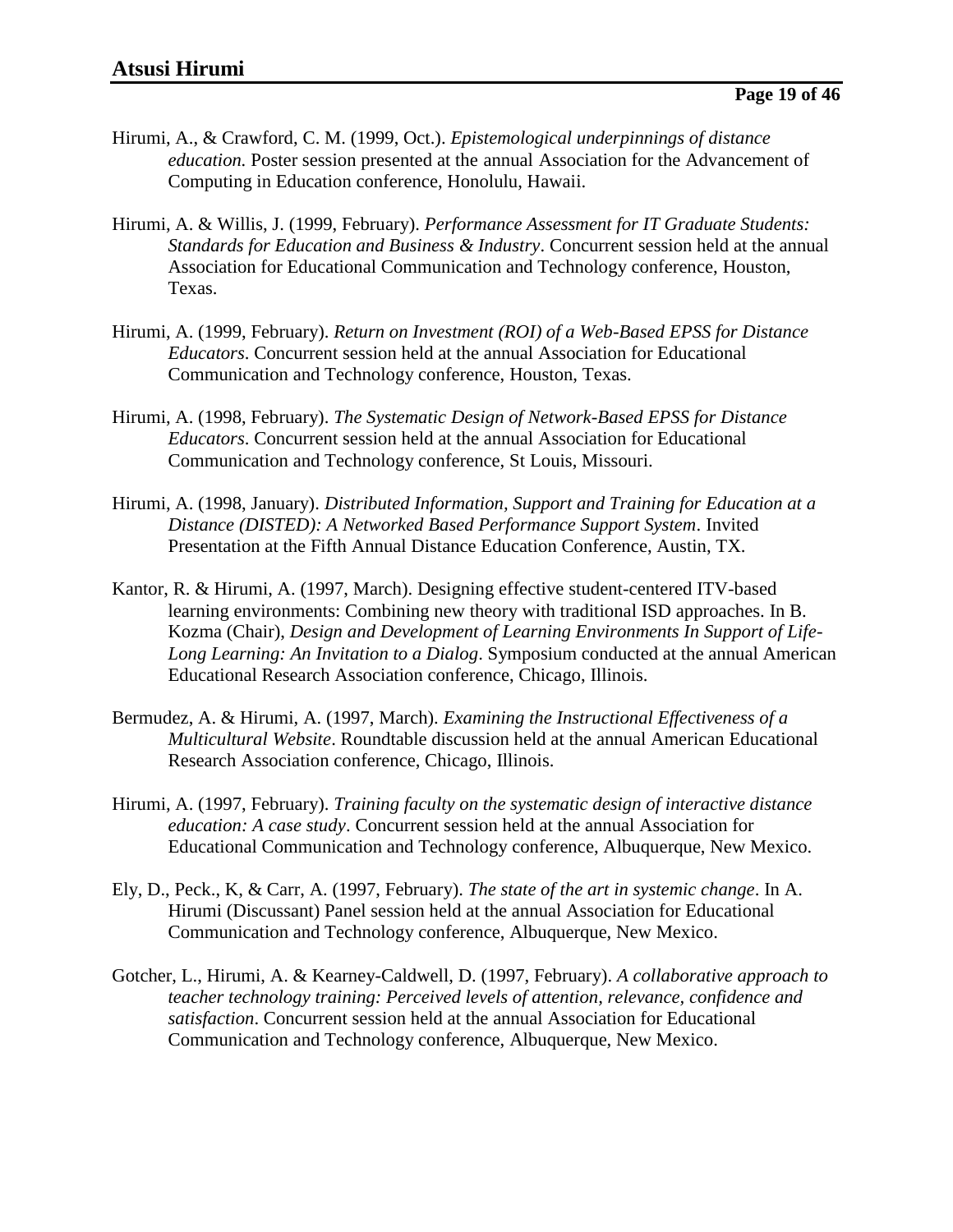Hirumi, A., & Crawford, C. M. (1999, Oct.). *Epistemological underpinnings of distance education.* Poster session presented at the annual Association for the Advancement of Computing in Education conference, Honolulu, Hawaii.

Hirumi, A. & Willis, J. (1999, February). *Performance Assessment for IT Graduate Students: Standards for Education and Business & Industry*. Concurrent session held at the annual Association for Educational Communication and Technology conference, Houston, Texas.

Hirumi, A. (1999, February). *Return on Investment (ROI) of a Web-Based EPSS for Distance Educators*. Concurrent session held at the annual Association for Educational Communication and Technology conference, Houston, Texas.

Hirumi, A. (1998, February). *The Systematic Design of Network-Based EPSS for Distance Educators*. Concurrent session held at the annual Association for Educational Communication and Technology conference, St Louis, Missouri.

Hirumi, A. (1998, January). *Distributed Information, Support and Training for Education at a Distance (DISTED): A Networked Based Performance Support System*. Invited Presentation at the Fifth Annual Distance Education Conference, Austin, TX.

Kantor, R. & Hirumi, A. (1997, March). Designing effective student-centered ITV-based learning environments: Combining new theory with traditional ISD approaches. In B. Kozma (Chair), *Design and Development of Learning Environments In Support of Life-Long Learning: An Invitation to a Dialog*. Symposium conducted at the annual American Educational Research Association conference, Chicago, Illinois.

Bermudez, A. & Hirumi, A. (1997, March). *Examining the Instructional Effectiveness of a Multicultural Website*. Roundtable discussion held at the annual American Educational Research Association conference, Chicago, Illinois.

Hirumi, A. (1997, February). *Training faculty on the systematic design of interactive distance education: A case study*. Concurrent session held at the annual Association for Educational Communication and Technology conference, Albuquerque, New Mexico.

Ely, D., Peck., K, & Carr, A. (1997, February). *The state of the art in systemic change*. In A. Hirumi (Discussant) Panel session held at the annual Association for Educational Communication and Technology conference, Albuquerque, New Mexico.

Gotcher, L., Hirumi, A. & Kearney-Caldwell, D. (1997, February). *A collaborative approach to teacher technology training: Perceived levels of attention, relevance, confidence and satisfaction*. Concurrent session held at the annual Association for Educational Communication and Technology conference, Albuquerque, New Mexico.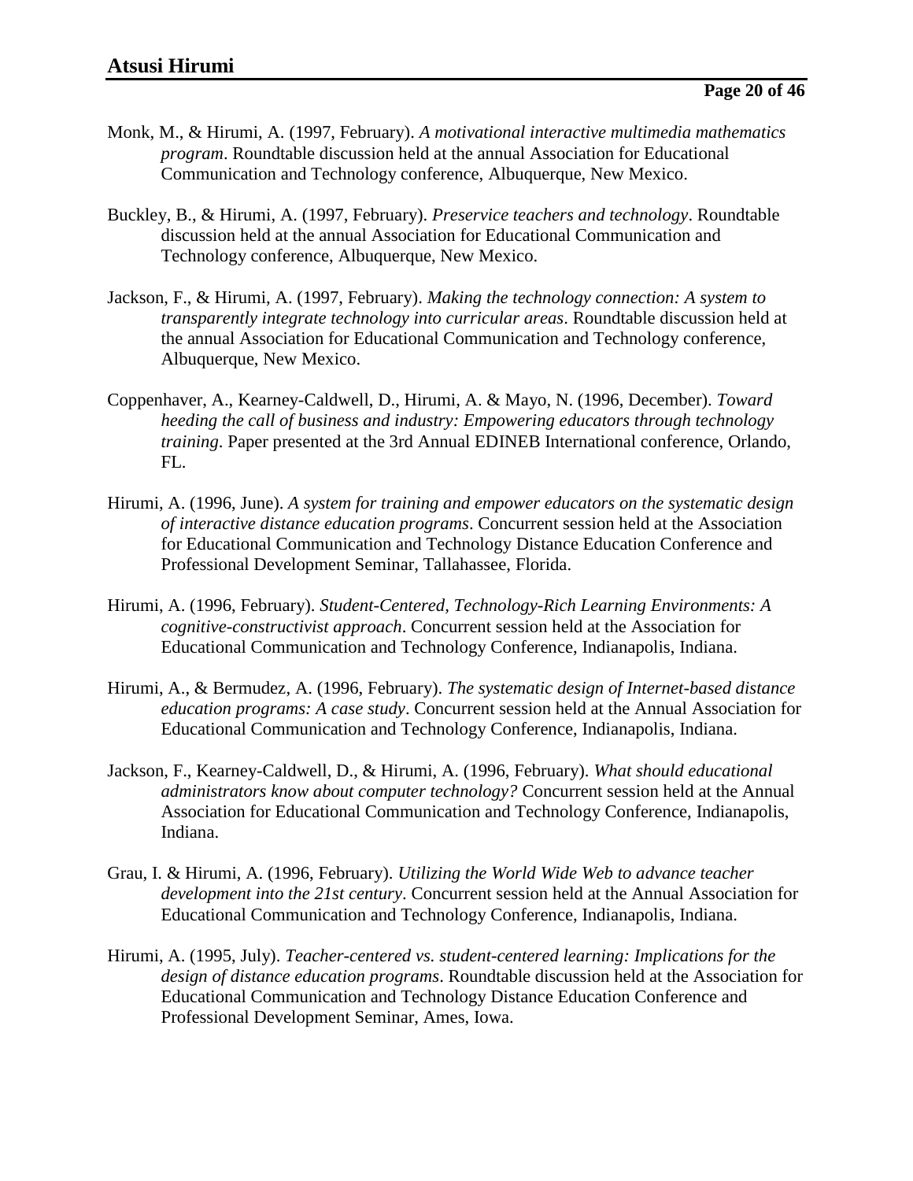Monk, M., & Hirumi, A. (1997, February). *A motivational interactive multimedia mathematics program*. Roundtable discussion held at the annual Association for Educational Communication and Technology conference, Albuquerque, New Mexico.

Buckley, B., & Hirumi, A. (1997, February). *Preservice teachers and technology*. Roundtable discussion held at the annual Association for Educational Communication and Technology conference, Albuquerque, New Mexico.

Jackson, F., & Hirumi, A. (1997, February). *Making the technology connection: A system to transparently integrate technology into curricular areas*. Roundtable discussion held at the annual Association for Educational Communication and Technology conference, Albuquerque, New Mexico.

Coppenhaver, A., Kearney-Caldwell, D., Hirumi, A. & Mayo, N. (1996, December). *Toward heeding the call of business and industry: Empowering educators through technology training*. Paper presented at the 3rd Annual EDINEB International conference, Orlando, FL.

Hirumi, A. (1996, June). *A system for training and empower educators on the systematic design of interactive distance education programs*. Concurrent session held at the Association for Educational Communication and Technology Distance Education Conference and Professional Development Seminar, Tallahassee, Florida.

Hirumi, A. (1996, February). *Student-Centered, Technology-Rich Learning Environments: A cognitive-constructivist approach*. Concurrent session held at the Association for Educational Communication and Technology Conference, Indianapolis, Indiana.

Hirumi, A., & Bermudez, A. (1996, February). *The systematic design of Internet-based distance education programs: A case study*. Concurrent session held at the Annual Association for Educational Communication and Technology Conference, Indianapolis, Indiana.

Jackson, F., Kearney-Caldwell, D., & Hirumi, A. (1996, February). *What should educational administrators know about computer technology?* Concurrent session held at the Annual Association for Educational Communication and Technology Conference, Indianapolis, Indiana.

Grau, I. & Hirumi, A. (1996, February). *Utilizing the World Wide Web to advance teacher development into the 21st century*. Concurrent session held at the Annual Association for Educational Communication and Technology Conference, Indianapolis, Indiana.

Hirumi, A. (1995, July). *Teacher-centered vs. student-centered learning: Implications for the design of distance education programs*. Roundtable discussion held at the Association for Educational Communication and Technology Distance Education Conference and Professional Development Seminar, Ames, Iowa.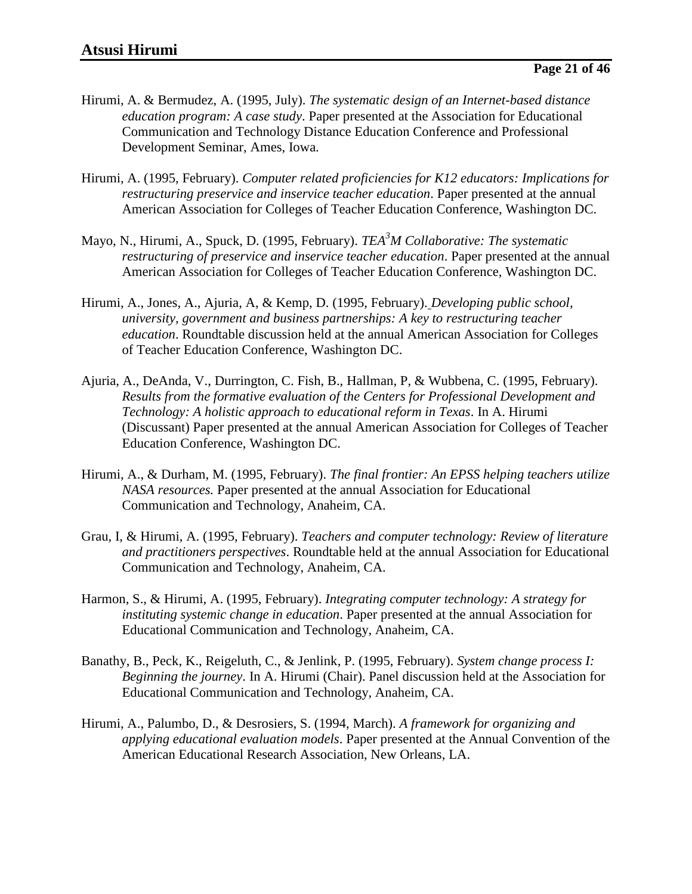Hirumi, A. & Bermudez, A. (1995, July). *The systematic design of an Internet-based distance education program: A case study*. Paper presented at the Association for Educational Communication and Technology Distance Education Conference and Professional Development Seminar, Ames, Iowa.

Hirumi, A. (1995, February). *Computer related proficiencies for K12 educators: Implications for restructuring preservice and inservice teacher education*. Paper presented at the annual American Association for Colleges of Teacher Education Conference, Washington DC.

Mayo, N., Hirumi, A., Spuck, D. (1995, February). *TEA$^3$M Collaborative: The systematic restructuring of preservice and inservice teacher education*. Paper presented at the annual American Association for Colleges of Teacher Education Conference, Washington DC.

Hirumi, A., Jones, A., Ajuria, A, & Kemp, D. (1995, February). *Developing public school, university, government and business partnerships: A key to restructuring teacher education*. Roundtable discussion held at the annual American Association for Colleges of Teacher Education Conference, Washington DC.

Ajuria, A., DeAnda, V., Durrington, C. Fish, B., Hallman, P, & Wubbena, C. (1995, February). *Results from the formative evaluation of the Centers for Professional Development and Technology: A holistic approach to educational reform in Texas*. In A. Hirumi (Discussant) Paper presented at the annual American Association for Colleges of Teacher Education Conference, Washington DC.

Hirumi, A., & Durham, M. (1995, February). *The final frontier: An EPSS helping teachers utilize NASA resources.* Paper presented at the annual Association for Educational Communication and Technology, Anaheim, CA.

Grau, I, & Hirumi, A. (1995, February). *Teachers and computer technology: Review of literature and practitioners perspectives*. Roundtable held at the annual Association for Educational Communication and Technology, Anaheim, CA.

Harmon, S., & Hirumi, A. (1995, February). *Integrating computer technology: A strategy for instituting systemic change in education*. Paper presented at the annual Association for Educational Communication and Technology, Anaheim, CA.

Banathy, B., Peck, K., Reigeluth, C., & Jenlink, P. (1995, February). *System change process I: Beginning the journey*. In A. Hirumi (Chair). Panel discussion held at the Association for Educational Communication and Technology, Anaheim, CA.

Hirumi, A., Palumbo, D., & Desrosiers, S. (1994, March). *A framework for organizing and applying educational evaluation models*. Paper presented at the Annual Convention of the American Educational Research Association, New Orleans, LA.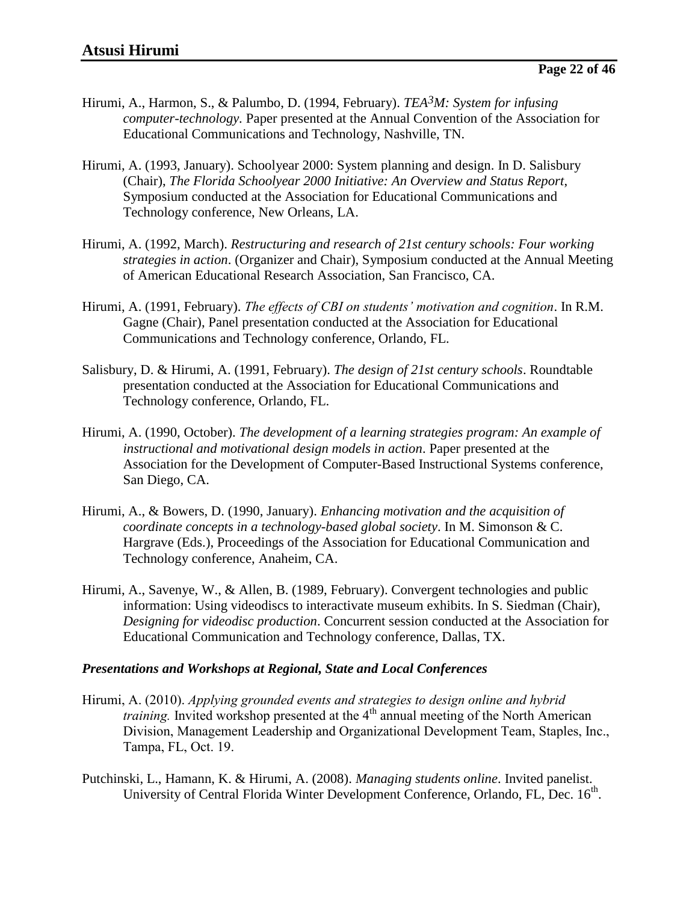Hirumi, A., Harmon, S., & Palumbo, D. (1994, February). *TEA$^3$M: System for infusing computer-technology*. Paper presented at the Annual Convention of the Association for Educational Communications and Technology, Nashville, TN.

Hirumi, A. (1993, January). Schoolyear 2000: System planning and design. In D. Salisbury (Chair), *The Florida Schoolyear 2000 Initiative: An Overview and Status Report*, Symposium conducted at the Association for Educational Communications and Technology conference, New Orleans, LA.

Hirumi, A. (1992, March). *Restructuring and research of 21st century schools: Four working strategies in action*. (Organizer and Chair), Symposium conducted at the Annual Meeting of American Educational Research Association, San Francisco, CA.

Hirumi, A. (1991, February). *The effects of CBI on students' motivation and cognition*. In R.M. Gagne (Chair), Panel presentation conducted at the Association for Educational Communications and Technology conference, Orlando, FL.

Salisbury, D. & Hirumi, A. (1991, February). *The design of 21st century schools*. Roundtable presentation conducted at the Association for Educational Communications and Technology conference, Orlando, FL.

Hirumi, A. (1990, October). *The development of a learning strategies program: An example of instructional and motivational design models in action*. Paper presented at the Association for the Development of Computer-Based Instructional Systems conference, San Diego, CA.

Hirumi, A., & Bowers, D. (1990, January). *Enhancing motivation and the acquisition of coordinate concepts in a technology-based global society*. In M. Simonson & C. Hargrave (Eds.), Proceedings of the Association for Educational Communication and Technology conference, Anaheim, CA.

Hirumi, A., Savenye, W., & Allen, B. (1989, February). Convergent technologies and public information: Using videodiscs to interactivate museum exhibits. In S. Siedman (Chair), *Designing for videodisc production*. Concurrent session conducted at the Association for Educational Communication and Technology conference, Dallas, TX.

### *Presentations and Workshops at Regional, State and Local Conferences*

Hirumi, A. (2010). *Applying grounded events and strategies to design online and hybrid training.* Invited workshop presented at the 4th annual meeting of the North American Division, Management Leadership and Organizational Development Team, Staples, Inc., Tampa, FL, Oct. 19.

Putchinski, L., Hamann, K. & Hirumi, A. (2008). *Managing students online*. Invited panelist. University of Central Florida Winter Development Conference, Orlando, FL, Dec. 16th.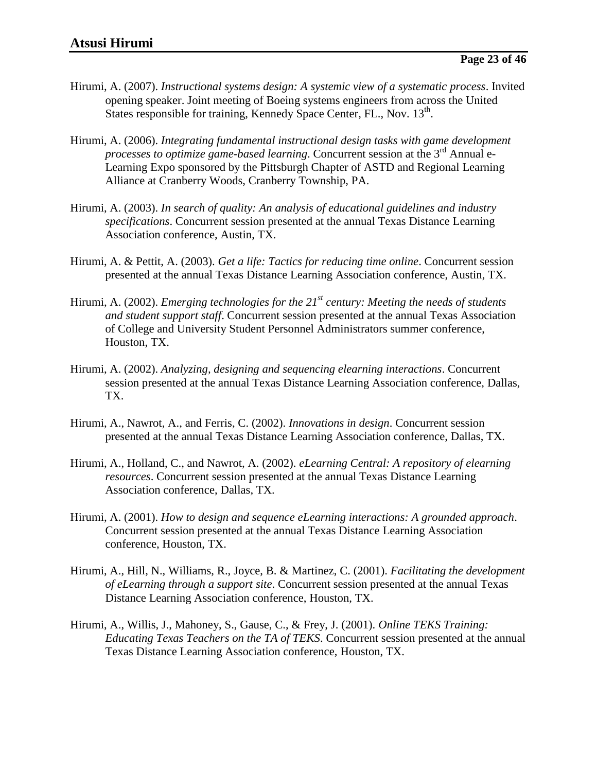Hirumi, A. (2007). *Instructional systems design: A systemic view of a systematic process*. Invited opening speaker. Joint meeting of Boeing systems engineers from across the United States responsible for training, Kennedy Space Center, FL., Nov. 13th.

Hirumi, A. (2006). *Integrating fundamental instructional design tasks with game development processes to optimize game-based learning*. Concurrent session at the 3rd Annual e-Learning Expo sponsored by the Pittsburgh Chapter of ASTD and Regional Learning Alliance at Cranberry Woods, Cranberry Township, PA.

Hirumi, A. (2003). *In search of quality: An analysis of educational guidelines and industry specifications*. Concurrent session presented at the annual Texas Distance Learning Association conference, Austin, TX.

Hirumi, A. & Pettit, A. (2003). *Get a life: Tactics for reducing time online*. Concurrent session presented at the annual Texas Distance Learning Association conference, Austin, TX.

Hirumi, A. (2002). *Emerging technologies for the 21st century: Meeting the needs of students and student support staff*. Concurrent session presented at the annual Texas Association of College and University Student Personnel Administrators summer conference, Houston, TX.

Hirumi, A. (2002). *Analyzing, designing and sequencing elearning interactions*. Concurrent session presented at the annual Texas Distance Learning Association conference, Dallas, TX.

Hirumi, A., Nawrot, A., and Ferris, C. (2002). *Innovations in design*. Concurrent session presented at the annual Texas Distance Learning Association conference, Dallas, TX.

Hirumi, A., Holland, C., and Nawrot, A. (2002). *eLearning Central: A repository of elearning resources*. Concurrent session presented at the annual Texas Distance Learning Association conference, Dallas, TX.

Hirumi, A. (2001). *How to design and sequence eLearning interactions: A grounded approach*. Concurrent session presented at the annual Texas Distance Learning Association conference, Houston, TX.

Hirumi, A., Hill, N., Williams, R., Joyce, B. & Martinez, C. (2001). *Facilitating the development of eLearning through a support site*. Concurrent session presented at the annual Texas Distance Learning Association conference, Houston, TX.

Hirumi, A., Willis, J., Mahoney, S., Gause, C., & Frey, J. (2001). *Online TEKS Training: Educating Texas Teachers on the TA of TEKS*. Concurrent session presented at the annual Texas Distance Learning Association conference, Houston, TX.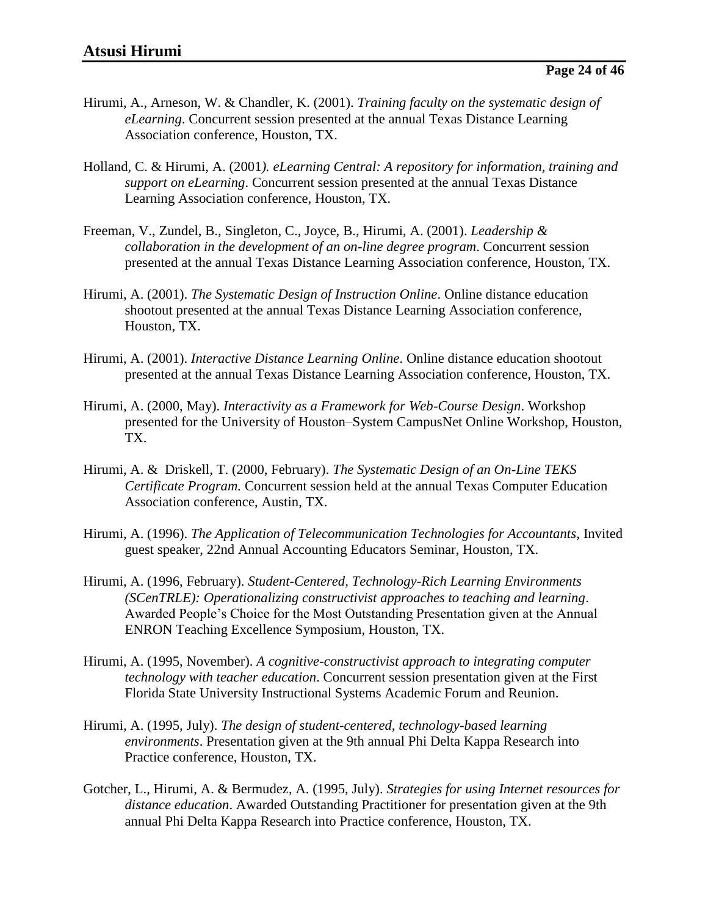Hirumi, A., Arneson, W. & Chandler, K. (2001). *Training faculty on the systematic design of eLearning*. Concurrent session presented at the annual Texas Distance Learning Association conference, Houston, TX.

Holland, C. & Hirumi, A. (2001*). eLearning Central: A repository for information, training and support on eLearning*. Concurrent session presented at the annual Texas Distance Learning Association conference, Houston, TX.

Freeman, V., Zundel, B., Singleton, C., Joyce, B., Hirumi, A. (2001). *Leadership & collaboration in the development of an on-line degree program*. Concurrent session presented at the annual Texas Distance Learning Association conference, Houston, TX.

Hirumi, A. (2001). *The Systematic Design of Instruction Online*. Online distance education shootout presented at the annual Texas Distance Learning Association conference, Houston, TX.

Hirumi, A. (2001). *Interactive Distance Learning Online*. Online distance education shootout presented at the annual Texas Distance Learning Association conference, Houston, TX.

Hirumi, A. (2000, May). *Interactivity as a Framework for Web-Course Design*. Workshop presented for the University of Houston–System CampusNet Online Workshop, Houston, TX.

Hirumi, A. & Driskell, T. (2000, February). *The Systematic Design of an On-Line TEKS Certificate Program.* Concurrent session held at the annual Texas Computer Education Association conference, Austin, TX.

Hirumi, A. (1996). *The Application of Telecommunication Technologies for Accountants*, Invited guest speaker, 22nd Annual Accounting Educators Seminar, Houston, TX.

Hirumi, A. (1996, February). *Student-Centered, Technology-Rich Learning Environments (SCenTRLE): Operationalizing constructivist approaches to teaching and learning*. Awarded People's Choice for the Most Outstanding Presentation given at the Annual ENRON Teaching Excellence Symposium, Houston, TX.

Hirumi, A. (1995, November). *A cognitive-constructivist approach to integrating computer technology with teacher education*. Concurrent session presentation given at the First Florida State University Instructional Systems Academic Forum and Reunion.

Hirumi, A. (1995, July). *The design of student-centered, technology-based learning environments*. Presentation given at the 9th annual Phi Delta Kappa Research into Practice conference, Houston, TX.

Gotcher, L., Hirumi, A. & Bermudez, A. (1995, July). *Strategies for using Internet resources for distance education*. Awarded Outstanding Practitioner for presentation given at the 9th annual Phi Delta Kappa Research into Practice conference, Houston, TX.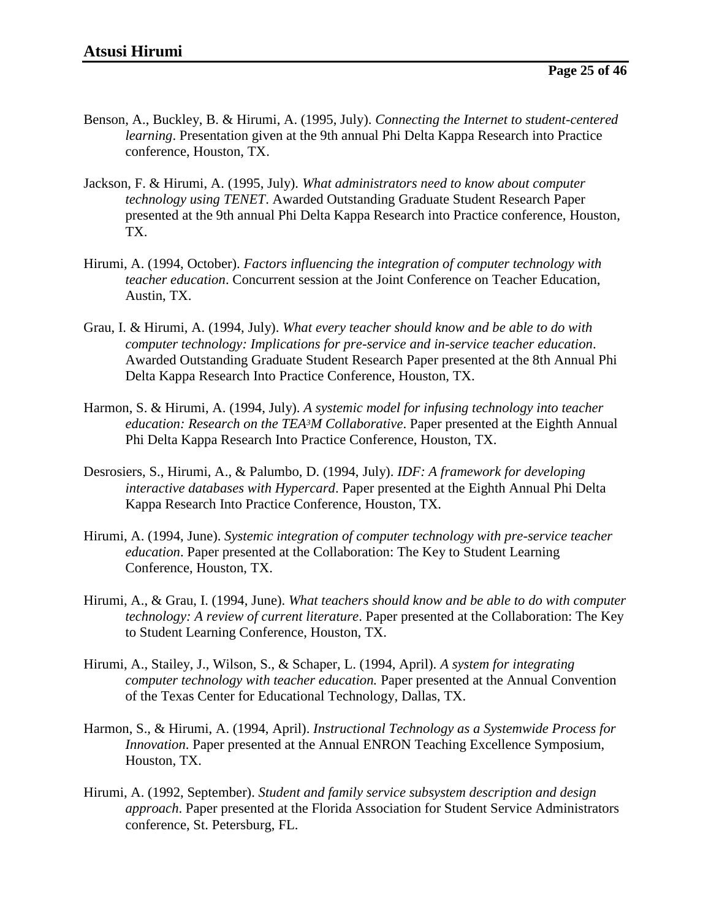Benson, A., Buckley, B. & Hirumi, A. (1995, July). *Connecting the Internet to student-centered learning*. Presentation given at the 9th annual Phi Delta Kappa Research into Practice conference, Houston, TX.

Jackson, F. & Hirumi, A. (1995, July). *What administrators need to know about computer technology using TENET*. Awarded Outstanding Graduate Student Research Paper presented at the 9th annual Phi Delta Kappa Research into Practice conference, Houston, TX.

Hirumi, A. (1994, October). *Factors influencing the integration of computer technology with teacher education*. Concurrent session at the Joint Conference on Teacher Education, Austin, TX.

Grau, I. & Hirumi, A. (1994, July). *What every teacher should know and be able to do with computer technology: Implications for pre-service and in-service teacher education*. Awarded Outstanding Graduate Student Research Paper presented at the 8th Annual Phi Delta Kappa Research Into Practice Conference, Houston, TX.

Harmon, S. & Hirumi, A. (1994, July). *A systemic model for infusing technology into teacher education: Research on the TEA³M Collaborative*. Paper presented at the Eighth Annual Phi Delta Kappa Research Into Practice Conference, Houston, TX.

Desrosiers, S., Hirumi, A., & Palumbo, D. (1994, July). *IDF: A framework for developing interactive databases with Hypercard*. Paper presented at the Eighth Annual Phi Delta Kappa Research Into Practice Conference, Houston, TX.

Hirumi, A. (1994, June). *Systemic integration of computer technology with pre-service teacher education*. Paper presented at the Collaboration: The Key to Student Learning Conference, Houston, TX.

Hirumi, A., & Grau, I. (1994, June). *What teachers should know and be able to do with computer technology: A review of current literature*. Paper presented at the Collaboration: The Key to Student Learning Conference, Houston, TX.

Hirumi, A., Stailey, J., Wilson, S., & Schaper, L. (1994, April). *A system for integrating computer technology with teacher education.* Paper presented at the Annual Convention of the Texas Center for Educational Technology, Dallas, TX.

Harmon, S., & Hirumi, A. (1994, April). *Instructional Technology as a Systemwide Process for Innovation*. Paper presented at the Annual ENRON Teaching Excellence Symposium, Houston, TX.

Hirumi, A. (1992, September). *Student and family service subsystem description and design approach*. Paper presented at the Florida Association for Student Service Administrators conference, St. Petersburg, FL.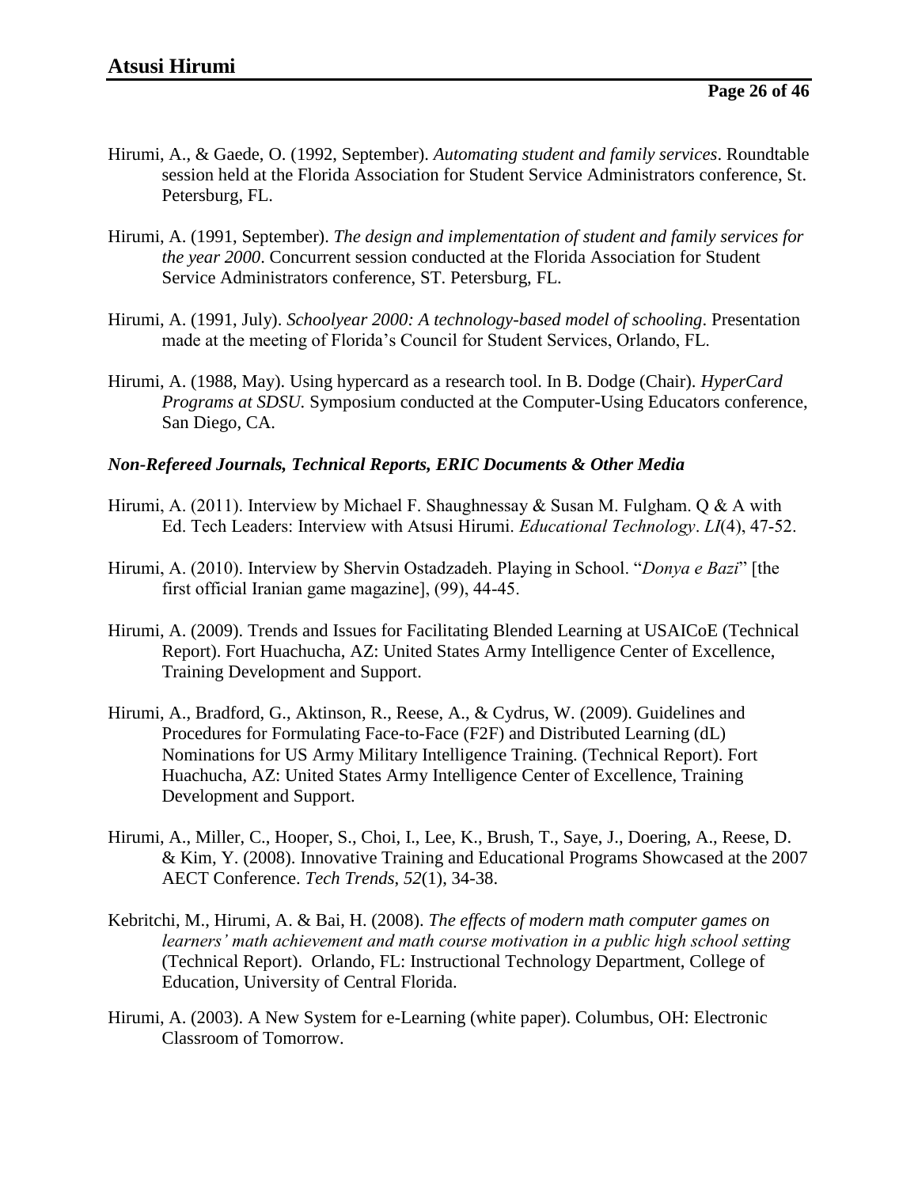Hirumi, A., & Gaede, O. (1992, September). *Automating student and family services*. Roundtable session held at the Florida Association for Student Service Administrators conference, St. Petersburg, FL.

Hirumi, A. (1991, September). *The design and implementation of student and family services for the year 2000*. Concurrent session conducted at the Florida Association for Student Service Administrators conference, ST. Petersburg, FL.

Hirumi, A. (1991, July). *Schoolyear 2000: A technology-based model of schooling*. Presentation made at the meeting of Florida's Council for Student Services, Orlando, FL.

Hirumi, A. (1988, May). Using hypercard as a research tool. In B. Dodge (Chair). *HyperCard Programs at SDSU.* Symposium conducted at the Computer-Using Educators conference, San Diego, CA.

### *Non-Refereed Journals, Technical Reports, ERIC Documents & Other Media*

Hirumi, A. (2011). Interview by Michael F. Shaughnessay & Susan M. Fulgham. Q & A with Ed. Tech Leaders: Interview with Atsusi Hirumi. *Educational Technology*. *LI*(4), 47-52.

Hirumi, A. (2010). Interview by Shervin Ostadzadeh. Playing in School. "*Donya e Bazi*" [the first official Iranian game magazine], (99), 44-45.

Hirumi, A. (2009). Trends and Issues for Facilitating Blended Learning at USAICoE (Technical Report). Fort Huachucha, AZ: United States Army Intelligence Center of Excellence, Training Development and Support.

Hirumi, A., Bradford, G., Aktinson, R., Reese, A., & Cydrus, W. (2009). Guidelines and Procedures for Formulating Face-to-Face (F2F) and Distributed Learning (dL) Nominations for US Army Military Intelligence Training. (Technical Report). Fort Huachucha, AZ: United States Army Intelligence Center of Excellence, Training Development and Support.

Hirumi, A., Miller, C., Hooper, S., Choi, I., Lee, K., Brush, T., Saye, J., Doering, A., Reese, D. & Kim, Y. (2008). Innovative Training and Educational Programs Showcased at the 2007 AECT Conference. *Tech Trends*, *52*(1), 34-38.

Kebritchi, M., Hirumi, A. & Bai, H. (2008). *The effects of modern math computer games on learners' math achievement and math course motivation in a public high school setting* (Technical Report). Orlando, FL: Instructional Technology Department, College of Education, University of Central Florida.

Hirumi, A. (2003). A New System for e-Learning (white paper). Columbus, OH: Electronic Classroom of Tomorrow.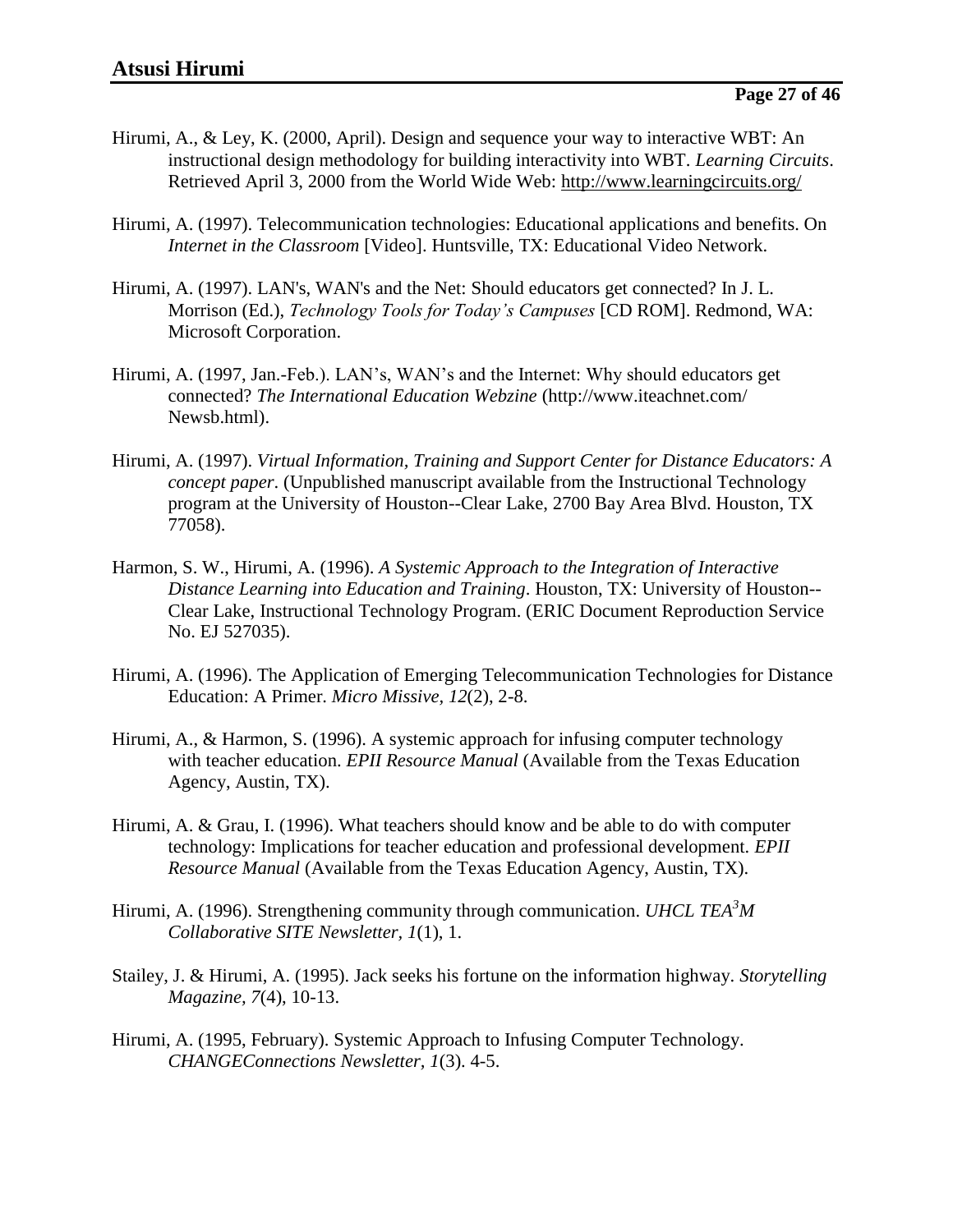Hirumi, A., & Ley, K. (2000, April). Design and sequence your way to interactive WBT: An instructional design methodology for building interactivity into WBT. *Learning Circuits*. Retrieved April 3, 2000 from the World Wide Web: http://www.learningcircuits.org/

Hirumi, A. (1997). Telecommunication technologies: Educational applications and benefits. On *Internet in the Classroom* [Video]. Huntsville, TX: Educational Video Network.

Hirumi, A. (1997). LAN's, WAN's and the Net: Should educators get connected? In J. L. Morrison (Ed.), *Technology Tools for Today's Campuses* [CD ROM]. Redmond, WA: Microsoft Corporation.

Hirumi, A. (1997, Jan.-Feb.). LAN's, WAN's and the Internet: Why should educators get connected? *The International Education Webzine* (http://www.iteachnet.com/Newsb.html).

Hirumi, A. (1997). *Virtual Information, Training and Support Center for Distance Educators: A concept paper*. (Unpublished manuscript available from the Instructional Technology program at the University of Houston--Clear Lake, 2700 Bay Area Blvd. Houston, TX 77058).

Harmon, S. W., Hirumi, A. (1996). *A Systemic Approach to the Integration of Interactive Distance Learning into Education and Training*. Houston, TX: University of Houston--Clear Lake, Instructional Technology Program. (ERIC Document Reproduction Service No. EJ 527035).

Hirumi, A. (1996). The Application of Emerging Telecommunication Technologies for Distance Education: A Primer. *Micro Missive, 12*(2), 2-8.

Hirumi, A., & Harmon, S. (1996). A systemic approach for infusing computer technology with teacher education. *EPII Resource Manual* (Available from the Texas Education Agency, Austin, TX).

Hirumi, A. & Grau, I. (1996). What teachers should know and be able to do with computer technology: Implications for teacher education and professional development. *EPII Resource Manual* (Available from the Texas Education Agency, Austin, TX).

Hirumi, A. (1996). Strengthening community through communication. *UHCL TEA$^3$M Collaborative SITE Newsletter, 1*(1), 1.

Stailey, J. & Hirumi, A. (1995). Jack seeks his fortune on the information highway. *Storytelling Magazine, 7*(4), 10-13.

Hirumi, A. (1995, February). Systemic Approach to Infusing Computer Technology. *CHANGEConnections Newsletter, 1*(3). 4-5.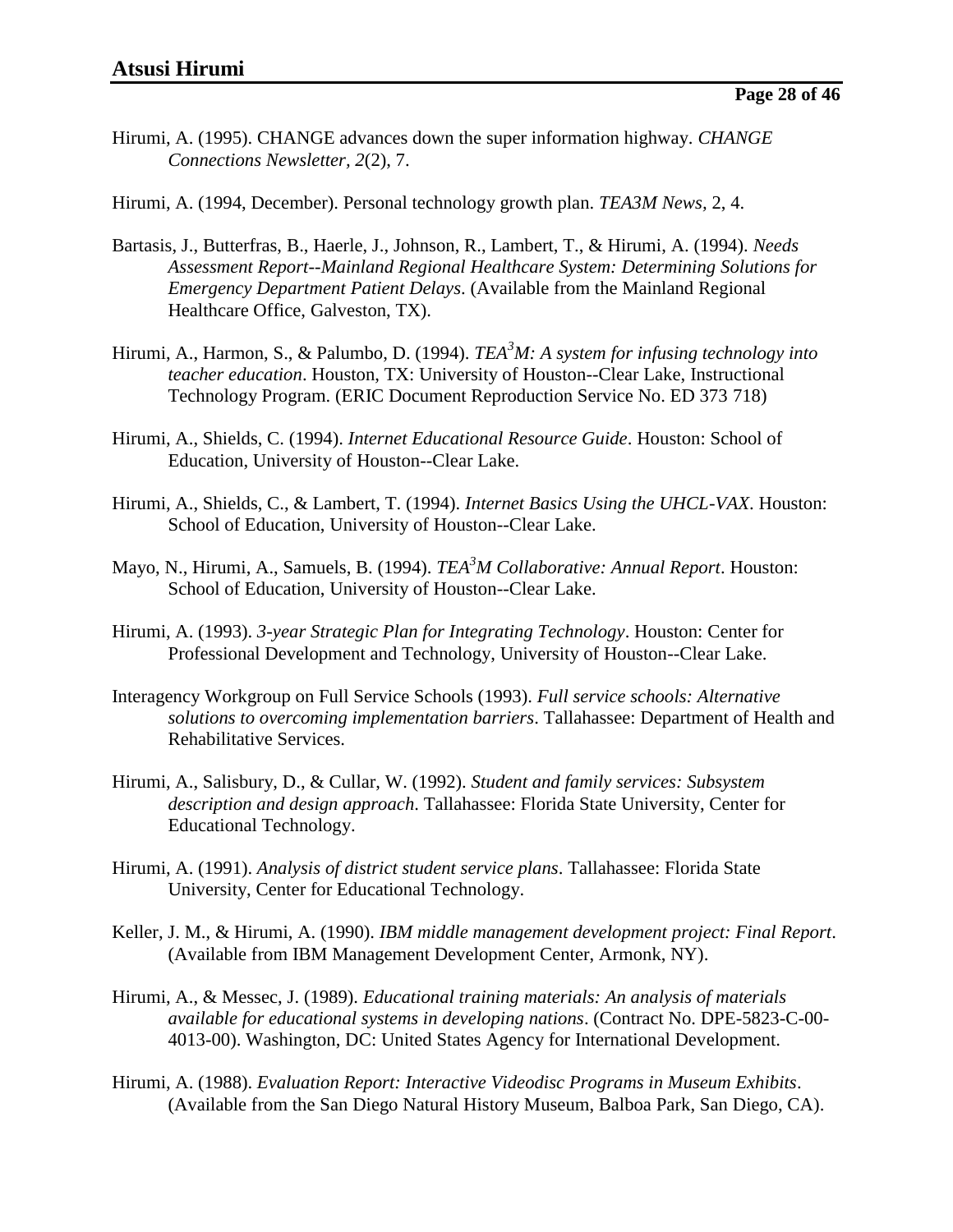Hirumi, A. (1995). CHANGE advances down the super information highway. *CHANGE Connections Newsletter, 2*(2), 7.

Hirumi, A. (1994, December). Personal technology growth plan. *TEA3M News,* 2, 4.

Bartasis, J., Butterfras, B., Haerle, J., Johnson, R., Lambert, T., & Hirumi, A. (1994). *Needs Assessment Report--Mainland Regional Healthcare System: Determining Solutions for Emergency Department Patient Delays*. (Available from the Mainland Regional Healthcare Office, Galveston, TX).

Hirumi, A., Harmon, S., & Palumbo, D. (1994). *TEA$^3$M: A system for infusing technology into teacher education*. Houston, TX: University of Houston--Clear Lake, Instructional Technology Program. (ERIC Document Reproduction Service No. ED 373 718)

Hirumi, A., Shields, C. (1994). *Internet Educational Resource Guide*. Houston: School of Education, University of Houston--Clear Lake.

Hirumi, A., Shields, C., & Lambert, T. (1994). *Internet Basics Using the UHCL-VAX*. Houston: School of Education, University of Houston--Clear Lake.

Mayo, N., Hirumi, A., Samuels, B. (1994). *TEA$^3$M Collaborative: Annual Report*. Houston: School of Education, University of Houston--Clear Lake.

Hirumi, A. (1993). *3-year Strategic Plan for Integrating Technology*. Houston: Center for Professional Development and Technology, University of Houston--Clear Lake.

Interagency Workgroup on Full Service Schools (1993). *Full service schools: Alternative solutions to overcoming implementation barriers*. Tallahassee: Department of Health and Rehabilitative Services.

Hirumi, A., Salisbury, D., & Cullar, W. (1992). *Student and family services: Subsystem description and design approach*. Tallahassee: Florida State University, Center for Educational Technology.

Hirumi, A. (1991). *Analysis of district student service plans*. Tallahassee: Florida State University, Center for Educational Technology.

Keller, J. M., & Hirumi, A. (1990). *IBM middle management development project: Final Report*. (Available from IBM Management Development Center, Armonk, NY).

Hirumi, A., & Messec, J. (1989). *Educational training materials: An analysis of materials available for educational systems in developing nations*. (Contract No. DPE-5823-C-00-4013-00). Washington, DC: United States Agency for International Development.

Hirumi, A. (1988). *Evaluation Report: Interactive Videodisc Programs in Museum Exhibits*. (Available from the San Diego Natural History Museum, Balboa Park, San Diego, CA).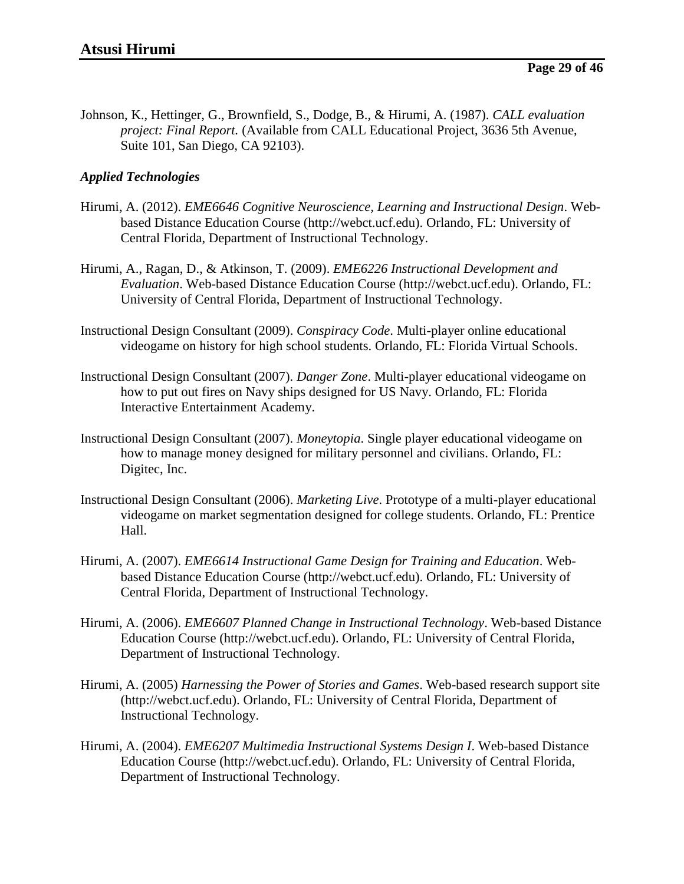Johnson, K., Hettinger, G., Brownfield, S., Dodge, B., & Hirumi, A. (1987). *CALL evaluation project: Final Report.* (Available from CALL Educational Project, 3636 5th Avenue, Suite 101, San Diego, CA 92103).

***Applied Technologies***

Hirumi, A. (2012). *EME6646 Cognitive Neuroscience, Learning and Instructional Design*. Web-based Distance Education Course (http://webct.ucf.edu). Orlando, FL: University of Central Florida, Department of Instructional Technology.

Hirumi, A., Ragan, D., & Atkinson, T. (2009). *EME6226 Instructional Development and Evaluation*. Web-based Distance Education Course (http://webct.ucf.edu). Orlando, FL: University of Central Florida, Department of Instructional Technology.

Instructional Design Consultant (2009). *Conspiracy Code*. Multi-player online educational videogame on history for high school students. Orlando, FL: Florida Virtual Schools.

Instructional Design Consultant (2007). *Danger Zone*. Multi-player educational videogame on how to put out fires on Navy ships designed for US Navy. Orlando, FL: Florida Interactive Entertainment Academy.

Instructional Design Consultant (2007). *Moneytopia*. Single player educational videogame on how to manage money designed for military personnel and civilians. Orlando, FL: Digitec, Inc.

Instructional Design Consultant (2006). *Marketing Live*. Prototype of a multi-player educational videogame on market segmentation designed for college students. Orlando, FL: Prentice Hall.

Hirumi, A. (2007). *EME6614 Instructional Game Design for Training and Education*. Web-based Distance Education Course (http://webct.ucf.edu). Orlando, FL: University of Central Florida, Department of Instructional Technology.

Hirumi, A. (2006). *EME6607 Planned Change in Instructional Technology*. Web-based Distance Education Course (http://webct.ucf.edu). Orlando, FL: University of Central Florida, Department of Instructional Technology.

Hirumi, A. (2005) *Harnessing the Power of Stories and Games*. Web-based research support site (http://webct.ucf.edu). Orlando, FL: University of Central Florida, Department of Instructional Technology.

Hirumi, A. (2004). *EME6207 Multimedia Instructional Systems Design I*. Web-based Distance Education Course (http://webct.ucf.edu). Orlando, FL: University of Central Florida, Department of Instructional Technology.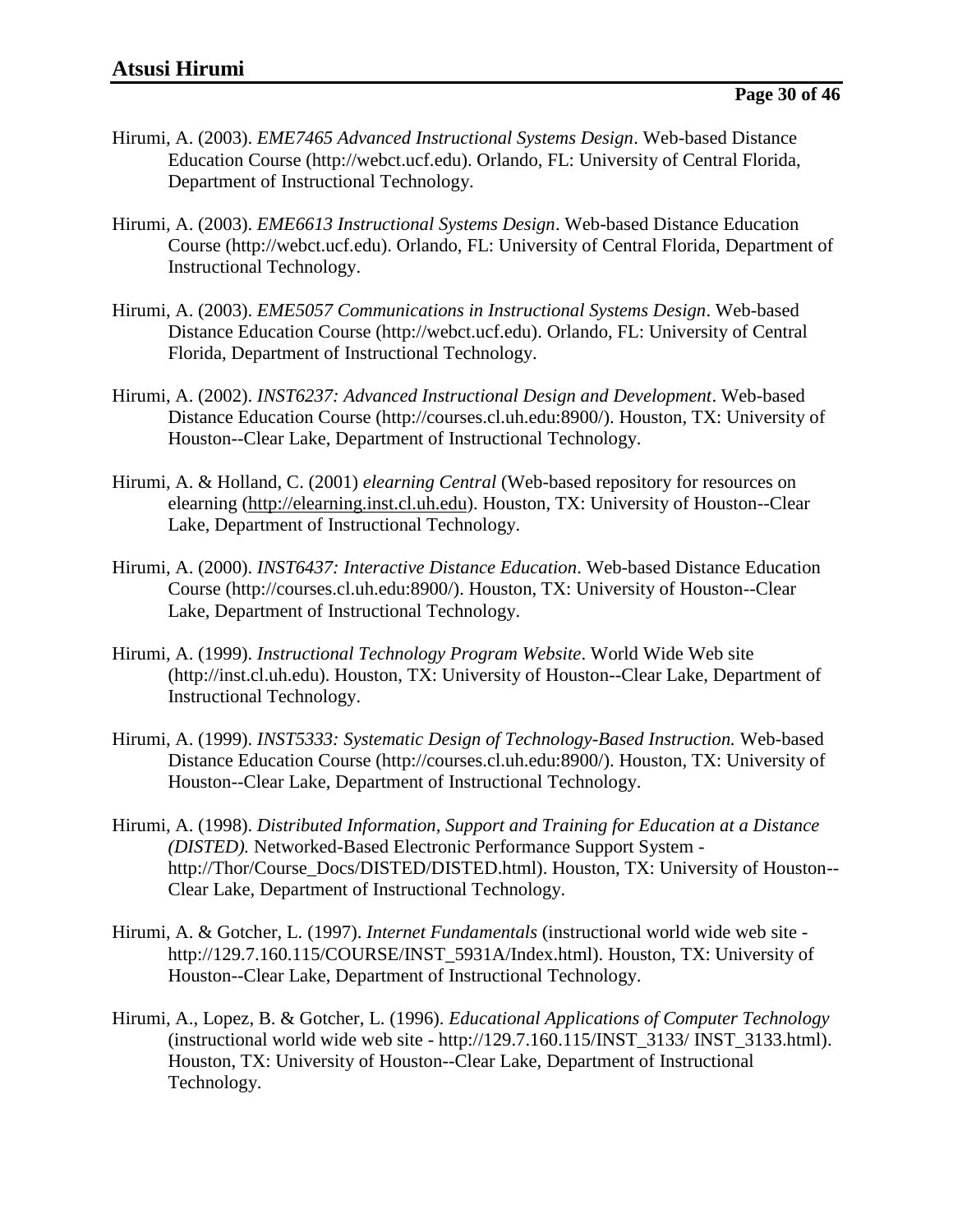Hirumi, A. (2003). *EME7465 Advanced Instructional Systems Design*. Web-based Distance Education Course (http://webct.ucf.edu). Orlando, FL: University of Central Florida, Department of Instructional Technology.

Hirumi, A. (2003). *EME6613 Instructional Systems Design*. Web-based Distance Education Course (http://webct.ucf.edu). Orlando, FL: University of Central Florida, Department of Instructional Technology.

Hirumi, A. (2003). *EME5057 Communications in Instructional Systems Design*. Web-based Distance Education Course (http://webct.ucf.edu). Orlando, FL: University of Central Florida, Department of Instructional Technology.

Hirumi, A. (2002). *INST6237: Advanced Instructional Design and Development*. Web-based Distance Education Course (http://courses.cl.uh.edu:8900/). Houston, TX: University of Houston--Clear Lake, Department of Instructional Technology.

Hirumi, A. & Holland, C. (2001) *elearning Central* (Web-based repository for resources on elearning (http://elearning.inst.cl.uh.edu). Houston, TX: University of Houston--Clear Lake, Department of Instructional Technology.

Hirumi, A. (2000). *INST6437: Interactive Distance Education*. Web-based Distance Education Course (http://courses.cl.uh.edu:8900/). Houston, TX: University of Houston--Clear Lake, Department of Instructional Technology.

Hirumi, A. (1999). *Instructional Technology Program Website*. World Wide Web site (http://inst.cl.uh.edu). Houston, TX: University of Houston--Clear Lake, Department of Instructional Technology.

Hirumi, A. (1999). *INST5333: Systematic Design of Technology-Based Instruction.* Web-based Distance Education Course (http://courses.cl.uh.edu:8900/). Houston, TX: University of Houston--Clear Lake, Department of Instructional Technology.

Hirumi, A. (1998). *Distributed Information, Support and Training for Education at a Distance (DISTED).* Networked-Based Electronic Performance Support System - http://Thor/Course_Docs/DISTED/DISTED.html). Houston, TX: University of Houston--Clear Lake, Department of Instructional Technology.

Hirumi, A. & Gotcher, L. (1997). *Internet Fundamentals* (instructional world wide web site - http://129.7.160.115/COURSE/INST_5931A/Index.html). Houston, TX: University of Houston--Clear Lake, Department of Instructional Technology.

Hirumi, A., Lopez, B. & Gotcher, L. (1996). *Educational Applications of Computer Technology* (instructional world wide web site - http://129.7.160.115/INST_3133/ INST_3133.html). Houston, TX: University of Houston--Clear Lake, Department of Instructional Technology.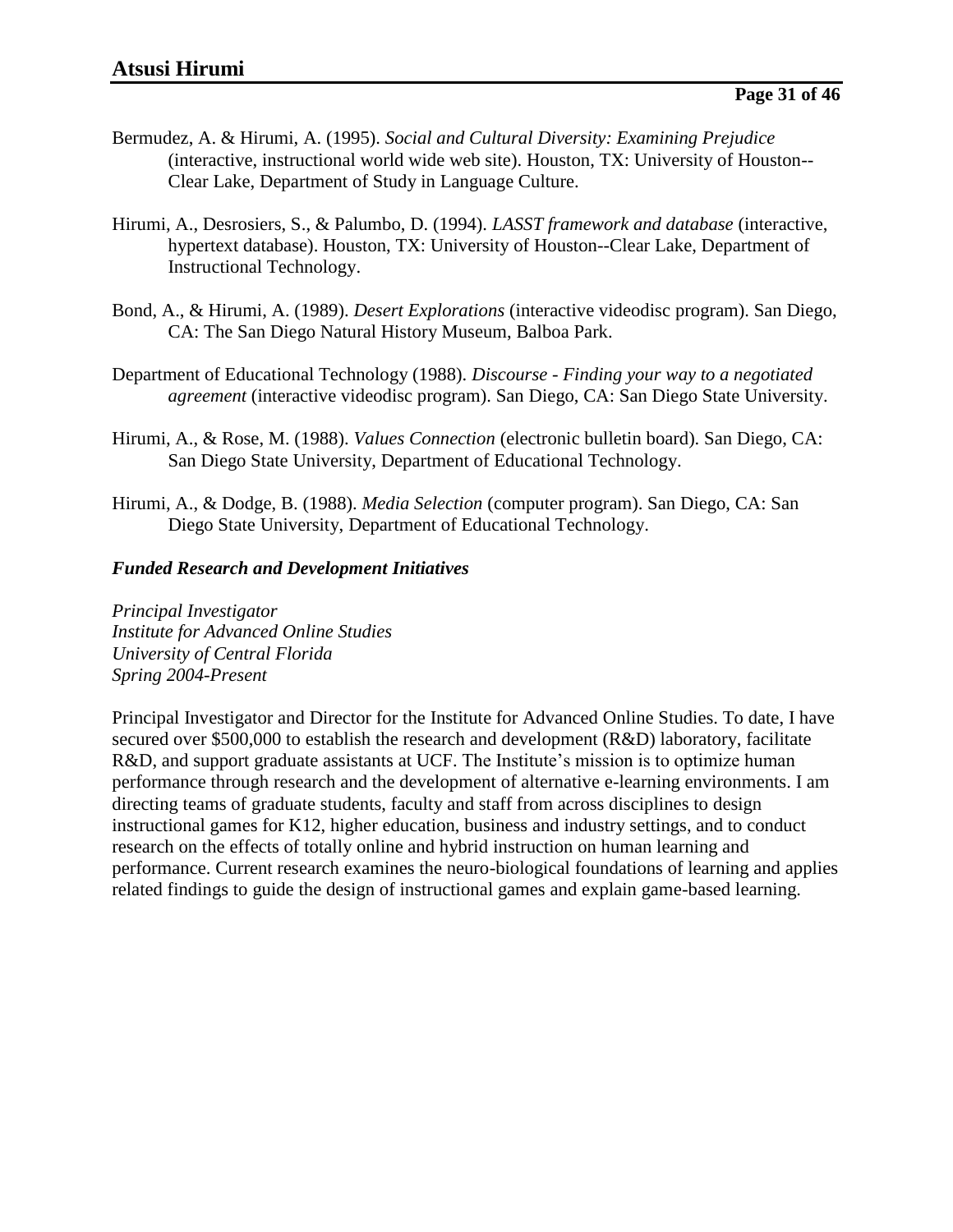Bermudez, A. & Hirumi, A. (1995). *Social and Cultural Diversity: Examining Prejudice* (interactive, instructional world wide web site). Houston, TX: University of Houston--Clear Lake, Department of Study in Language Culture.

Hirumi, A., Desrosiers, S., & Palumbo, D. (1994). *LASST framework and database* (interactive, hypertext database). Houston, TX: University of Houston--Clear Lake, Department of Instructional Technology.

Bond, A., & Hirumi, A. (1989). *Desert Explorations* (interactive videodisc program). San Diego, CA: The San Diego Natural History Museum, Balboa Park.

Department of Educational Technology (1988). *Discourse - Finding your way to a negotiated agreement* (interactive videodisc program). San Diego, CA: San Diego State University.

Hirumi, A., & Rose, M. (1988). *Values Connection* (electronic bulletin board). San Diego, CA: San Diego State University, Department of Educational Technology.

Hirumi, A., & Dodge, B. (1988). *Media Selection* (computer program). San Diego, CA: San Diego State University, Department of Educational Technology.

### *Funded Research and Development Initiatives*

*Principal Investigator*
*Institute for Advanced Online Studies*
*University of Central Florida*
*Spring 2004-Present*

Principal Investigator and Director for the Institute for Advanced Online Studies. To date, I have secured over $500,000 to establish the research and development (R&D) laboratory, facilitate R&D, and support graduate assistants at UCF. The Institute's mission is to optimize human performance through research and the development of alternative e-learning environments. I am directing teams of graduate students, faculty and staff from across disciplines to design instructional games for K12, higher education, business and industry settings, and to conduct research on the effects of totally online and hybrid instruction on human learning and performance. Current research examines the neuro-biological foundations of learning and applies related findings to guide the design of instructional games and explain game-based learning.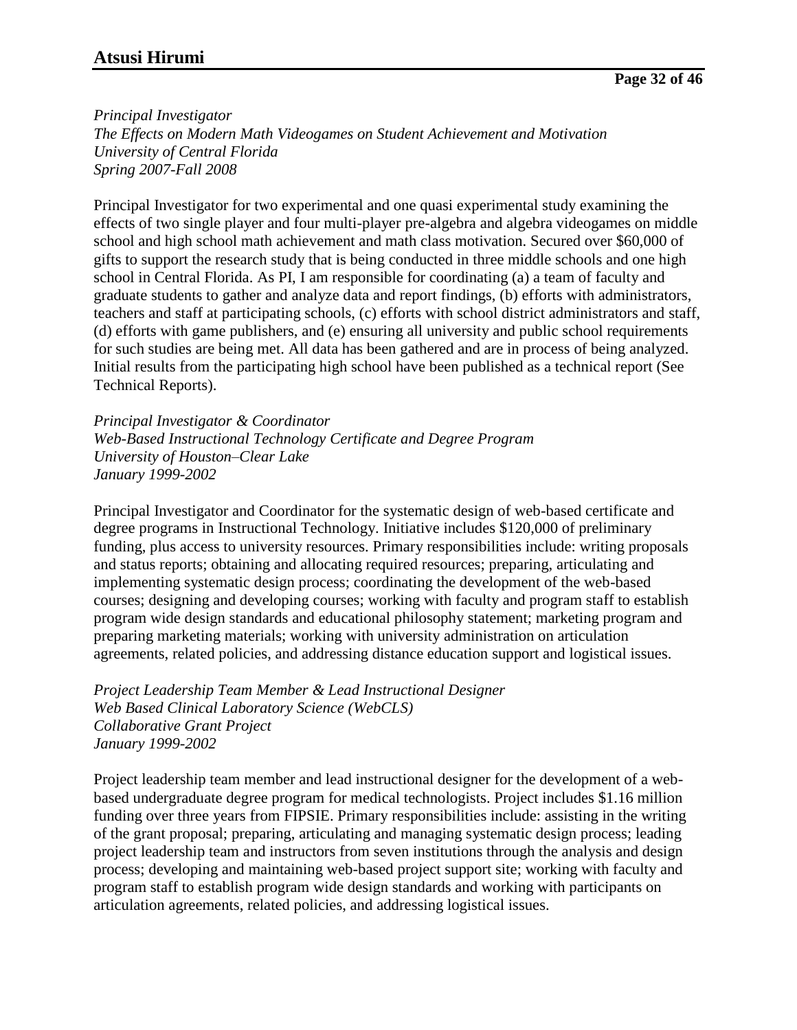*Principal Investigator*
*The Effects on Modern Math Videogames on Student Achievement and Motivation*
*University of Central Florida*
*Spring 2007-Fall 2008*

Principal Investigator for two experimental and one quasi experimental study examining the effects of two single player and four multi-player pre-algebra and algebra videogames on middle school and high school math achievement and math class motivation. Secured over $60,000 of gifts to support the research study that is being conducted in three middle schools and one high school in Central Florida. As PI, I am responsible for coordinating (a) a team of faculty and graduate students to gather and analyze data and report findings, (b) efforts with administrators, teachers and staff at participating schools, (c) efforts with school district administrators and staff, (d) efforts with game publishers, and (e) ensuring all university and public school requirements for such studies are being met. All data has been gathered and are in process of being analyzed. Initial results from the participating high school have been published as a technical report (See Technical Reports).

*Principal Investigator & Coordinator*
*Web-Based Instructional Technology Certificate and Degree Program*
*University of Houston–Clear Lake*
*January 1999-2002*

Principal Investigator and Coordinator for the systematic design of web-based certificate and degree programs in Instructional Technology. Initiative includes $120,000 of preliminary funding, plus access to university resources. Primary responsibilities include: writing proposals and status reports; obtaining and allocating required resources; preparing, articulating and implementing systematic design process; coordinating the development of the web-based courses; designing and developing courses; working with faculty and program staff to establish program wide design standards and educational philosophy statement; marketing program and preparing marketing materials; working with university administration on articulation agreements, related policies, and addressing distance education support and logistical issues.

*Project Leadership Team Member & Lead Instructional Designer*
*Web Based Clinical Laboratory Science (WebCLS)*
*Collaborative Grant Project*
*January 1999-2002*

Project leadership team member and lead instructional designer for the development of a web-based undergraduate degree program for medical technologists. Project includes $1.16 million funding over three years from FIPSIE. Primary responsibilities include: assisting in the writing of the grant proposal; preparing, articulating and managing systematic design process; leading project leadership team and instructors from seven institutions through the analysis and design process; developing and maintaining web-based project support site; working with faculty and program staff to establish program wide design standards and working with participants on articulation agreements, related policies, and addressing logistical issues.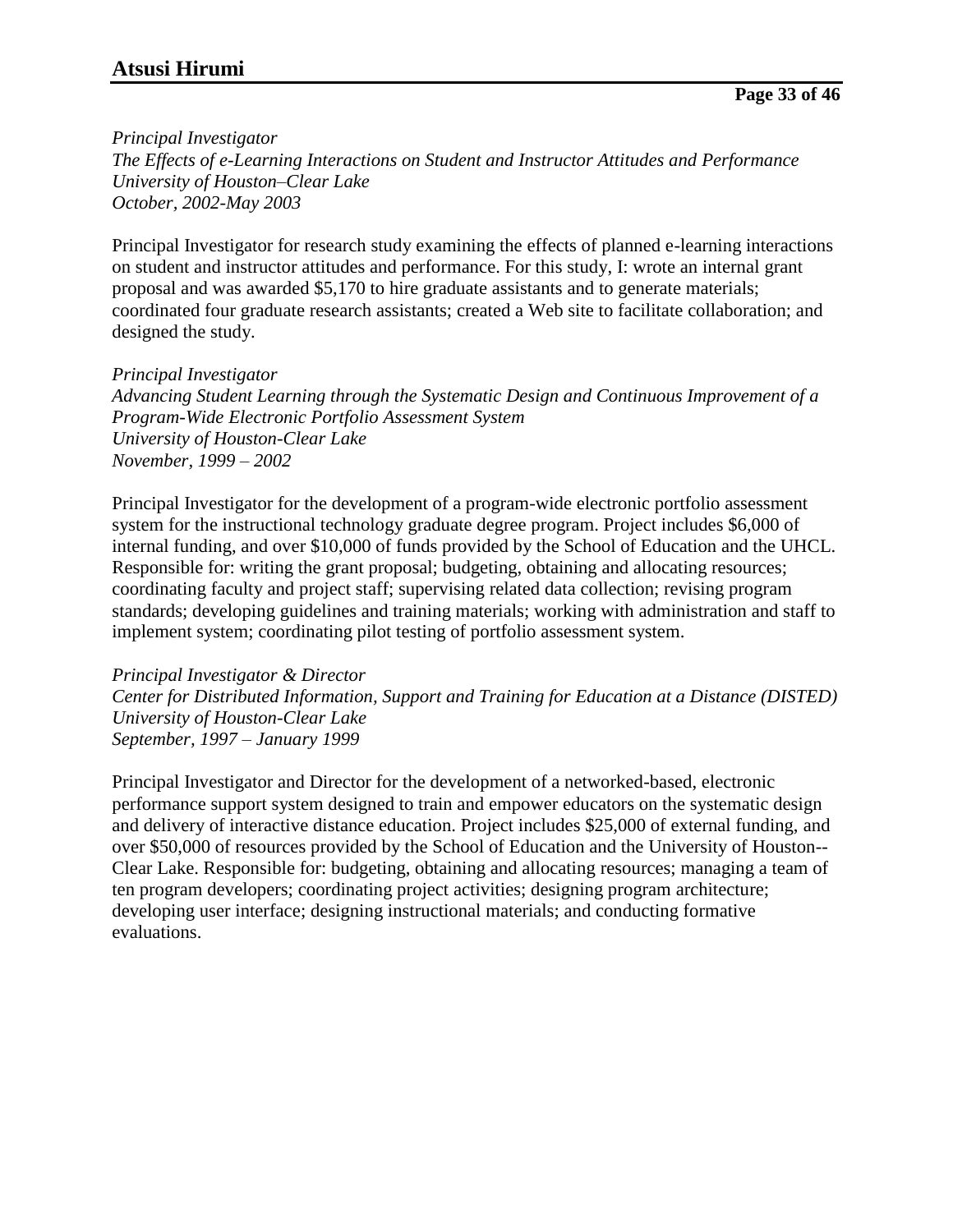*Principal Investigator*
*The Effects of e-Learning Interactions on Student and Instructor Attitudes and Performance*
*University of Houston–Clear Lake*
*October, 2002-May 2003*

Principal Investigator for research study examining the effects of planned e-learning interactions on student and instructor attitudes and performance. For this study, I: wrote an internal grant proposal and was awarded $5,170 to hire graduate assistants and to generate materials; coordinated four graduate research assistants; created a Web site to facilitate collaboration; and designed the study.

*Principal Investigator*
*Advancing Student Learning through the Systematic Design and Continuous Improvement of a Program-Wide Electronic Portfolio Assessment System*
*University of Houston-Clear Lake*
*November, 1999 – 2002*

Principal Investigator for the development of a program-wide electronic portfolio assessment system for the instructional technology graduate degree program. Project includes $6,000 of internal funding, and over $10,000 of funds provided by the School of Education and the UHCL. Responsible for: writing the grant proposal; budgeting, obtaining and allocating resources; coordinating faculty and project staff; supervising related data collection; revising program standards; developing guidelines and training materials; working with administration and staff to implement system; coordinating pilot testing of portfolio assessment system.

*Principal Investigator & Director*
*Center for Distributed Information, Support and Training for Education at a Distance (DISTED)*
*University of Houston-Clear Lake*
*September, 1997 – January 1999*

Principal Investigator and Director for the development of a networked-based, electronic performance support system designed to train and empower educators on the systematic design and delivery of interactive distance education. Project includes $25,000 of external funding, and over $50,000 of resources provided by the School of Education and the University of Houston--Clear Lake. Responsible for: budgeting, obtaining and allocating resources; managing a team of ten program developers; coordinating project activities; designing program architecture; developing user interface; designing instructional materials; and conducting formative evaluations.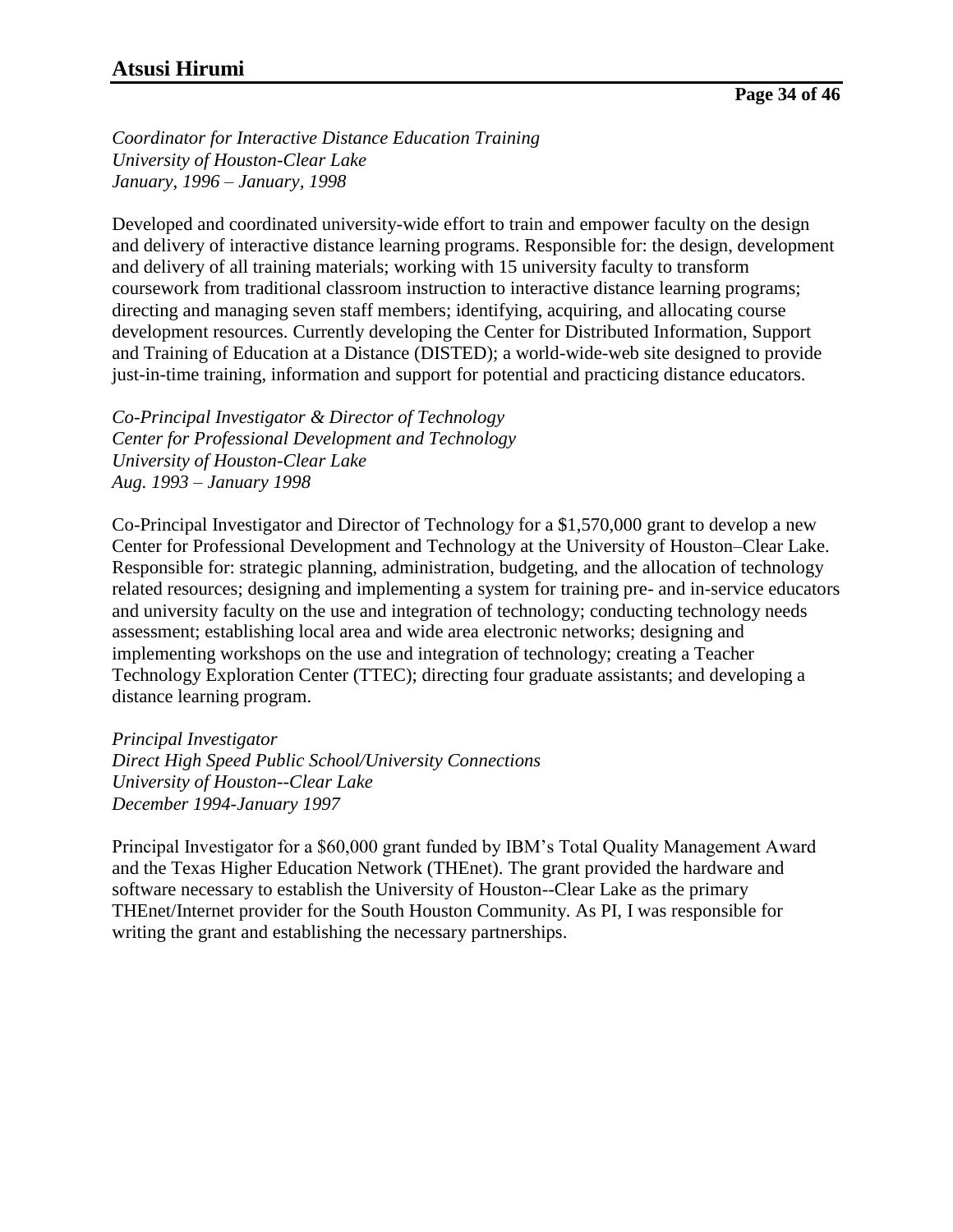*Coordinator for Interactive Distance Education Training*
*University of Houston-Clear Lake*
*January, 1996 – January, 1998*

Developed and coordinated university-wide effort to train and empower faculty on the design and delivery of interactive distance learning programs. Responsible for: the design, development and delivery of all training materials; working with 15 university faculty to transform coursework from traditional classroom instruction to interactive distance learning programs; directing and managing seven staff members; identifying, acquiring, and allocating course development resources. Currently developing the Center for Distributed Information, Support and Training of Education at a Distance (DISTED); a world-wide-web site designed to provide just-in-time training, information and support for potential and practicing distance educators.

*Co-Principal Investigator & Director of Technology*
*Center for Professional Development and Technology*
*University of Houston-Clear Lake*
*Aug. 1993 – January 1998*

Co-Principal Investigator and Director of Technology for a $1,570,000 grant to develop a new Center for Professional Development and Technology at the University of Houston–Clear Lake. Responsible for: strategic planning, administration, budgeting, and the allocation of technology related resources; designing and implementing a system for training pre- and in-service educators and university faculty on the use and integration of technology; conducting technology needs assessment; establishing local area and wide area electronic networks; designing and implementing workshops on the use and integration of technology; creating a Teacher Technology Exploration Center (TTEC); directing four graduate assistants; and developing a distance learning program.

*Principal Investigator*
*Direct High Speed Public School/University Connections*
*University of Houston--Clear Lake*
*December 1994-January 1997*

Principal Investigator for a $60,000 grant funded by IBM's Total Quality Management Award and the Texas Higher Education Network (THEnet). The grant provided the hardware and software necessary to establish the University of Houston--Clear Lake as the primary THEnet/Internet provider for the South Houston Community. As PI, I was responsible for writing the grant and establishing the necessary partnerships.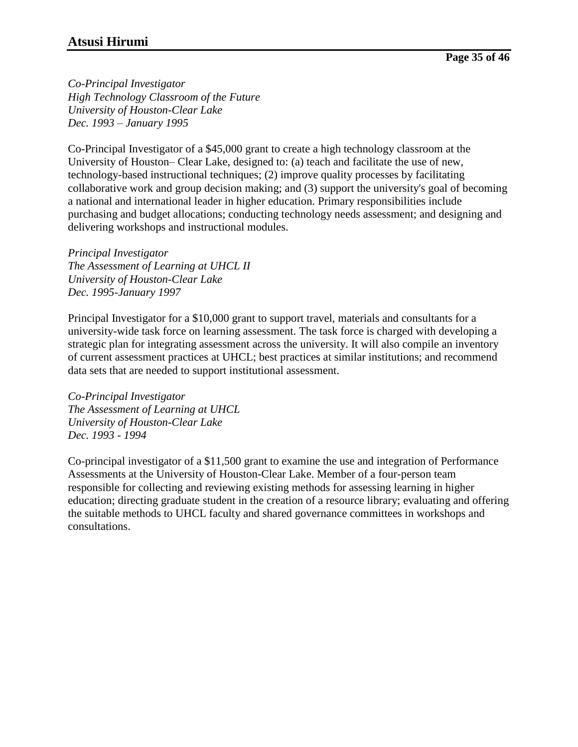*Co-Principal Investigator*
*High Technology Classroom of the Future*
*University of Houston-Clear Lake*
*Dec. 1993 – January 1995*

Co-Principal Investigator of a $45,000 grant to create a high technology classroom at the University of Houston– Clear Lake, designed to: (a) teach and facilitate the use of new, technology-based instructional techniques; (2) improve quality processes by facilitating collaborative work and group decision making; and (3) support the university's goal of becoming a national and international leader in higher education. Primary responsibilities include purchasing and budget allocations; conducting technology needs assessment; and designing and delivering workshops and instructional modules.

*Principal Investigator*
*The Assessment of Learning at UHCL II*
*University of Houston-Clear Lake*
*Dec. 1995-January 1997*

Principal Investigator for a $10,000 grant to support travel, materials and consultants for a university-wide task force on learning assessment. The task force is charged with developing a strategic plan for integrating assessment across the university. It will also compile an inventory of current assessment practices at UHCL; best practices at similar institutions; and recommend data sets that are needed to support institutional assessment.

*Co-Principal Investigator*
*The Assessment of Learning at UHCL*
*University of Houston-Clear Lake*
*Dec. 1993 - 1994*

Co-principal investigator of a $11,500 grant to examine the use and integration of Performance Assessments at the University of Houston-Clear Lake. Member of a four-person team responsible for collecting and reviewing existing methods for assessing learning in higher education; directing graduate student in the creation of a resource library; evaluating and offering the suitable methods to UHCL faculty and shared governance committees in workshops and consultations.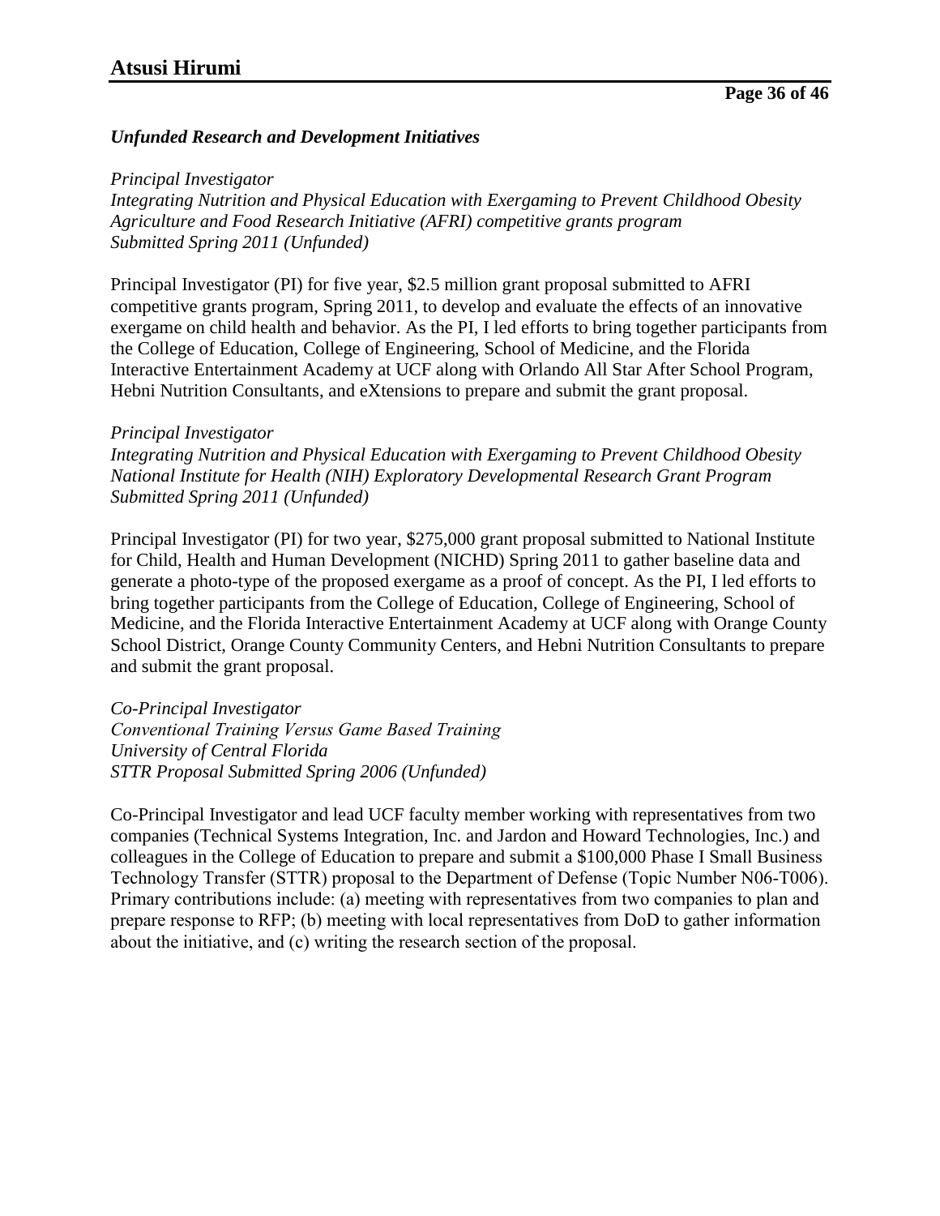### *Unfunded Research and Development Initiatives*

*Principal Investigator*
*Integrating Nutrition and Physical Education with Exergaming to Prevent Childhood Obesity*
*Agriculture and Food Research Initiative (AFRI) competitive grants program*
*Submitted Spring 2011 (Unfunded)*

Principal Investigator (PI) for five year, $2.5 million grant proposal submitted to AFRI competitive grants program, Spring 2011, to develop and evaluate the effects of an innovative exergame on child health and behavior. As the PI, I led efforts to bring together participants from the College of Education, College of Engineering, School of Medicine, and the Florida Interactive Entertainment Academy at UCF along with Orlando All Star After School Program, Hebni Nutrition Consultants, and eXtensions to prepare and submit the grant proposal.

*Principal Investigator*
*Integrating Nutrition and Physical Education with Exergaming to Prevent Childhood Obesity*
*National Institute for Health (NIH) Exploratory Developmental Research Grant Program*
*Submitted Spring 2011 (Unfunded)*

Principal Investigator (PI) for two year, $275,000 grant proposal submitted to National Institute for Child, Health and Human Development (NICHD) Spring 2011 to gather baseline data and generate a photo-type of the proposed exergame as a proof of concept. As the PI, I led efforts to bring together participants from the College of Education, College of Engineering, School of Medicine, and the Florida Interactive Entertainment Academy at UCF along with Orange County School District, Orange County Community Centers, and Hebni Nutrition Consultants to prepare and submit the grant proposal.

*Co-Principal Investigator*
*Conventional Training Versus Game Based Training*
*University of Central Florida*
*STTR Proposal Submitted Spring 2006 (Unfunded)*

Co-Principal Investigator and lead UCF faculty member working with representatives from two companies (Technical Systems Integration, Inc. and Jardon and Howard Technologies, Inc.) and colleagues in the College of Education to prepare and submit a $100,000 Phase I Small Business Technology Transfer (STTR) proposal to the Department of Defense (Topic Number N06-T006). Primary contributions include: (a) meeting with representatives from two companies to plan and prepare response to RFP; (b) meeting with local representatives from DoD to gather information about the initiative, and (c) writing the research section of the proposal.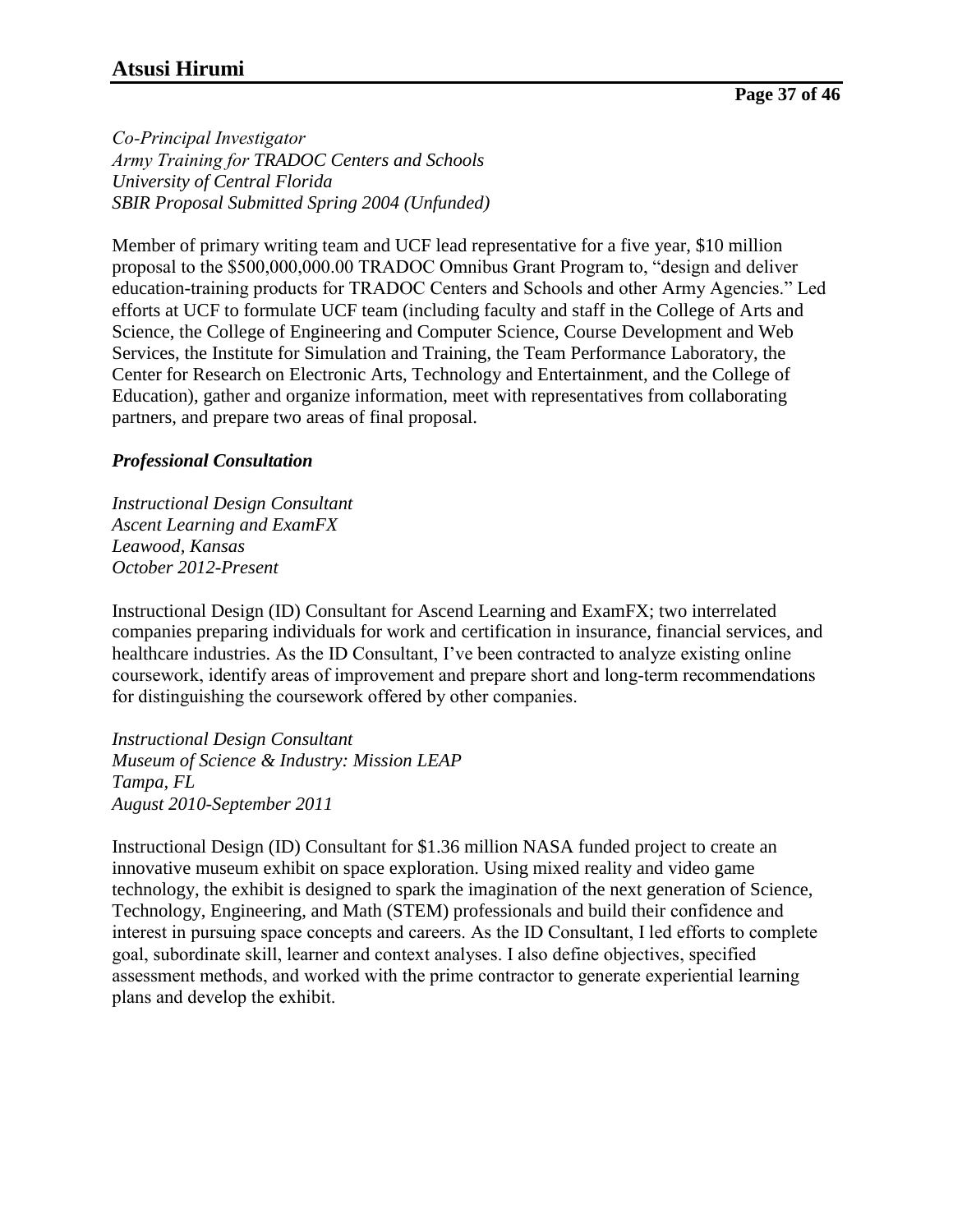*Co-Principal Investigator*
*Army Training for TRADOC Centers and Schools*
*University of Central Florida*
*SBIR Proposal Submitted Spring 2004 (Unfunded)*

Member of primary writing team and UCF lead representative for a five year, $10 million proposal to the $500,000,000.00 TRADOC Omnibus Grant Program to, "design and deliver education-training products for TRADOC Centers and Schools and other Army Agencies." Led efforts at UCF to formulate UCF team (including faculty and staff in the College of Arts and Science, the College of Engineering and Computer Science, Course Development and Web Services, the Institute for Simulation and Training, the Team Performance Laboratory, the Center for Research on Electronic Arts, Technology and Entertainment, and the College of Education), gather and organize information, meet with representatives from collaborating partners, and prepare two areas of final proposal.

***Professional Consultation***

*Instructional Design Consultant*
*Ascent Learning and ExamFX*
*Leawood, Kansas*
*October 2012-Present*

Instructional Design (ID) Consultant for Ascend Learning and ExamFX; two interrelated companies preparing individuals for work and certification in insurance, financial services, and healthcare industries. As the ID Consultant, I've been contracted to analyze existing online coursework, identify areas of improvement and prepare short and long-term recommendations for distinguishing the coursework offered by other companies.

*Instructional Design Consultant*
*Museum of Science & Industry: Mission LEAP*
*Tampa, FL*
*August 2010-September 2011*

Instructional Design (ID) Consultant for $1.36 million NASA funded project to create an innovative museum exhibit on space exploration. Using mixed reality and video game technology, the exhibit is designed to spark the imagination of the next generation of Science, Technology, Engineering, and Math (STEM) professionals and build their confidence and interest in pursuing space concepts and careers. As the ID Consultant, I led efforts to complete goal, subordinate skill, learner and context analyses. I also define objectives, specified assessment methods, and worked with the prime contractor to generate experiential learning plans and develop the exhibit.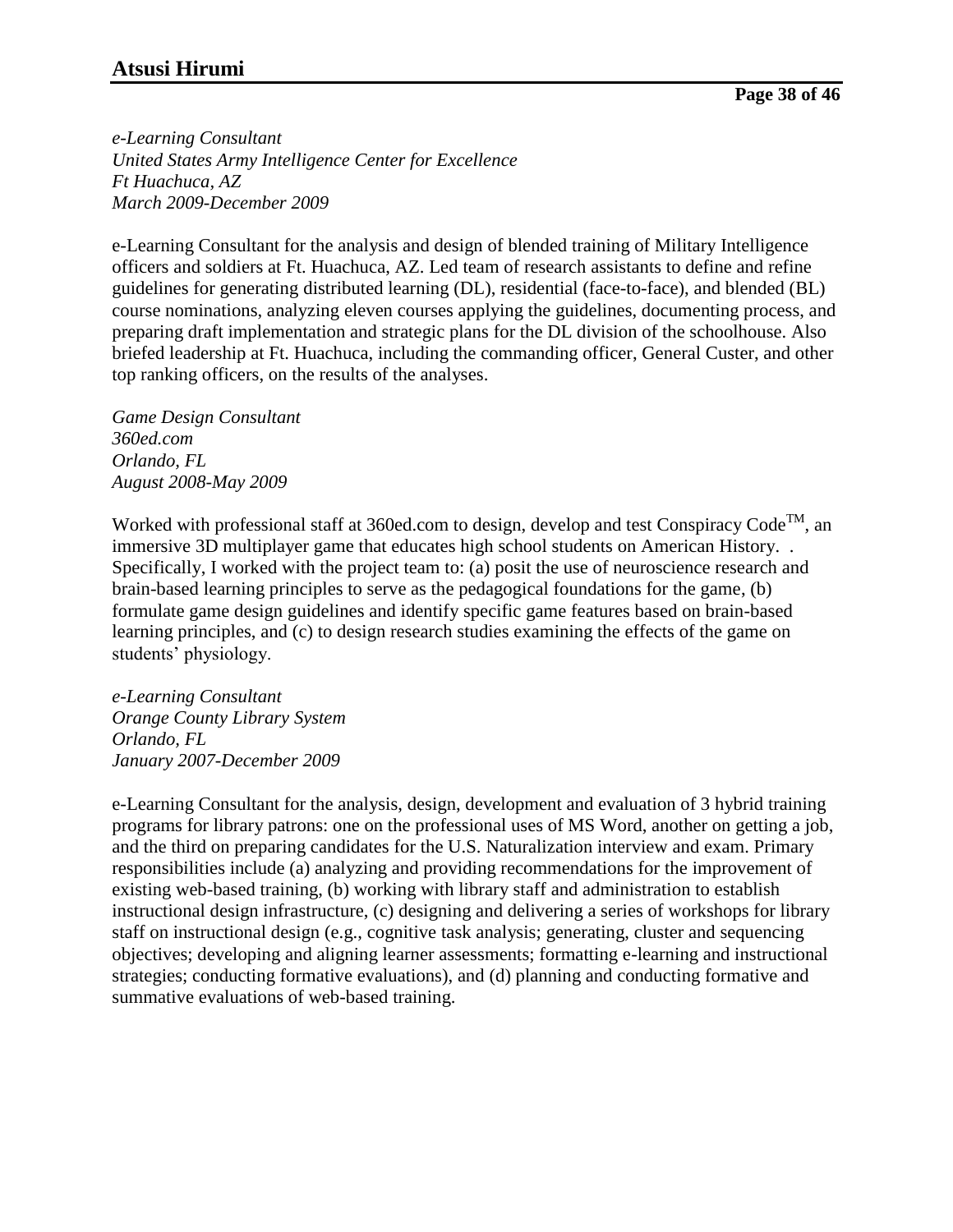*e-Learning Consultant*
*United States Army Intelligence Center for Excellence*
*Ft Huachuca, AZ*
*March 2009-December 2009*

e-Learning Consultant for the analysis and design of blended training of Military Intelligence officers and soldiers at Ft. Huachuca, AZ. Led team of research assistants to define and refine guidelines for generating distributed learning (DL), residential (face-to-face), and blended (BL) course nominations, analyzing eleven courses applying the guidelines, documenting process, and preparing draft implementation and strategic plans for the DL division of the schoolhouse. Also briefed leadership at Ft. Huachuca, including the commanding officer, General Custer, and other top ranking officers, on the results of the analyses.

*Game Design Consultant*
*360ed.com*
*Orlando, FL*
*August 2008-May 2009*

Worked with professional staff at 360ed.com to design, develop and test Conspiracy Code™, an immersive 3D multiplayer game that educates high school students on American History. . Specifically, I worked with the project team to: (a) posit the use of neuroscience research and brain-based learning principles to serve as the pedagogical foundations for the game, (b) formulate game design guidelines and identify specific game features based on brain-based learning principles, and (c) to design research studies examining the effects of the game on students' physiology.

*e-Learning Consultant*
*Orange County Library System*
*Orlando, FL*
*January 2007-December 2009*

e-Learning Consultant for the analysis, design, development and evaluation of 3 hybrid training programs for library patrons: one on the professional uses of MS Word, another on getting a job, and the third on preparing candidates for the U.S. Naturalization interview and exam. Primary responsibilities include (a) analyzing and providing recommendations for the improvement of existing web-based training, (b) working with library staff and administration to establish instructional design infrastructure, (c) designing and delivering a series of workshops for library staff on instructional design (e.g., cognitive task analysis; generating, cluster and sequencing objectives; developing and aligning learner assessments; formatting e-learning and instructional strategies; conducting formative evaluations), and (d) planning and conducting formative and summative evaluations of web-based training.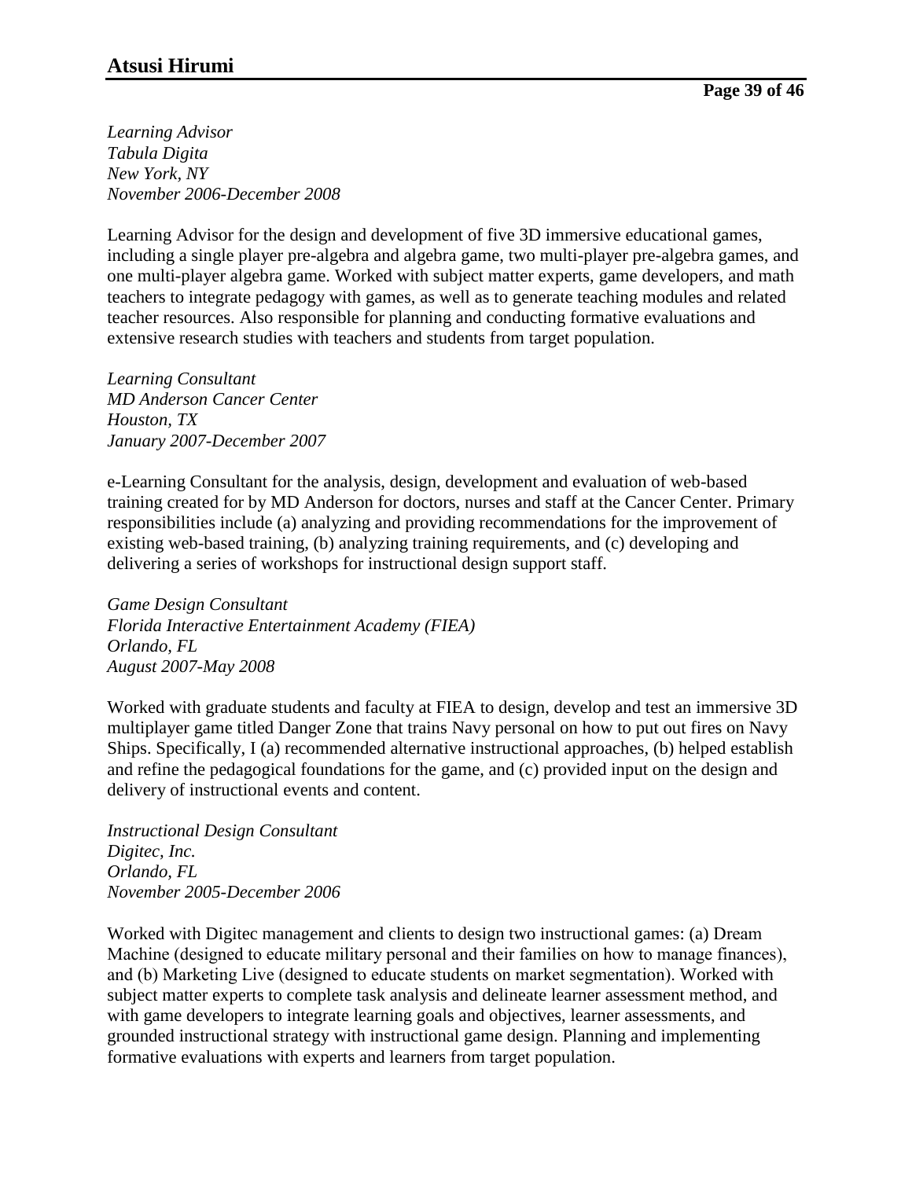*Learning Advisor*
*Tabula Digita*
*New York, NY*
*November 2006-December 2008*

Learning Advisor for the design and development of five 3D immersive educational games, including a single player pre-algebra and algebra game, two multi-player pre-algebra games, and one multi-player algebra game. Worked with subject matter experts, game developers, and math teachers to integrate pedagogy with games, as well as to generate teaching modules and related teacher resources. Also responsible for planning and conducting formative evaluations and extensive research studies with teachers and students from target population.

*Learning Consultant*
*MD Anderson Cancer Center*
*Houston, TX*
*January 2007-December 2007*

e-Learning Consultant for the analysis, design, development and evaluation of web-based training created for by MD Anderson for doctors, nurses and staff at the Cancer Center. Primary responsibilities include (a) analyzing and providing recommendations for the improvement of existing web-based training, (b) analyzing training requirements, and (c) developing and delivering a series of workshops for instructional design support staff.

*Game Design Consultant*
*Florida Interactive Entertainment Academy (FIEA)*
*Orlando, FL*
*August 2007-May 2008*

Worked with graduate students and faculty at FIEA to design, develop and test an immersive 3D multiplayer game titled Danger Zone that trains Navy personal on how to put out fires on Navy Ships. Specifically, I (a) recommended alternative instructional approaches, (b) helped establish and refine the pedagogical foundations for the game, and (c) provided input on the design and delivery of instructional events and content.

*Instructional Design Consultant*
*Digitec, Inc.*
*Orlando, FL*
*November 2005-December 2006*

Worked with Digitec management and clients to design two instructional games: (a) Dream Machine (designed to educate military personal and their families on how to manage finances), and (b) Marketing Live (designed to educate students on market segmentation). Worked with subject matter experts to complete task analysis and delineate learner assessment method, and with game developers to integrate learning goals and objectives, learner assessments, and grounded instructional strategy with instructional game design. Planning and implementing formative evaluations with experts and learners from target population.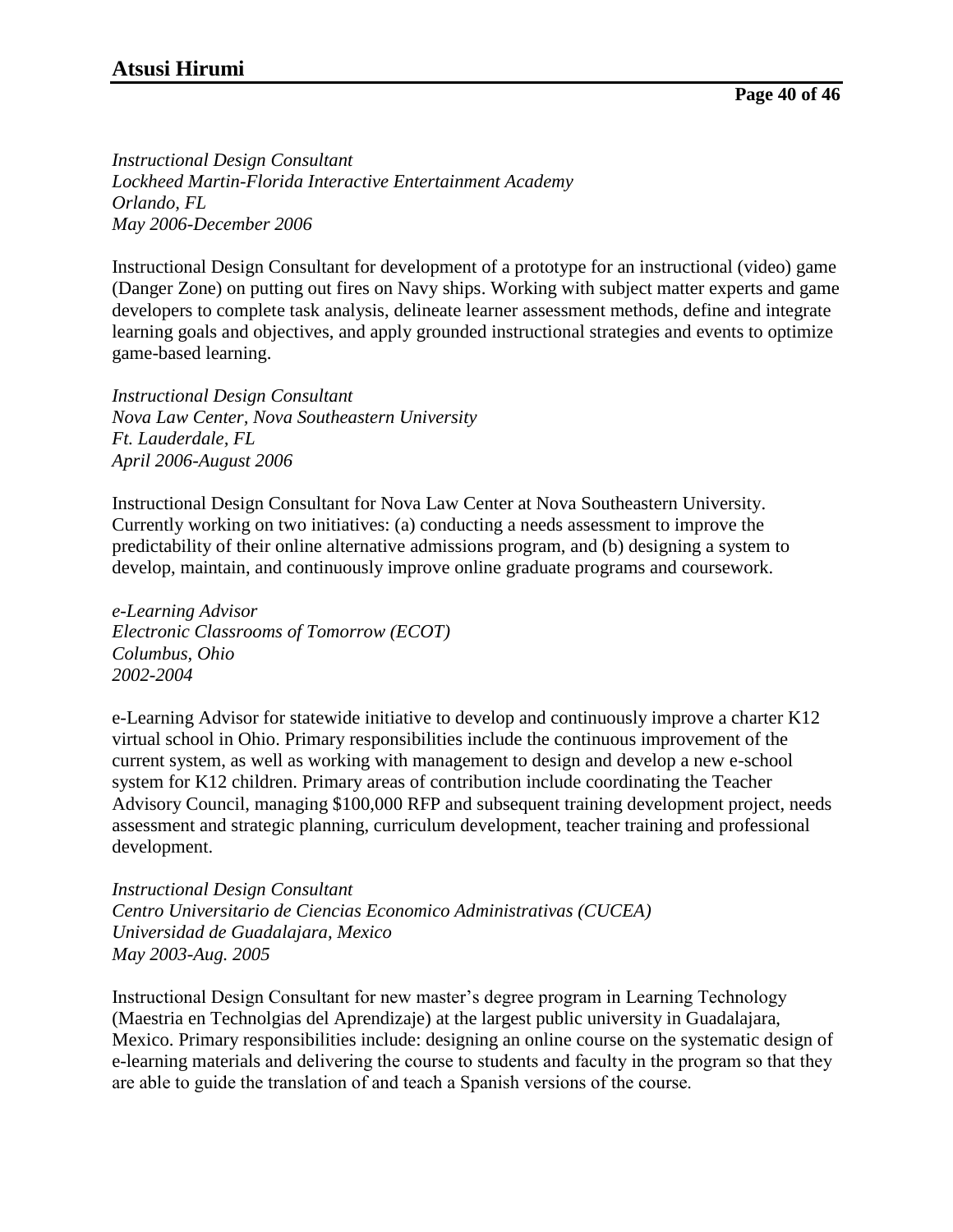*Instructional Design Consultant*
*Lockheed Martin-Florida Interactive Entertainment Academy*
*Orlando, FL*
*May 2006-December 2006*

Instructional Design Consultant for development of a prototype for an instructional (video) game (Danger Zone) on putting out fires on Navy ships. Working with subject matter experts and game developers to complete task analysis, delineate learner assessment methods, define and integrate learning goals and objectives, and apply grounded instructional strategies and events to optimize game-based learning.

*Instructional Design Consultant*
*Nova Law Center, Nova Southeastern University*
*Ft. Lauderdale, FL*
*April 2006-August 2006*

Instructional Design Consultant for Nova Law Center at Nova Southeastern University. Currently working on two initiatives: (a) conducting a needs assessment to improve the predictability of their online alternative admissions program, and (b) designing a system to develop, maintain, and continuously improve online graduate programs and coursework.

*e-Learning Advisor*
*Electronic Classrooms of Tomorrow (ECOT)*
*Columbus, Ohio*
*2002-2004*

e-Learning Advisor for statewide initiative to develop and continuously improve a charter K12 virtual school in Ohio. Primary responsibilities include the continuous improvement of the current system, as well as working with management to design and develop a new e-school system for K12 children. Primary areas of contribution include coordinating the Teacher Advisory Council, managing $100,000 RFP and subsequent training development project, needs assessment and strategic planning, curriculum development, teacher training and professional development.

*Instructional Design Consultant*
*Centro Universitario de Ciencias Economico Administrativas (CUCEA)*
*Universidad de Guadalajara, Mexico*
*May 2003-Aug. 2005*

Instructional Design Consultant for new master's degree program in Learning Technology (Maestria en Technolgias del Aprendizaje) at the largest public university in Guadalajara, Mexico. Primary responsibilities include: designing an online course on the systematic design of e-learning materials and delivering the course to students and faculty in the program so that they are able to guide the translation of and teach a Spanish versions of the course.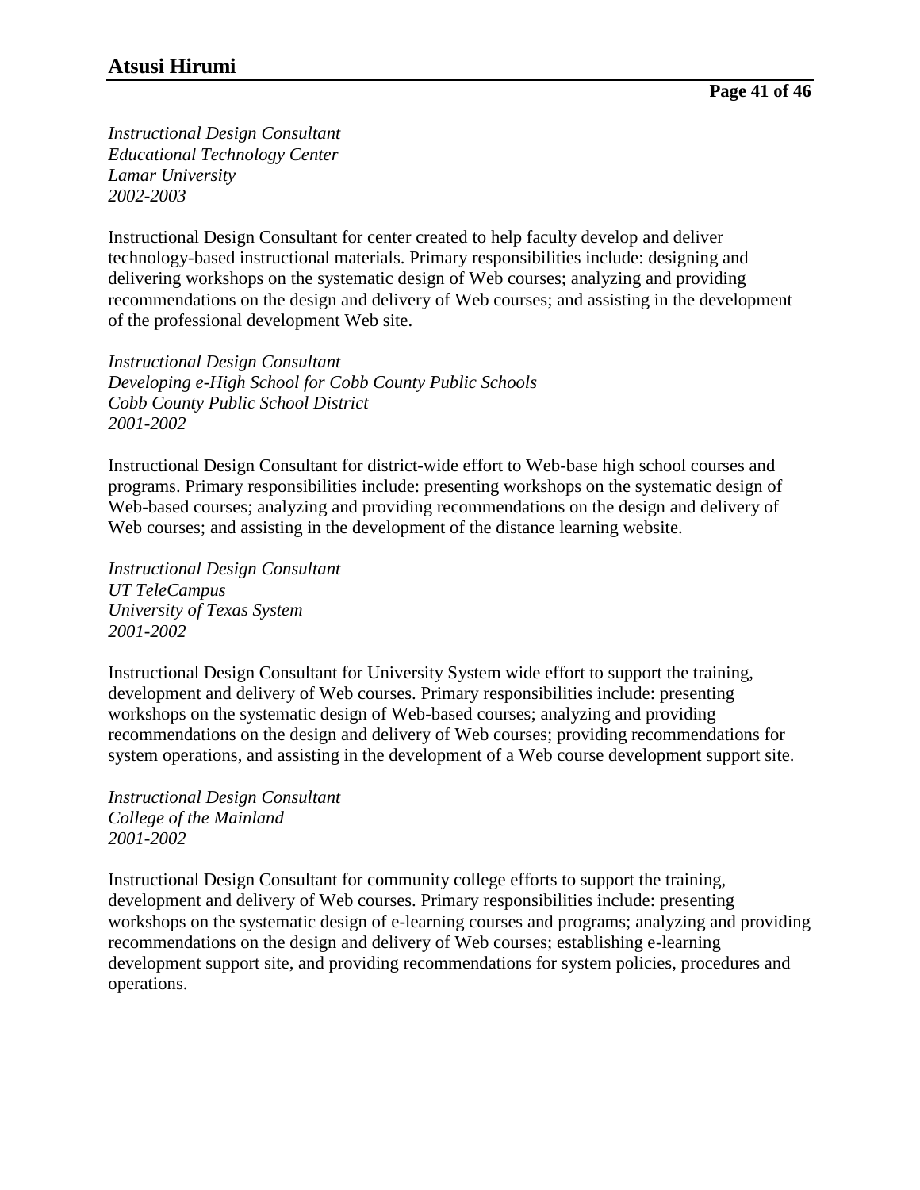*Instructional Design Consultant*
*Educational Technology Center*
*Lamar University*
*2002-2003*

Instructional Design Consultant for center created to help faculty develop and deliver technology-based instructional materials. Primary responsibilities include: designing and delivering workshops on the systematic design of Web courses; analyzing and providing recommendations on the design and delivery of Web courses; and assisting in the development of the professional development Web site.

*Instructional Design Consultant*
*Developing e-High School for Cobb County Public Schools*
*Cobb County Public School District*
*2001-2002*

Instructional Design Consultant for district-wide effort to Web-base high school courses and programs. Primary responsibilities include: presenting workshops on the systematic design of Web-based courses; analyzing and providing recommendations on the design and delivery of Web courses; and assisting in the development of the distance learning website.

*Instructional Design Consultant*
*UT TeleCampus*
*University of Texas System*
*2001-2002*

Instructional Design Consultant for University System wide effort to support the training, development and delivery of Web courses. Primary responsibilities include: presenting workshops on the systematic design of Web-based courses; analyzing and providing recommendations on the design and delivery of Web courses; providing recommendations for system operations, and assisting in the development of a Web course development support site.

*Instructional Design Consultant*
*College of the Mainland*
*2001-2002*

Instructional Design Consultant for community college efforts to support the training, development and delivery of Web courses. Primary responsibilities include: presenting workshops on the systematic design of e-learning courses and programs; analyzing and providing recommendations on the design and delivery of Web courses; establishing e-learning development support site, and providing recommendations for system policies, procedures and operations.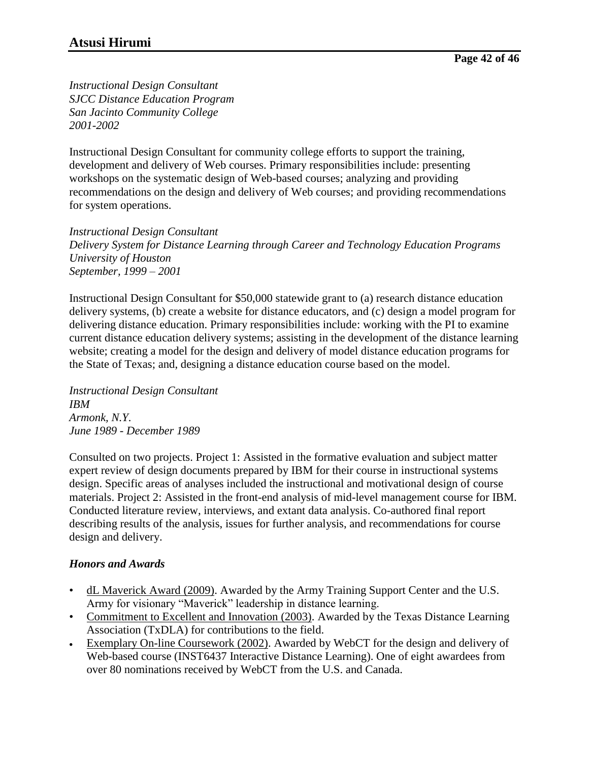*Instructional Design Consultant*
*SJCC Distance Education Program*
*San Jacinto Community College*
*2001-2002*

Instructional Design Consultant for community college efforts to support the training, development and delivery of Web courses. Primary responsibilities include: presenting workshops on the systematic design of Web-based courses; analyzing and providing recommendations on the design and delivery of Web courses; and providing recommendations for system operations.

*Instructional Design Consultant*
*Delivery System for Distance Learning through Career and Technology Education Programs*
*University of Houston*
*September, 1999 – 2001*

Instructional Design Consultant for $50,000 statewide grant to (a) research distance education delivery systems, (b) create a website for distance educators, and (c) design a model program for delivering distance education. Primary responsibilities include: working with the PI to examine current distance education delivery systems; assisting in the development of the distance learning website; creating a model for the design and delivery of model distance education programs for the State of Texas; and, designing a distance education course based on the model.

*Instructional Design Consultant*
*IBM*
*Armonk, N.Y.*
*June 1989 - December 1989*

Consulted on two projects. Project 1: Assisted in the formative evaluation and subject matter expert review of design documents prepared by IBM for their course in instructional systems design. Specific areas of analyses included the instructional and motivational design of course materials. Project 2: Assisted in the front-end analysis of mid-level management course for IBM. Conducted literature review, interviews, and extant data analysis. Co-authored final report describing results of the analysis, issues for further analysis, and recommendations for course design and delivery.

### *Honors and Awards*

- dL Maverick Award (2009). Awarded by the Army Training Support Center and the U.S. Army for visionary "Maverick" leadership in distance learning.
- Commitment to Excellent and Innovation (2003). Awarded by the Texas Distance Learning Association (TxDLA) for contributions to the field.
- Exemplary On-line Coursework (2002). Awarded by WebCT for the design and delivery of Web-based course (INST6437 Interactive Distance Learning). One of eight awardees from over 80 nominations received by WebCT from the U.S. and Canada.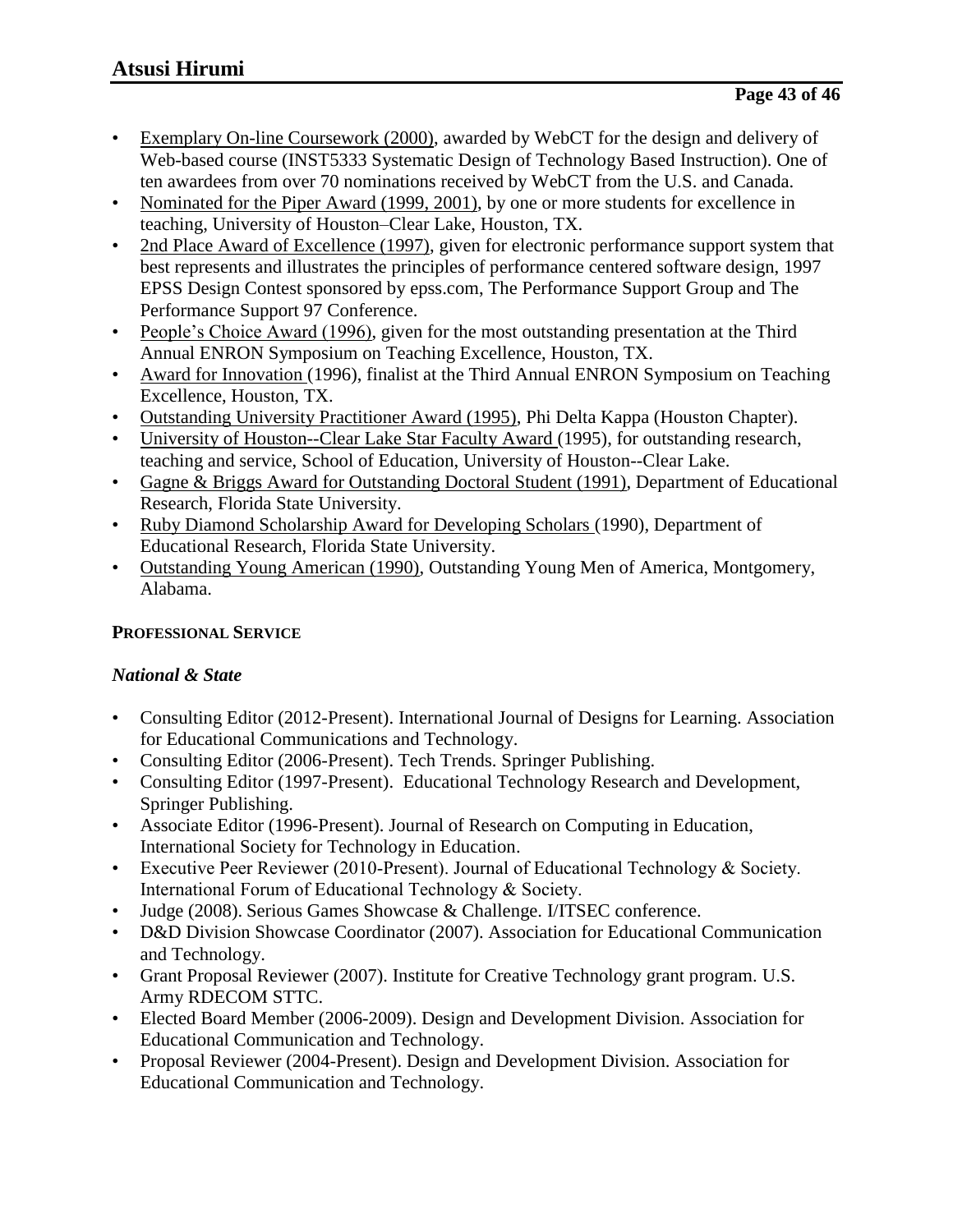- <u>Exemplary On-line Coursework (2000)</u>, awarded by WebCT for the design and delivery of Web-based course (INST5333 Systematic Design of Technology Based Instruction). One of ten awardees from over 70 nominations received by WebCT from the U.S. and Canada.
- <u>Nominated for the Piper Award (1999, 2001)</u>, by one or more students for excellence in teaching, University of Houston–Clear Lake, Houston, TX.
- <u>2nd Place Award of Excellence (1997)</u>, given for electronic performance support system that best represents and illustrates the principles of performance centered software design, 1997 EPSS Design Contest sponsored by epss.com, The Performance Support Group and The Performance Support 97 Conference.
- <u>People's Choice Award (1996)</u>, given for the most outstanding presentation at the Third Annual ENRON Symposium on Teaching Excellence, Houston, TX.
- <u>Award for Innovation</u> (1996), finalist at the Third Annual ENRON Symposium on Teaching Excellence, Houston, TX.
- <u>Outstanding University Practitioner Award (1995)</u>, Phi Delta Kappa (Houston Chapter).
- <u>University of Houston--Clear Lake Star Faculty Award</u> (1995), for outstanding research, teaching and service, School of Education, University of Houston--Clear Lake.
- <u>Gagne & Briggs Award for Outstanding Doctoral Student (1991)</u>, Department of Educational Research, Florida State University.
- <u>Ruby Diamond Scholarship Award for Developing Scholars</u> (1990), Department of Educational Research, Florida State University.
- <u>Outstanding Young American (1990)</u>, Outstanding Young Men of America, Montgomery, Alabama.

**PROFESSIONAL SERVICE**

***National & State***

- Consulting Editor (2012-Present). International Journal of Designs for Learning. Association for Educational Communications and Technology.
- Consulting Editor (2006-Present). Tech Trends. Springer Publishing.
- Consulting Editor (1997-Present). Educational Technology Research and Development, Springer Publishing.
- Associate Editor (1996-Present). Journal of Research on Computing in Education, International Society for Technology in Education.
- Executive Peer Reviewer (2010-Present). Journal of Educational Technology & Society. International Forum of Educational Technology & Society.
- Judge (2008). Serious Games Showcase & Challenge. I/ITSEC conference.
- D&D Division Showcase Coordinator (2007). Association for Educational Communication and Technology.
- Grant Proposal Reviewer (2007). Institute for Creative Technology grant program. U.S. Army RDECOM STTC.
- Elected Board Member (2006-2009). Design and Development Division. Association for Educational Communication and Technology.
- Proposal Reviewer (2004-Present). Design and Development Division. Association for Educational Communication and Technology.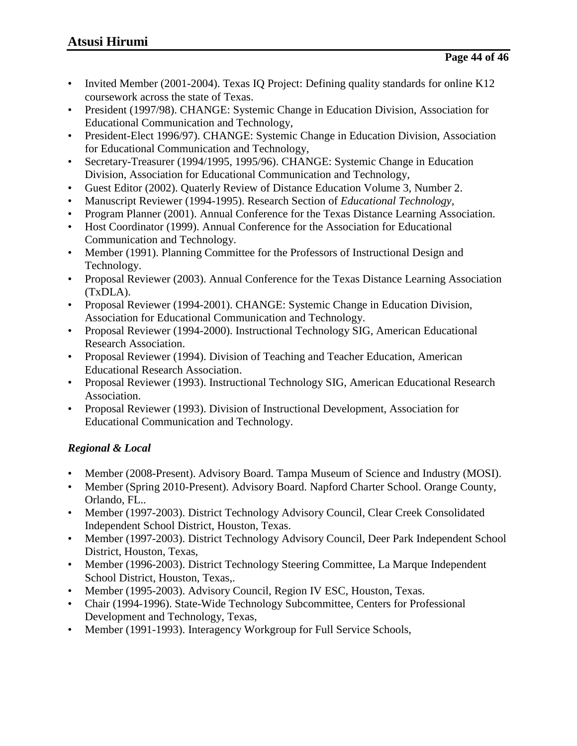- Invited Member (2001-2004). Texas IQ Project: Defining quality standards for online K12 coursework across the state of Texas.
- President (1997/98). CHANGE: Systemic Change in Education Division, Association for Educational Communication and Technology,
- President-Elect 1996/97). CHANGE: Systemic Change in Education Division, Association for Educational Communication and Technology,
- Secretary-Treasurer (1994/1995, 1995/96). CHANGE: Systemic Change in Education Division, Association for Educational Communication and Technology,
- Guest Editor (2002). Quaterly Review of Distance Education Volume 3, Number 2.
- Manuscript Reviewer (1994-1995). Research Section of *Educational Technology*,
- Program Planner (2001). Annual Conference for the Texas Distance Learning Association.
- Host Coordinator (1999). Annual Conference for the Association for Educational Communication and Technology.
- Member (1991). Planning Committee for the Professors of Instructional Design and Technology.
- Proposal Reviewer (2003). Annual Conference for the Texas Distance Learning Association (TxDLA).
- Proposal Reviewer (1994-2001). CHANGE: Systemic Change in Education Division, Association for Educational Communication and Technology.
- Proposal Reviewer (1994-2000). Instructional Technology SIG, American Educational Research Association.
- Proposal Reviewer (1994). Division of Teaching and Teacher Education, American Educational Research Association.
- Proposal Reviewer (1993). Instructional Technology SIG, American Educational Research Association.
- Proposal Reviewer (1993). Division of Instructional Development, Association for Educational Communication and Technology.

### *Regional & Local*

- Member (2008-Present). Advisory Board. Tampa Museum of Science and Industry (MOSI).
- Member (Spring 2010-Present). Advisory Board. Napford Charter School. Orange County, Orlando, FL..
- Member (1997-2003). District Technology Advisory Council, Clear Creek Consolidated Independent School District, Houston, Texas.
- Member (1997-2003). District Technology Advisory Council, Deer Park Independent School District, Houston, Texas,
- Member (1996-2003). District Technology Steering Committee, La Marque Independent School District, Houston, Texas,.
- Member (1995-2003). Advisory Council, Region IV ESC, Houston, Texas.
- Chair (1994-1996). State-Wide Technology Subcommittee, Centers for Professional Development and Technology, Texas,
- Member (1991-1993). Interagency Workgroup for Full Service Schools,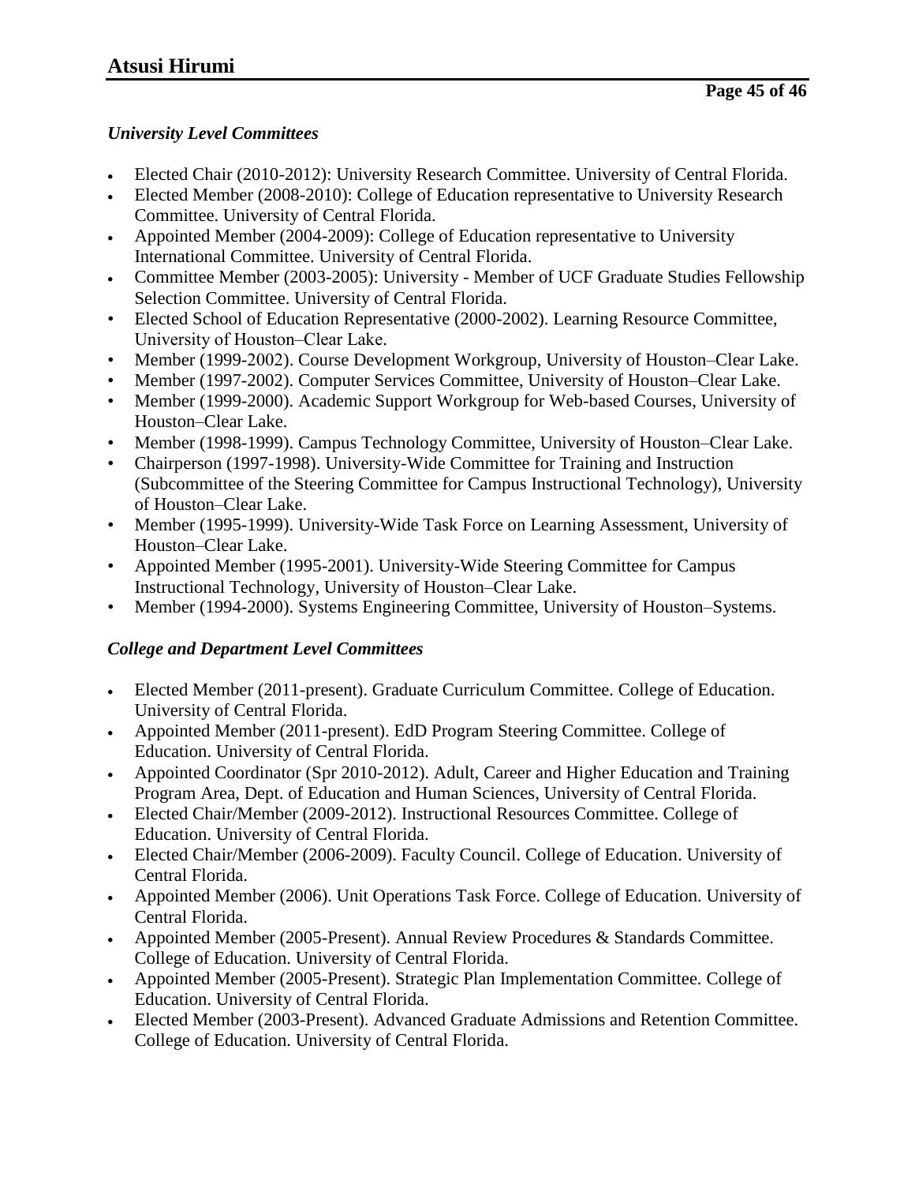### *University Level Committees*

- Elected Chair (2010-2012): University Research Committee. University of Central Florida.
- Elected Member (2008-2010): College of Education representative to University Research Committee. University of Central Florida.
- Appointed Member (2004-2009): College of Education representative to University International Committee. University of Central Florida.
- Committee Member (2003-2005): University - Member of UCF Graduate Studies Fellowship Selection Committee. University of Central Florida.
- Elected School of Education Representative (2000-2002). Learning Resource Committee, University of Houston–Clear Lake.
- Member (1999-2002). Course Development Workgroup, University of Houston–Clear Lake.
- Member (1997-2002). Computer Services Committee, University of Houston–Clear Lake.
- Member (1999-2000). Academic Support Workgroup for Web-based Courses, University of Houston–Clear Lake.
- Member (1998-1999). Campus Technology Committee, University of Houston–Clear Lake.
- Chairperson (1997-1998). University-Wide Committee for Training and Instruction (Subcommittee of the Steering Committee for Campus Instructional Technology), University of Houston–Clear Lake.
- Member (1995-1999). University-Wide Task Force on Learning Assessment, University of Houston–Clear Lake.
- Appointed Member (1995-2001). University-Wide Steering Committee for Campus Instructional Technology, University of Houston–Clear Lake.
- Member (1994-2000). Systems Engineering Committee, University of Houston–Systems.

### *College and Department Level Committees*

- Elected Member (2011-present). Graduate Curriculum Committee. College of Education. University of Central Florida.
- Appointed Member (2011-present). EdD Program Steering Committee. College of Education. University of Central Florida.
- Appointed Coordinator (Spr 2010-2012). Adult, Career and Higher Education and Training Program Area, Dept. of Education and Human Sciences, University of Central Florida.
- Elected Chair/Member (2009-2012). Instructional Resources Committee. College of Education. University of Central Florida.
- Elected Chair/Member (2006-2009). Faculty Council. College of Education. University of Central Florida.
- Appointed Member (2006). Unit Operations Task Force. College of Education. University of Central Florida.
- Appointed Member (2005-Present). Annual Review Procedures & Standards Committee. College of Education. University of Central Florida.
- Appointed Member (2005-Present). Strategic Plan Implementation Committee. College of Education. University of Central Florida.
- Elected Member (2003-Present). Advanced Graduate Admissions and Retention Committee. College of Education. University of Central Florida.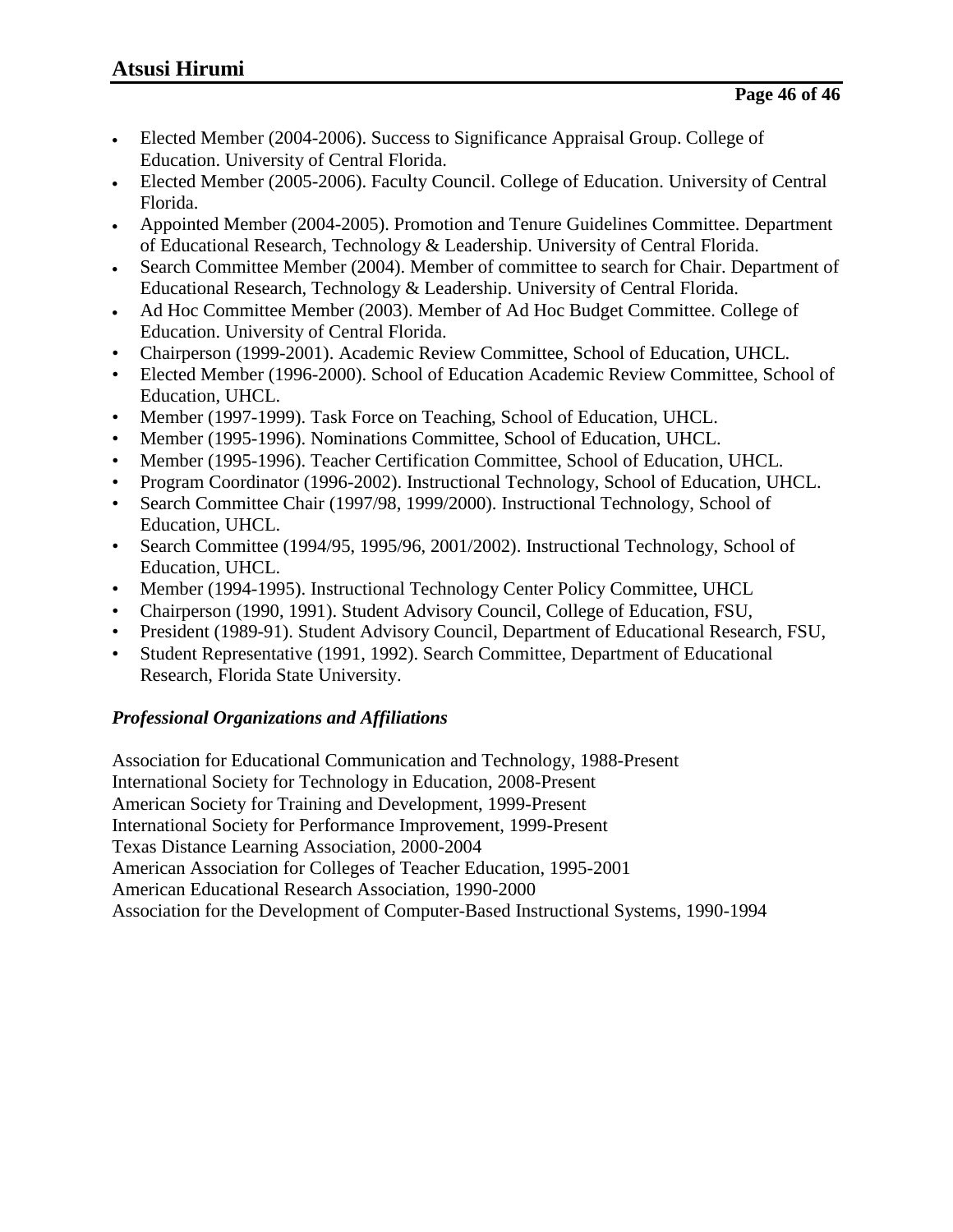- Elected Member (2004-2006). Success to Significance Appraisal Group. College of Education. University of Central Florida.
- Elected Member (2005-2006). Faculty Council. College of Education. University of Central Florida.
- Appointed Member (2004-2005). Promotion and Tenure Guidelines Committee. Department of Educational Research, Technology & Leadership. University of Central Florida.
- Search Committee Member (2004). Member of committee to search for Chair. Department of Educational Research, Technology & Leadership. University of Central Florida.
- Ad Hoc Committee Member (2003). Member of Ad Hoc Budget Committee. College of Education. University of Central Florida.
- Chairperson (1999-2001). Academic Review Committee, School of Education, UHCL.
- Elected Member (1996-2000). School of Education Academic Review Committee, School of Education, UHCL.
- Member (1997-1999). Task Force on Teaching, School of Education, UHCL.
- Member (1995-1996). Nominations Committee, School of Education, UHCL.
- Member (1995-1996). Teacher Certification Committee, School of Education, UHCL.
- Program Coordinator (1996-2002). Instructional Technology, School of Education, UHCL.
- Search Committee Chair (1997/98, 1999/2000). Instructional Technology, School of Education, UHCL.
- Search Committee (1994/95, 1995/96, 2001/2002). Instructional Technology, School of Education, UHCL.
- Member (1994-1995). Instructional Technology Center Policy Committee, UHCL
- Chairperson (1990, 1991). Student Advisory Council, College of Education, FSU,
- President (1989-91). Student Advisory Council, Department of Educational Research, FSU,
- Student Representative (1991, 1992). Search Committee, Department of Educational Research, Florida State University.

### *Professional Organizations and Affiliations*

Association for Educational Communication and Technology, 1988-Present
International Society for Technology in Education, 2008-Present
American Society for Training and Development, 1999-Present
International Society for Performance Improvement, 1999-Present
Texas Distance Learning Association, 2000-2004
American Association for Colleges of Teacher Education, 1995-2001
American Educational Research Association, 1990-2000
Association for the Development of Computer-Based Instructional Systems, 1990-1994